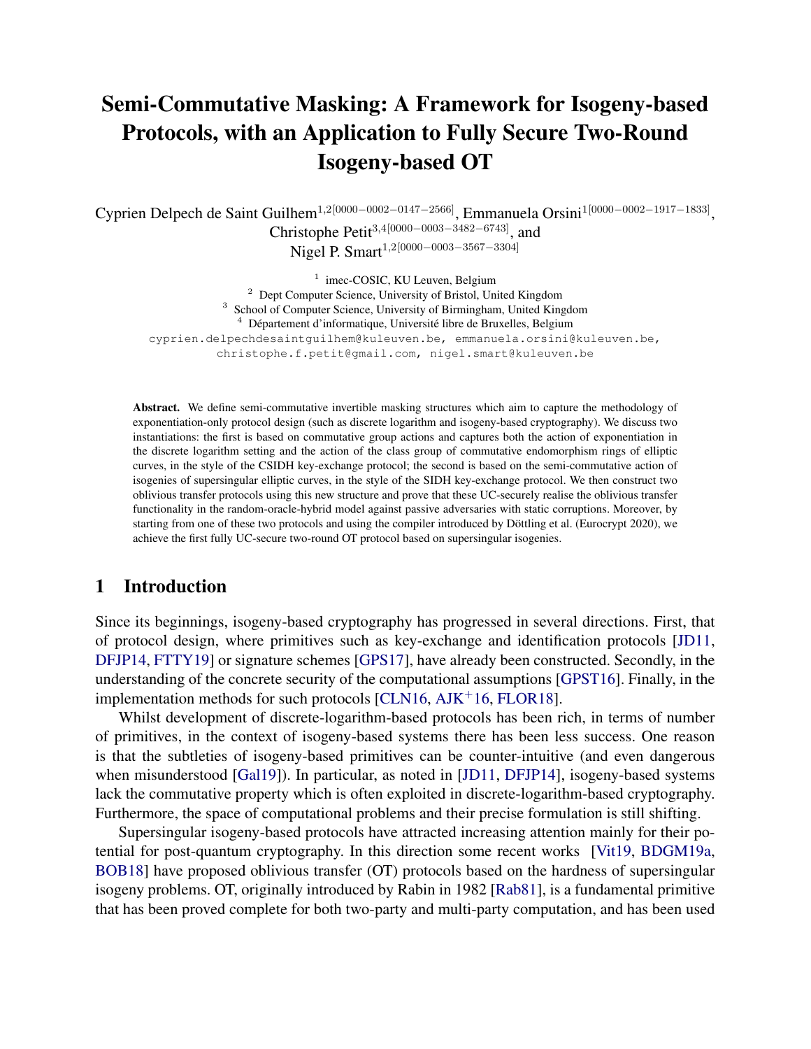# Semi-Commutative Masking: A Framework for Isogeny-based Protocols, with an Application to Fully Secure Two-Round Isogeny-based OT

Cyprien Delpech de Saint Guilhem[1,2][0000−0002−0147−2566], Emmanuela Orsini[1][0000−0002−1917−1833], Christophe Petit[3,4][0000−0003−3482−6743], and Nigel P. Smart[1,2][0000−0003−3567−3304]

[1] imec-COSIC, KU Leuven, Belgium
[2] Dept Computer Science, University of Bristol, United Kingdom
[3] School of Computer Science, University of Birmingham, United Kingdom
[4] Département d'informatique, Université libre de Bruxelles, Belgium

cyprien.delpechdesaintguilhem@kuleuven.be, emmanuela.orsini@kuleuven.be, christophe.f.petit@gmail.com, nigel.smart@kuleuven.be

**Abstract.** We define semi-commutative invertible masking structures which aim to capture the methodology of exponentiation-only protocol design (such as discrete logarithm and isogeny-based cryptography). We discuss two instantiations: the first is based on commutative group actions and captures both the action of exponentiation in the discrete logarithm setting and the action of the class group of commutative endomorphism rings of elliptic curves, in the style of the CSIDH key-exchange protocol; the second is based on the semi-commutative action of isogenies of supersingular elliptic curves, in the style of the SIDH key-exchange protocol. We then construct two oblivious transfer protocols using this new structure and prove that these UC-securely realise the oblivious transfer functionality in the random-oracle-hybrid model against passive adversaries with static corruptions. Moreover, by starting from one of these two protocols and using the compiler introduced by Döttling et al. (Eurocrypt 2020), we achieve the first fully UC-secure two-round OT protocol based on supersingular isogenies.

## 1 Introduction

Since its beginnings, isogeny-based cryptography has progressed in several directions. First, that of protocol design, where primitives such as key-exchange and identification protocols [JD11, DFJP14, FTTY19] or signature schemes [GPS17], have already been constructed. Secondly, in the understanding of the concrete security of the computational assumptions [GPST16]. Finally, in the implementation methods for such protocols [CLN16, AJK+16, FLOR18].

Whilst development of discrete-logarithm-based protocols has been rich, in terms of number of primitives, in the context of isogeny-based systems there has been less success. One reason is that the subtleties of isogeny-based primitives can be counter-intuitive (and even dangerous when misunderstood [Gal19]). In particular, as noted in [JD11, DFJP14], isogeny-based systems lack the commutative property which is often exploited in discrete-logarithm-based cryptography. Furthermore, the space of computational problems and their precise formulation is still shifting.

Supersingular isogeny-based protocols have attracted increasing attention mainly for their potential for post-quantum cryptography. In this direction some recent works [Vit19, BDGM19a, BOB18] have proposed oblivious transfer (OT) protocols based on the hardness of supersingular isogeny problems. OT, originally introduced by Rabin in 1982 [Rab81], is a fundamental primitive that has been proved complete for both two-party and multi-party computation, and has been used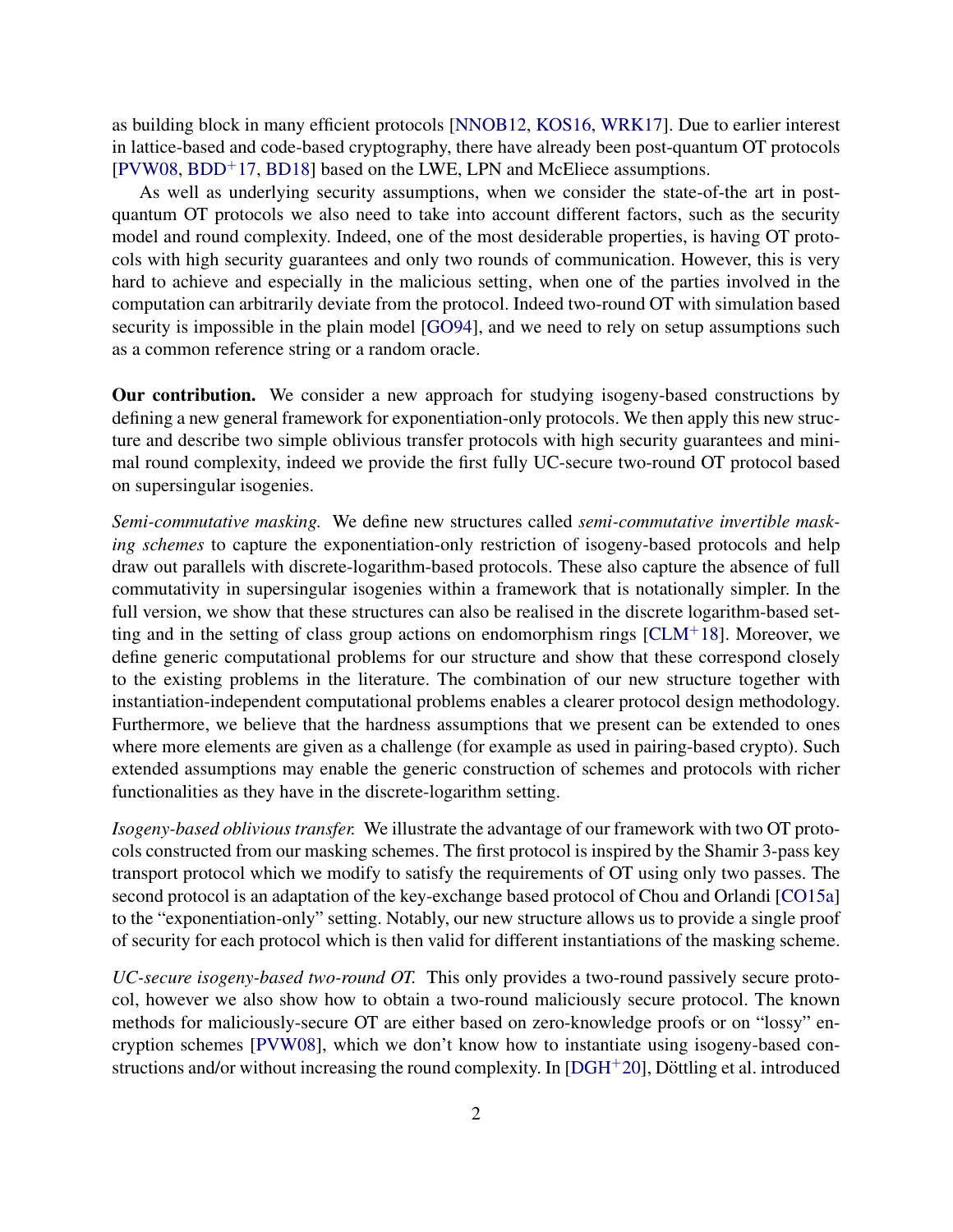as building block in many efficient protocols [NNOB12, KOS16, WRK17]. Due to earlier interest in lattice-based and code-based cryptography, there have already been post-quantum OT protocols [PVW08, BDD+17, BD18] based on the LWE, LPN and McEliece assumptions.

As well as underlying security assumptions, when we consider the state-of-the art in post-quantum OT protocols we also need to take into account different factors, such as the security model and round complexity. Indeed, one of the most desiderable properties, is having OT protocols with high security guarantees and only two rounds of communication. However, this is very hard to achieve and especially in the malicious setting, when one of the parties involved in the computation can arbitrarily deviate from the protocol. Indeed two-round OT with simulation based security is impossible in the plain model [GO94], and we need to rely on setup assumptions such as a common reference string or a random oracle.

**Our contribution.** We consider a new approach for studying isogeny-based constructions by defining a new general framework for exponentiation-only protocols. We then apply this new structure and describe two simple oblivious transfer protocols with high security guarantees and minimal round complexity, indeed we provide the first fully UC-secure two-round OT protocol based on supersingular isogenies.

*Semi-commutative masking.* We define new structures called *semi-commutative invertible masking schemes* to capture the exponentiation-only restriction of isogeny-based protocols and help draw out parallels with discrete-logarithm-based protocols. These also capture the absence of full commutativity in supersingular isogenies within a framework that is notationally simpler. In the full version, we show that these structures can also be realised in the discrete logarithm-based setting and in the setting of class group actions on endomorphism rings [CLM+18]. Moreover, we define generic computational problems for our structure and show that these correspond closely to the existing problems in the literature. The combination of our new structure together with instantiation-independent computational problems enables a clearer protocol design methodology. Furthermore, we believe that the hardness assumptions that we present can be extended to ones where more elements are given as a challenge (for example as used in pairing-based crypto). Such extended assumptions may enable the generic construction of schemes and protocols with richer functionalities as they have in the discrete-logarithm setting.

*Isogeny-based oblivious transfer.* We illustrate the advantage of our framework with two OT protocols constructed from our masking schemes. The first protocol is inspired by the Shamir 3-pass key transport protocol which we modify to satisfy the requirements of OT using only two passes. The second protocol is an adaptation of the key-exchange based protocol of Chou and Orlandi [CO15a] to the "exponentiation-only" setting. Notably, our new structure allows us to provide a single proof of security for each protocol which is then valid for different instantiations of the masking scheme.

*UC-secure isogeny-based two-round OT.* This only provides a two-round passively secure protocol, however we also show how to obtain a two-round maliciously secure protocol. The known methods for maliciously-secure OT are either based on zero-knowledge proofs or on "lossy" encryption schemes [PVW08], which we don't know how to instantiate using isogeny-based constructions and/or without increasing the round complexity. In [DGH+20], Döttling et al. introduced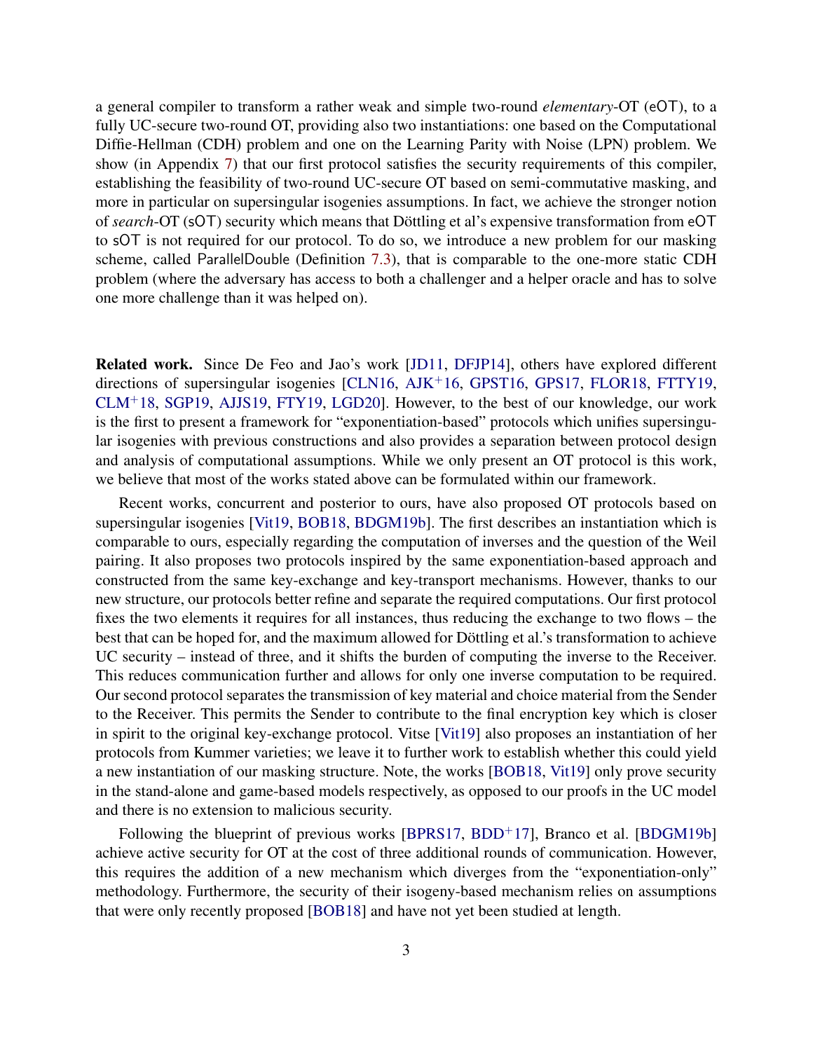a general compiler to transform a rather weak and simple two-round *elementary*-OT (eOT), to a fully UC-secure two-round OT, providing also two instantiations: one based on the Computational Diffie-Hellman (CDH) problem and one on the Learning Parity with Noise (LPN) problem. We show (in Appendix 7) that our first protocol satisfies the security requirements of this compiler, establishing the feasibility of two-round UC-secure OT based on semi-commutative masking, and more in particular on supersingular isogenies assumptions. In fact, we achieve the stronger notion of *search*-OT (sOT) security which means that Döttling et al's expensive transformation from eOT to sOT is not required for our protocol. To do so, we introduce a new problem for our masking scheme, called ParallelDouble (Definition 7.3), that is comparable to the one-more static CDH problem (where the adversary has access to both a challenger and a helper oracle and has to solve one more challenge than it was helped on).

**Related work.** Since De Feo and Jao's work [JD11, DFJP14], others have explored different directions of supersingular isogenies [CLN16, AJK+16, GPST16, GPS17, FLOR18, FTTY19, CLM+18, SGP19, AJJS19, FTY19, LGD20]. However, to the best of our knowledge, our work is the first to present a framework for "exponentiation-based" protocols which unifies supersingular isogenies with previous constructions and also provides a separation between protocol design and analysis of computational assumptions. While we only present an OT protocol is this work, we believe that most of the works stated above can be formulated within our framework.

Recent works, concurrent and posterior to ours, have also proposed OT protocols based on supersingular isogenies [Vit19, BOB18, BDGM19b]. The first describes an instantiation which is comparable to ours, especially regarding the computation of inverses and the question of the Weil pairing. It also proposes two protocols inspired by the same exponentiation-based approach and constructed from the same key-exchange and key-transport mechanisms. However, thanks to our new structure, our protocols better refine and separate the required computations. Our first protocol fixes the two elements it requires for all instances, thus reducing the exchange to two flows – the best that can be hoped for, and the maximum allowed for Döttling et al.'s transformation to achieve UC security – instead of three, and it shifts the burden of computing the inverse to the Receiver. This reduces communication further and allows for only one inverse computation to be required. Our second protocol separates the transmission of key material and choice material from the Sender to the Receiver. This permits the Sender to contribute to the final encryption key which is closer in spirit to the original key-exchange protocol. Vitse [Vit19] also proposes an instantiation of her protocols from Kummer varieties; we leave it to further work to establish whether this could yield a new instantiation of our masking structure. Note, the works [BOB18, Vit19] only prove security in the stand-alone and game-based models respectively, as opposed to our proofs in the UC model and there is no extension to malicious security.

Following the blueprint of previous works [BPRS17, BDD+17], Branco et al. [BDGM19b] achieve active security for OT at the cost of three additional rounds of communication. However, this requires the addition of a new mechanism which diverges from the "exponentiation-only" methodology. Furthermore, the security of their isogeny-based mechanism relies on assumptions that were only recently proposed [BOB18] and have not yet been studied at length.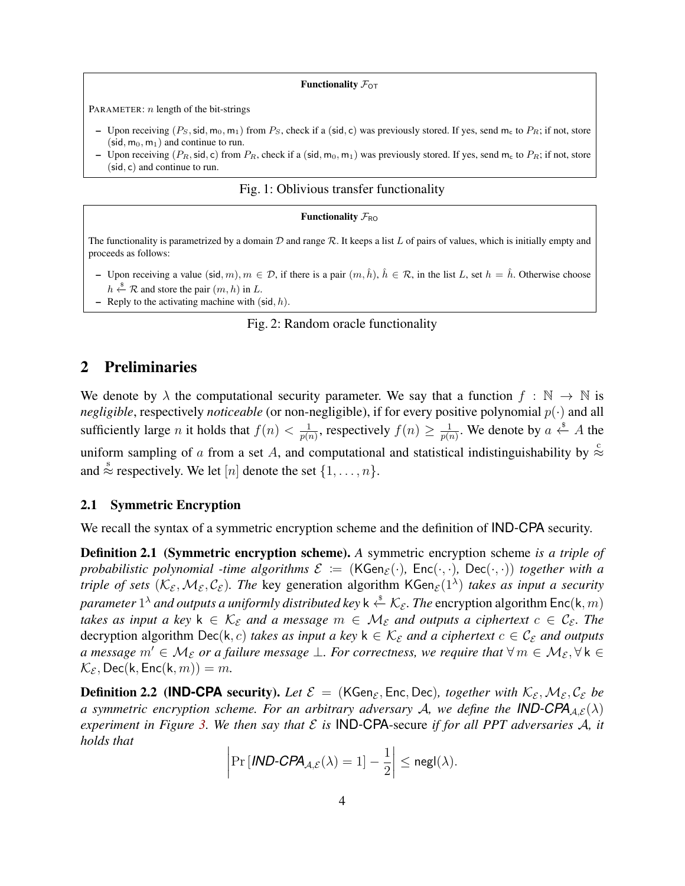**Functionality $\mathcal{F}_{\mathsf{OT}}$**

PARAMETER: $n$ length of the bit-strings

- Upon receiving $(P_S, \mathsf{sid}, \mathsf{m}_0, \mathsf{m}_1)$ from $P_S$, check if a $(\mathsf{sid}, \mathsf{c})$ was previously stored. If yes, send $\mathsf{m}_\mathsf{c}$ to $P_R$; if not, store $(\mathsf{sid}, \mathsf{m}_0, \mathsf{m}_1)$ and continue to run.
- Upon receiving $(P_R, \mathsf{sid}, \mathsf{c})$ from $P_R$, check if a $(\mathsf{sid}, \mathsf{m}_0, \mathsf{m}_1)$ was previously stored. If yes, send $\mathsf{m}_\mathsf{c}$ to $P_R$; if not, store $(\mathsf{sid}, \mathsf{c})$ and continue to run.

Fig. 1: Oblivious transfer functionality

**Functionality $\mathcal{F}_{\mathsf{RO}}$**

The functionality is parametrized by a domain $\mathcal{D}$ and range $\mathcal{R}$. It keeps a list $L$ of pairs of values, which is initially empty and proceeds as follows:

- Upon receiving a value $(\mathsf{sid}, m), m \in \mathcal{D}$, if there is a pair $(m, \hat{h})$, $\hat{h} \in \mathcal{R}$, in the list $L$, set $h = \hat{h}$. Otherwise choose $h \overset{\$}{\leftarrow} \mathcal{R}$ and store the pair $(m, h)$ in $L$.
- Reply to the activating machine with $(\mathsf{sid}, h)$.

Fig. 2: Random oracle functionality

## 2 Preliminaries

We denote by $\lambda$ the computational security parameter. We say that a function $f : \mathbb{N} \to \mathbb{N}$ is *negligible*, respectively *noticeable* (or non-negligible), if for every positive polynomial $p(\cdot)$ and all sufficiently large $n$ it holds that $f(n) < \frac{1}{p(n)}$, respectively $f(n) \geq \frac{1}{p(n)}$. We denote by $a \overset{\$}{\leftarrow} A$ the uniform sampling of $a$ from a set $A$, and computational and statistical indistinguishability by $\overset{c}{\approx}$ and $\overset{s}{\approx}$ respectively. We let $[n]$ denote the set $\{1, \ldots, n\}$.

### 2.1 Symmetric Encryption

We recall the syntax of a symmetric encryption scheme and the definition of IND-CPA security.

**Definition 2.1 (Symmetric encryption scheme).** *A* symmetric encryption scheme *is a triple of probabilistic polynomial -time algorithms* $\mathcal{E} := (\mathsf{KGen}_\mathcal{E}(\cdot), \mathsf{Enc}(\cdot,\cdot), \mathsf{Dec}(\cdot,\cdot))$ *together with a triple of sets* $(\mathcal{K}_\mathcal{E}, \mathcal{M}_\mathcal{E}, \mathcal{C}_\mathcal{E})$. *The* key generation algorithm $\mathsf{KGen}_\mathcal{E}(1^\lambda)$ *takes as input a security parameter* $1^\lambda$ *and outputs a uniformly distributed key* $\mathsf{k} \overset{\$}{\leftarrow} \mathcal{K}_\mathcal{E}$. *The* encryption algorithm $\mathsf{Enc}(\mathsf{k}, m)$ *takes as input a key* $\mathsf{k} \in \mathcal{K}_\mathcal{E}$ *and a message* $m \in \mathcal{M}_\mathcal{E}$ *and outputs a ciphertext* $c \in \mathcal{C}_\mathcal{E}$. *The* decryption algorithm $\mathsf{Dec}(\mathsf{k}, c)$ *takes as input a key* $\mathsf{k} \in \mathcal{K}_\mathcal{E}$ *and a ciphertext* $c \in \mathcal{C}_\mathcal{E}$ *and outputs a message* $m' \in \mathcal{M}_\mathcal{E}$ *or a failure message* $\perp$. *For correctness, we require that* $\forall\, m \in \mathcal{M}_\mathcal{E}, \forall\, \mathsf{k} \in \mathcal{K}_\mathcal{E}, \mathsf{Dec}(\mathsf{k}, \mathsf{Enc}(\mathsf{k}, m)) = m$.

**Definition 2.2 (IND-CPA security).** *Let* $\mathcal{E} = (\mathsf{KGen}_\mathcal{E}, \mathsf{Enc}, \mathsf{Dec})$, *together with* $\mathcal{K}_\mathcal{E}, \mathcal{M}_\mathcal{E}, \mathcal{C}_\mathcal{E}$ *be a symmetric encryption scheme. For an arbitrary adversary* $\mathcal{A}$, *we define the* $\textit{IND-CPA}_{\mathcal{A},\mathcal{E}}(\lambda)$ *experiment in Figure 3. We then say that* $\mathcal{E}$ *is* IND-CPA-secure *if for all PPT adversaries* $\mathcal{A}$, *it holds that*

$$\left| \Pr\left[\textit{IND-CPA}_{\mathcal{A},\mathcal{E}}(\lambda) = 1\right] - \frac{1}{2} \right| \leq \mathsf{negl}(\lambda).$$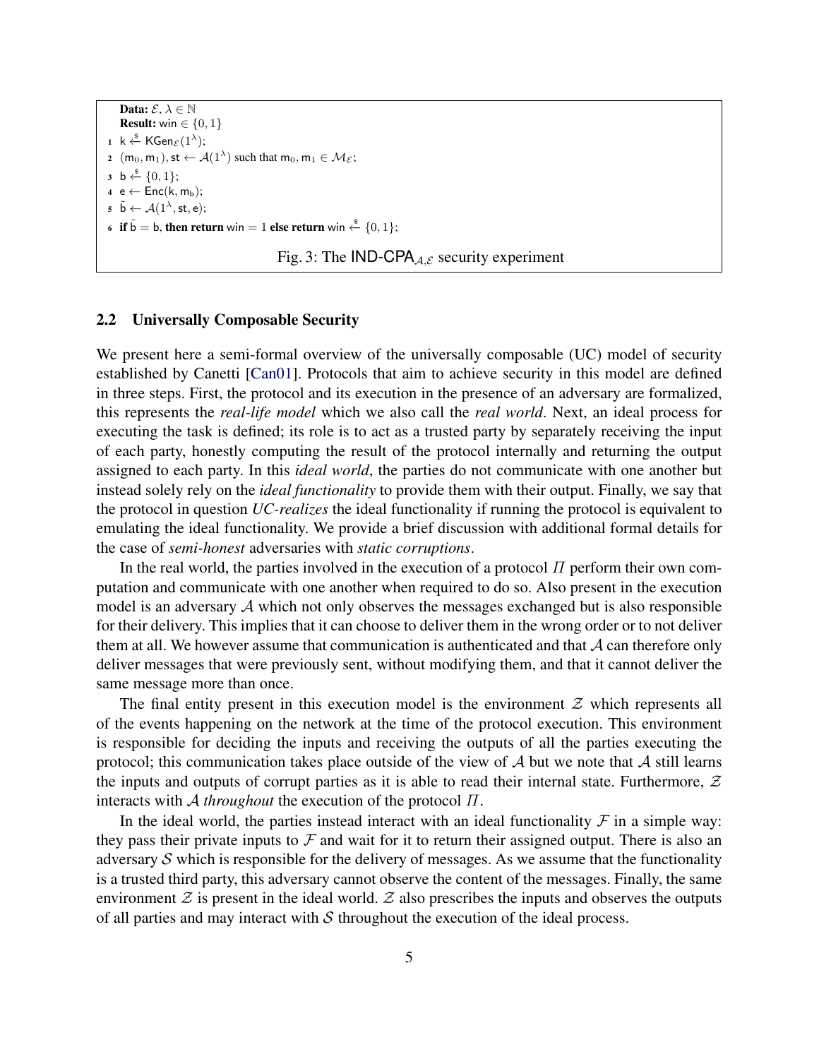**Data:** $\mathcal{E}$, $\lambda \in \mathbb{N}$
**Result:** $\mathsf{win} \in \{0, 1\}$

1. $\mathsf{k} \xleftarrow{\$} \mathsf{KGen}_{\mathcal{E}}(1^{\lambda})$;
2. $(\mathsf{m}_0, \mathsf{m}_1), \mathsf{st} \leftarrow \mathcal{A}(1^{\lambda})$ such that $\mathsf{m}_0, \mathsf{m}_1 \in \mathcal{M}_{\mathcal{E}}$;
3. $\mathsf{b} \xleftarrow{\$} \{0, 1\}$;
4. $\mathsf{e} \leftarrow \mathsf{Enc}(\mathsf{k}, \mathsf{m}_{\mathsf{b}})$;
5. $\tilde{\mathsf{b}} \leftarrow \mathcal{A}(1^{\lambda}, \mathsf{st}, \mathsf{e})$;
6. **if** $\tilde{\mathsf{b}} = \mathsf{b}$, **then return** $\mathsf{win} = 1$ **else return** $\mathsf{win} \xleftarrow{\$} \{0, 1\}$;

Fig. 3: The $\mathsf{IND\text{-}CPA}_{\mathcal{A},\mathcal{E}}$ security experiment

### 2.2 Universally Composable Security

We present here a semi-formal overview of the universally composable (UC) model of security established by Canetti [Can01]. Protocols that aim to achieve security in this model are defined in three steps. First, the protocol and its execution in the presence of an adversary are formalized, this represents the *real-life model* which we also call the *real world*. Next, an ideal process for executing the task is defined; its role is to act as a trusted party by separately receiving the input of each party, honestly computing the result of the protocol internally and returning the output assigned to each party. In this *ideal world*, the parties do not communicate with one another but instead solely rely on the *ideal functionality* to provide them with their output. Finally, we say that the protocol in question *UC-realizes* the ideal functionality if running the protocol is equivalent to emulating the ideal functionality. We provide a brief discussion with additional formal details for the case of *semi-honest* adversaries with *static corruptions*.

In the real world, the parties involved in the execution of a protocol $\Pi$ perform their own computation and communicate with one another when required to do so. Also present in the execution model is an adversary $\mathcal{A}$ which not only observes the messages exchanged but is also responsible for their delivery. This implies that it can choose to deliver them in the wrong order or to not deliver them at all. We however assume that communication is authenticated and that $\mathcal{A}$ can therefore only deliver messages that were previously sent, without modifying them, and that it cannot deliver the same message more than once.

The final entity present in this execution model is the environment $\mathcal{Z}$ which represents all of the events happening on the network at the time of the protocol execution. This environment is responsible for deciding the inputs and receiving the outputs of all the parties executing the protocol; this communication takes place outside of the view of $\mathcal{A}$ but we note that $\mathcal{A}$ still learns the inputs and outputs of corrupt parties as it is able to read their internal state. Furthermore, $\mathcal{Z}$ interacts with $\mathcal{A}$ *throughout* the execution of the protocol $\Pi$.

In the ideal world, the parties instead interact with an ideal functionality $\mathcal{F}$ in a simple way: they pass their private inputs to $\mathcal{F}$ and wait for it to return their assigned output. There is also an adversary $\mathcal{S}$ which is responsible for the delivery of messages. As we assume that the functionality is a trusted third party, this adversary cannot observe the content of the messages. Finally, the same environment $\mathcal{Z}$ is present in the ideal world. $\mathcal{Z}$ also prescribes the inputs and observes the outputs of all parties and may interact with $\mathcal{S}$ throughout the execution of the ideal process.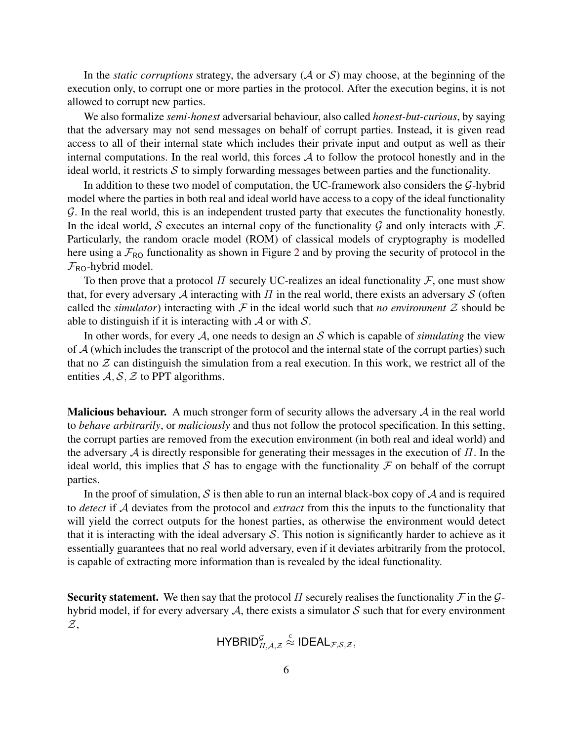In the *static corruptions* strategy, the adversary ($\mathcal{A}$ or $\mathcal{S}$) may choose, at the beginning of the execution only, to corrupt one or more parties in the protocol. After the execution begins, it is not allowed to corrupt new parties.

We also formalize *semi-honest* adversarial behaviour, also called *honest-but-curious*, by saying that the adversary may not send messages on behalf of corrupt parties. Instead, it is given read access to all of their internal state which includes their private input and output as well as their internal computations. In the real world, this forces $\mathcal{A}$ to follow the protocol honestly and in the ideal world, it restricts $\mathcal{S}$ to simply forwarding messages between parties and the functionality.

In addition to these two model of computation, the UC-framework also considers the $\mathcal{G}$-hybrid model where the parties in both real and ideal world have access to a copy of the ideal functionality $\mathcal{G}$. In the real world, this is an independent trusted party that executes the functionality honestly. In the ideal world, $\mathcal{S}$ executes an internal copy of the functionality $\mathcal{G}$ and only interacts with $\mathcal{F}$. Particularly, the random oracle model (ROM) of classical models of cryptography is modelled here using a $\mathcal{F}_{\mathsf{RO}}$ functionality as shown in Figure 2 and by proving the security of protocol in the $\mathcal{F}_{\mathsf{RO}}$-hybrid model.

To then prove that a protocol $\Pi$ securely UC-realizes an ideal functionality $\mathcal{F}$, one must show that, for every adversary $\mathcal{A}$ interacting with $\Pi$ in the real world, there exists an adversary $\mathcal{S}$ (often called the *simulator*) interacting with $\mathcal{F}$ in the ideal world such that *no environment* $\mathcal{Z}$ should be able to distinguish if it is interacting with $\mathcal{A}$ or with $\mathcal{S}$.

In other words, for every $\mathcal{A}$, one needs to design an $\mathcal{S}$ which is capable of *simulating* the view of $\mathcal{A}$ (which includes the transcript of the protocol and the internal state of the corrupt parties) such that no $\mathcal{Z}$ can distinguish the simulation from a real execution. In this work, we restrict all of the entities $\mathcal{A}, \mathcal{S}, \mathcal{Z}$ to PPT algorithms.

**Malicious behaviour.** A much stronger form of security allows the adversary $\mathcal{A}$ in the real world to *behave arbitrarily*, or *maliciously* and thus not follow the protocol specification. In this setting, the corrupt parties are removed from the execution environment (in both real and ideal world) and the adversary $\mathcal{A}$ is directly responsible for generating their messages in the execution of $\Pi$. In the ideal world, this implies that $\mathcal{S}$ has to engage with the functionality $\mathcal{F}$ on behalf of the corrupt parties.

In the proof of simulation, $\mathcal{S}$ is then able to run an internal black-box copy of $\mathcal{A}$ and is required to *detect* if $\mathcal{A}$ deviates from the protocol and *extract* from this the inputs to the functionality that will yield the correct outputs for the honest parties, as otherwise the environment would detect that it is interacting with the ideal adversary $\mathcal{S}$. This notion is significantly harder to achieve as it essentially guarantees that no real world adversary, even if it deviates arbitrarily from the protocol, is capable of extracting more information than is revealed by the ideal functionality.

**Security statement.** We then say that the protocol $\Pi$ securely realises the functionality $\mathcal{F}$ in the $\mathcal{G}$-hybrid model, if for every adversary $\mathcal{A}$, there exists a simulator $\mathcal{S}$ such that for every environment $\mathcal{Z}$,

$$\mathsf{HYBRID}^{\mathcal{G}}_{\Pi,\mathcal{A},\mathcal{Z}} \overset{c}{\approx} \mathsf{IDEAL}_{\mathcal{F},\mathcal{S},\mathcal{Z}},$$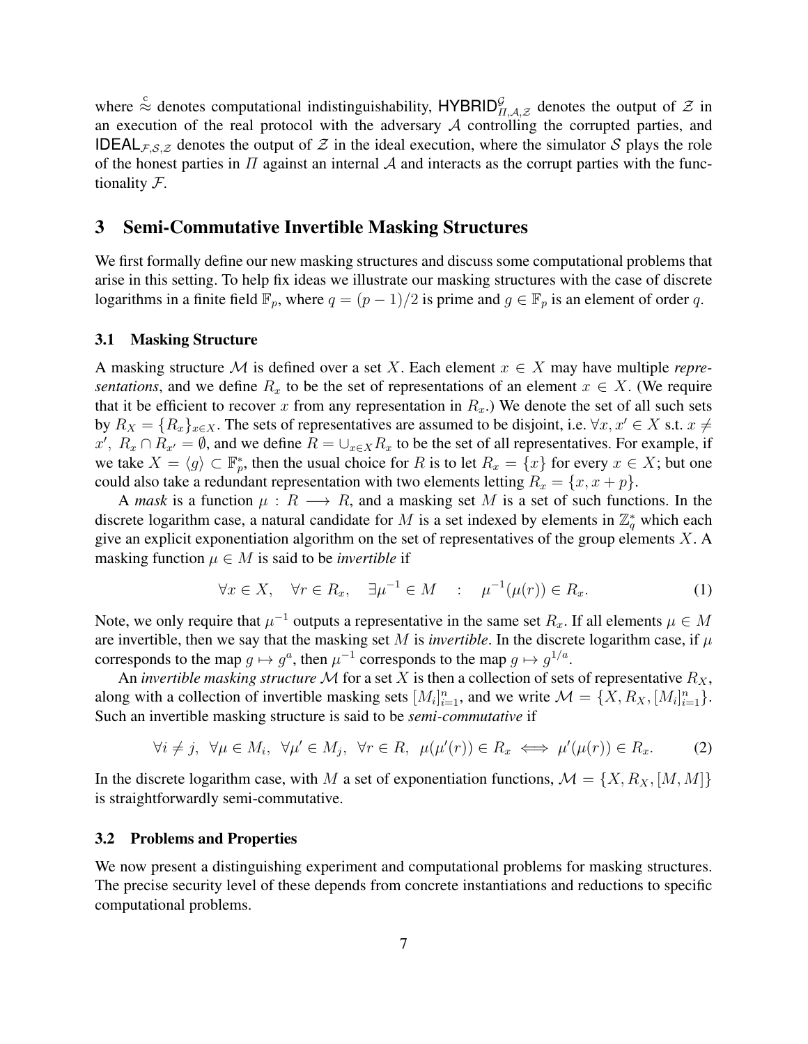where $\stackrel{c}{\approx}$ denotes computational indistinguishability, $\mathsf{HYBRID}^{\mathcal{G}}_{\Pi,\mathcal{A},\mathcal{Z}}$ denotes the output of $\mathcal{Z}$ in an execution of the real protocol with the adversary $\mathcal{A}$ controlling the corrupted parties, and $\mathsf{IDEAL}_{\mathcal{F},\mathcal{S},\mathcal{Z}}$ denotes the output of $\mathcal{Z}$ in the ideal execution, where the simulator $\mathcal{S}$ plays the role of the honest parties in $\Pi$ against an internal $\mathcal{A}$ and interacts as the corrupt parties with the functionality $\mathcal{F}$.

## 3 Semi-Commutative Invertible Masking Structures

We first formally define our new masking structures and discuss some computational problems that arise in this setting. To help fix ideas we illustrate our masking structures with the case of discrete logarithms in a finite field $\mathbb{F}_p$, where $q = (p-1)/2$ is prime and $g \in \mathbb{F}_p$ is an element of order $q$.

### 3.1 Masking Structure

A masking structure $\mathcal{M}$ is defined over a set $X$. Each element $x \in X$ may have multiple *representations*, and we define $R_x$ to be the set of representations of an element $x \in X$. (We require that it be efficient to recover $x$ from any representation in $R_x$.) We denote the set of all such sets by $R_X = \{R_x\}_{x\in X}$. The sets of representatives are assumed to be disjoint, i.e. $\forall x, x' \in X$ s.t. $x \neq x',\ R_x \cap R_{x'} = \emptyset$, and we define $R = \cup_{x\in X} R_x$ to be the set of all representatives. For example, if we take $X = \langle g \rangle \subset \mathbb{F}_p^*$, then the usual choice for $R$ is to let $R_x = \{x\}$ for every $x \in X$; but one could also take a redundant representation with two elements letting $R_x = \{x, x+p\}$.

A *mask* is a function $\mu : R \longrightarrow R$, and a masking set $M$ is a set of such functions. In the discrete logarithm case, a natural candidate for $M$ is a set indexed by elements in $\mathbb{Z}_q^*$ which each give an explicit exponentiation algorithm on the set of representatives of the group elements $X$. A masking function $\mu \in M$ is said to be *invertible* if

$$\forall x \in X, \quad \forall r \in R_x, \quad \exists \mu^{-1} \in M \quad : \quad \mu^{-1}(\mu(r)) \in R_x. \tag{1}$$

Note, we only require that $\mu^{-1}$ outputs a representative in the same set $R_x$. If all elements $\mu \in M$ are invertible, then we say that the masking set $M$ is *invertible*. In the discrete logarithm case, if $\mu$ corresponds to the map $g \mapsto g^a$, then $\mu^{-1}$ corresponds to the map $g \mapsto g^{1/a}$.

An *invertible masking structure* $\mathcal{M}$ for a set $X$ is then a collection of sets of representative $R_X$, along with a collection of invertible masking sets $[M_i]_{i=1}^n$, and we write $\mathcal{M} = \{X, R_X, [M_i]_{i=1}^n\}$. Such an invertible masking structure is said to be *semi-commutative* if

$$\forall i \neq j,\ \ \forall \mu \in M_i,\ \ \forall \mu' \in M_j,\ \ \forall r \in R,\ \ \mu(\mu'(r)) \in R_x \iff \mu'(\mu(r)) \in R_x. \tag{2}$$

In the discrete logarithm case, with $M$ a set of exponentiation functions, $\mathcal{M} = \{X, R_X, [M, M]\}$ is straightforwardly semi-commutative.

### 3.2 Problems and Properties

We now present a distinguishing experiment and computational problems for masking structures. The precise security level of these depends from concrete instantiations and reductions to specific computational problems.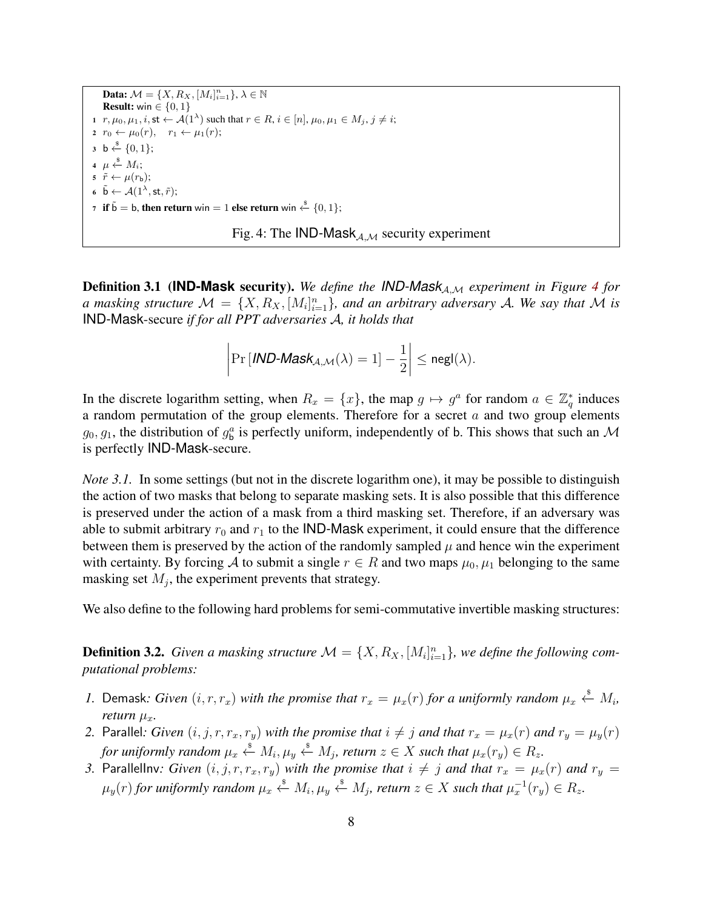**Data:** $\mathcal{M} = \{X, R_X, [M_i]_{i=1}^n\}$, $\lambda \in \mathbb{N}$
**Result:** $\mathsf{win} \in \{0, 1\}$

1. $r, \mu_0, \mu_1, i, \mathsf{st} \leftarrow \mathcal{A}(1^\lambda)$ such that $r \in R$, $i \in [n]$, $\mu_0, \mu_1 \in M_j$, $j \neq i$;
2. $r_0 \leftarrow \mu_0(r)$, $\quad r_1 \leftarrow \mu_1(r)$;
3. $\mathsf{b} \xleftarrow{\$} \{0, 1\}$;
4. $\mu \xleftarrow{\$} M_i$;
5. $\tilde{r} \leftarrow \mu(r_\mathsf{b})$;
6. $\tilde{\mathsf{b}} \leftarrow \mathcal{A}(1^\lambda, \mathsf{st}, \tilde{r})$;
7. **if** $\tilde{\mathsf{b}} = \mathsf{b}$, **then return** $\mathsf{win} = 1$ **else return** $\mathsf{win} \xleftarrow{\$} \{0, 1\}$;

Fig. 4: The $\mathsf{IND\text{-}Mask}_{\mathcal{A},\mathcal{M}}$ security experiment

**Definition 3.1 (IND-Mask security).** *We define the $\mathsf{IND\text{-}Mask}_{\mathcal{A},\mathcal{M}}$ experiment in Figure 4 for a masking structure $\mathcal{M} = \{X, R_X, [M_i]_{i=1}^n\}$, and an arbitrary adversary $\mathcal{A}$. We say that $\mathcal{M}$ is* IND-Mask*-secure if for all PPT adversaries $\mathcal{A}$, it holds that*

$$\left| \Pr\left[\mathsf{IND\text{-}Mask}_{\mathcal{A},\mathcal{M}}(\lambda) = 1\right] - \frac{1}{2} \right| \leq \mathsf{negl}(\lambda).$$

In the discrete logarithm setting, when $R_x = \{x\}$, the map $g \mapsto g^a$ for random $a \in \mathbb{Z}_q^*$ induces a random permutation of the group elements. Therefore for a secret $a$ and two group elements $g_0, g_1$, the distribution of $g_\mathsf{b}^a$ is perfectly uniform, independently of $\mathsf{b}$. This shows that such an $\mathcal{M}$ is perfectly IND-Mask-secure.

*Note 3.1.* In some settings (but not in the discrete logarithm one), it may be possible to distinguish the action of two masks that belong to separate masking sets. It is also possible that this difference is preserved under the action of a mask from a third masking set. Therefore, if an adversary was able to submit arbitrary $r_0$ and $r_1$ to the IND-Mask experiment, it could ensure that the difference between them is preserved by the action of the randomly sampled $\mu$ and hence win the experiment with certainty. By forcing $\mathcal{A}$ to submit a single $r \in R$ and two maps $\mu_0, \mu_1$ belonging to the same masking set $M_j$, the experiment prevents that strategy.

We also define to the following hard problems for semi-commutative invertible masking structures:

**Definition 3.2.** *Given a masking structure $\mathcal{M} = \{X, R_X, [M_i]_{i=1}^n\}$, we define the following computational problems:*

1. Demask*: Given $(i, r, r_x)$ with the promise that $r_x = \mu_x(r)$ for a uniformly random $\mu_x \xleftarrow{\$} M_i$, return $\mu_x$.*
2. Parallel*: Given $(i, j, r, r_x, r_y)$ with the promise that $i \neq j$ and that $r_x = \mu_x(r)$ and $r_y = \mu_y(r)$ for uniformly random $\mu_x \xleftarrow{\$} M_i, \mu_y \xleftarrow{\$} M_j$, return $z \in X$ such that $\mu_x(r_y) \in R_z$.*
3. ParallelInv*: Given $(i, j, r, r_x, r_y)$ with the promise that $i \neq j$ and that $r_x = \mu_x(r)$ and $r_y = \mu_y(r)$ for uniformly random $\mu_x \xleftarrow{\$} M_i, \mu_y \xleftarrow{\$} M_j$, return $z \in X$ such that $\mu_x^{-1}(r_y) \in R_z$.*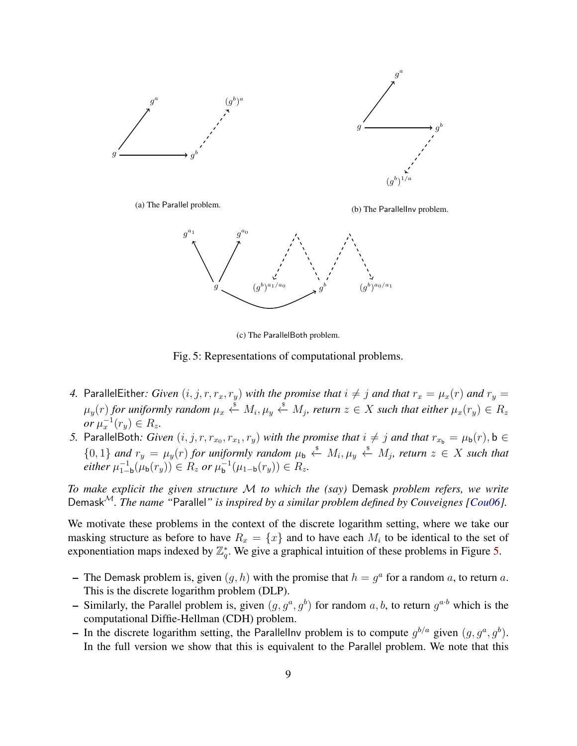(a) The Parallel problem.

(b) The ParallelInv problem.

(c) The ParallelBoth problem.

Fig. 5: Representations of computational problems.

4. ParallelEither*: Given $(i, j, r, r_x, r_y)$ with the promise that $i \neq j$ and that $r_x = \mu_x(r)$ and $r_y = \mu_y(r)$ for uniformly random $\mu_x \xleftarrow{\$} M_i, \mu_y \xleftarrow{\$} M_j$, return $z \in X$ such that either $\mu_x(r_y) \in R_z$ or $\mu_x^{-1}(r_y) \in R_z$.*
5. ParallelBoth*: Given $(i, j, r, r_{x_0}, r_{x_1}, r_y)$ with the promise that $i \neq j$ and that $r_{x_\mathsf{b}} = \mu_\mathsf{b}(r), \mathsf{b} \in \{0, 1\}$ and $r_y = \mu_y(r)$ for uniformly random $\mu_\mathsf{b} \xleftarrow{\$} M_i, \mu_y \xleftarrow{\$} M_j$, return $z \in X$ such that either $\mu_{1-\mathsf{b}}^{-1}(\mu_\mathsf{b}(r_y)) \in R_z$ or $\mu_\mathsf{b}^{-1}(\mu_{1-\mathsf{b}}(r_y)) \in R_z$.*

*To make explicit the given structure $\mathcal{M}$ to which the (say)* Demask *problem refers, we write* $\mathsf{Demask}^{\mathcal{M}}$*. The name "*Parallel*" is inspired by a similar problem defined by Couveignes [Cou06].*

We motivate these problems in the context of the discrete logarithm setting, where we take our masking structure as before to have $R_x = \{x\}$ and to have each $M_i$ to be identical to the set of exponentiation maps indexed by $\mathbb{Z}_q^*$. We give a graphical intuition of these problems in Figure 5.

- The Demask problem is, given $(g, h)$ with the promise that $h = g^a$ for a random $a$, to return $a$. This is the discrete logarithm problem (DLP).
- Similarly, the Parallel problem is, given $(g, g^a, g^b)$ for random $a, b$, to return $g^{a \cdot b}$ which is the computational Diffie-Hellman (CDH) problem.
- In the discrete logarithm setting, the ParallelInv problem is to compute $g^{b/a}$ given $(g, g^a, g^b)$. In the full version we show that this is equivalent to the Parallel problem. We note that this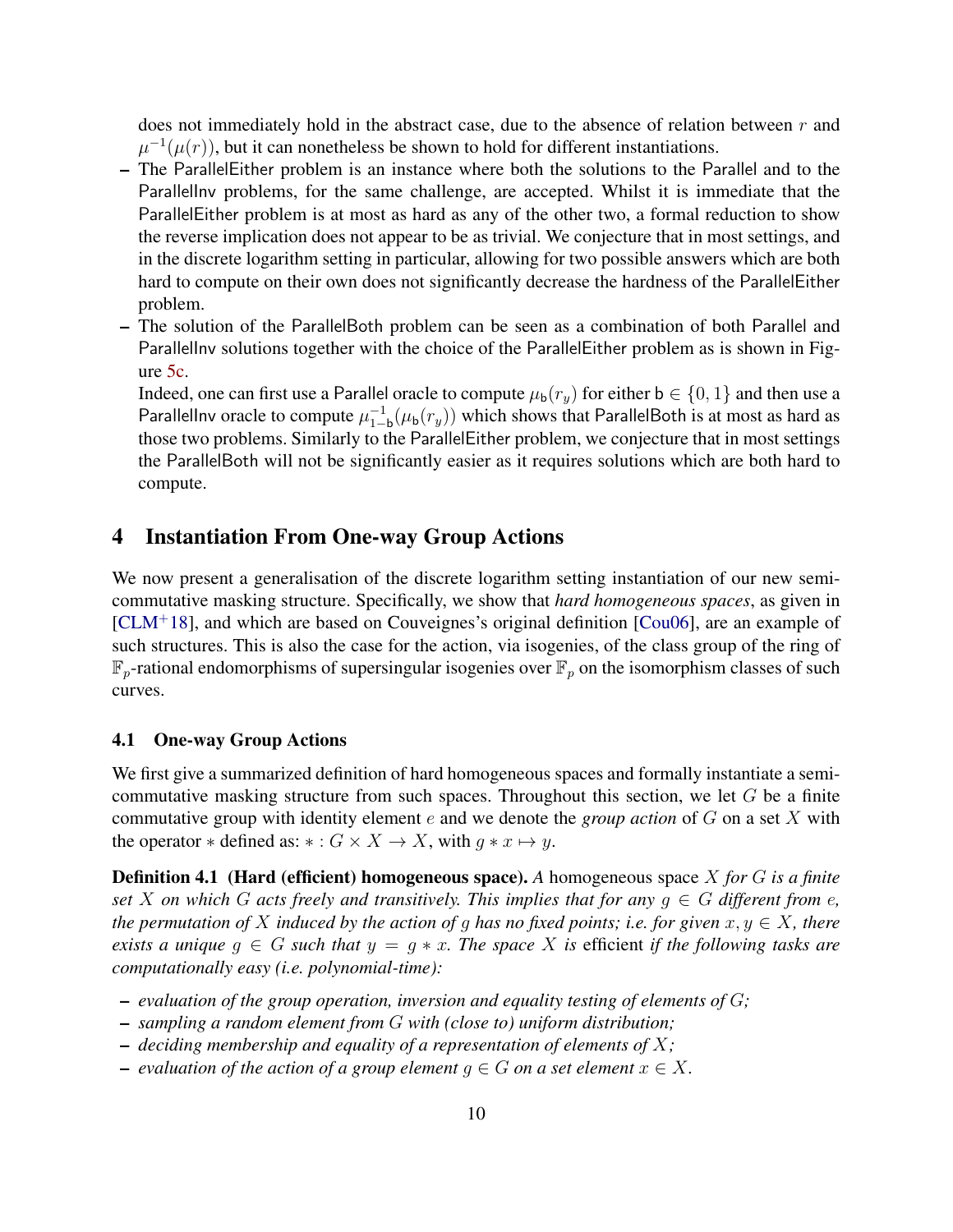does not immediately hold in the abstract case, due to the absence of relation between $r$ and $\mu^{-1}(\mu(r))$, but it can nonetheless be shown to hold for different instantiations.

– The ParallelEither problem is an instance where both the solutions to the Parallel and to the ParallelInv problems, for the same challenge, are accepted. Whilst it is immediate that the ParallelEither problem is at most as hard as any of the other two, a formal reduction to show the reverse implication does not appear to be as trivial. We conjecture that in most settings, and in the discrete logarithm setting in particular, allowing for two possible answers which are both hard to compute on their own does not significantly decrease the hardness of the ParallelEither problem.

– The solution of the ParallelBoth problem can be seen as a combination of both Parallel and ParallelInv solutions together with the choice of the ParallelEither problem as is shown in Figure 5c.
  Indeed, one can first use a Parallel oracle to compute $\mu_{\mathsf{b}}(r_y)$ for either $\mathsf{b} \in \{0, 1\}$ and then use a ParallelInv oracle to compute $\mu^{-1}_{1-\mathsf{b}}(\mu_{\mathsf{b}}(r_y))$ which shows that ParallelBoth is at most as hard as those two problems. Similarly to the ParallelEither problem, we conjecture that in most settings the ParallelBoth will not be significantly easier as it requires solutions which are both hard to compute.

# 4 Instantiation From One-way Group Actions

We now present a generalisation of the discrete logarithm setting instantiation of our new semi-commutative masking structure. Specifically, we show that *hard homogeneous spaces*, as given in [CLM+18], and which are based on Couveignes's original definition [Cou06], are an example of such structures. This is also the case for the action, via isogenies, of the class group of the ring of $\mathbb{F}_p$-rational endomorphisms of supersingular isogenies over $\mathbb{F}_p$ on the isomorphism classes of such curves.

## 4.1 One-way Group Actions

We first give a summarized definition of hard homogeneous spaces and formally instantiate a semi-commutative masking structure from such spaces. Throughout this section, we let $G$ be a finite commutative group with identity element $e$ and we denote the *group action* of $G$ on a set $X$ with the operator $*$ defined as: $* : G \times X \to X$, with $g * x \mapsto y$.

**Definition 4.1 (Hard (efficient) homogeneous space).** *A* homogeneous space $X$ *for* $G$ *is a finite set* $X$ *on which* $G$ *acts freely and transitively. This implies that for any* $g \in G$ *different from* $e$*, the permutation of* $X$ *induced by the action of* $g$ *has no fixed points; i.e. for given* $x, y \in X$*, there exists a unique* $g \in G$ *such that* $y = g * x$*. The space* $X$ *is* efficient *if the following tasks are computationally easy (i.e. polynomial-time):*

– *evaluation of the group operation, inversion and equality testing of elements of* $G$*;*
– *sampling a random element from* $G$ *with (close to) uniform distribution;*
– *deciding membership and equality of a representation of elements of* $X$*;*
– *evaluation of the action of a group element* $g \in G$ *on a set element* $x \in X$*.*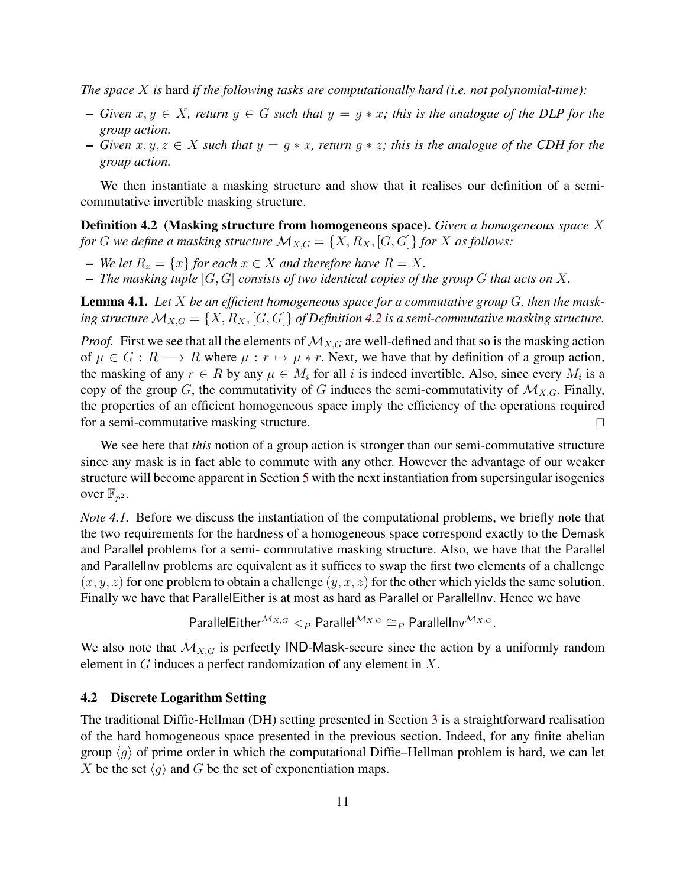*The space $X$ is* hard *if the following tasks are computationally hard (i.e. not polynomial-time):*

- *Given $x, y \in X$, return $g \in G$ such that $y = g * x$; this is the analogue of the DLP for the group action.*
- *Given $x, y, z \in X$ such that $y = g * x$, return $g * z$; this is the analogue of the CDH for the group action.*

We then instantiate a masking structure and show that it realises our definition of a semi-commutative invertible masking structure.

**Definition 4.2 (Masking structure from homogeneous space).** *Given a homogeneous space $X$ for $G$ we define a masking structure $\mathcal{M}_{X,G} = \{X, R_X, [G, G]\}$ for $X$ as follows:*

- *We let $R_x = \{x\}$ for each $x \in X$ and therefore have $R = X$.*
- *The masking tuple $[G, G]$ consists of two identical copies of the group $G$ that acts on $X$.*

**Lemma 4.1.** *Let $X$ be an efficient homogeneous space for a commutative group $G$, then the masking structure $\mathcal{M}_{X,G} = \{X, R_X, [G, G]\}$ of Definition 4.2 is a semi-commutative masking structure.*

*Proof.* First we see that all the elements of $\mathcal{M}_{X,G}$ are well-defined and that so is the masking action of $\mu \in G : R \longrightarrow R$ where $\mu : r \mapsto \mu * r$. Next, we have that by definition of a group action, the masking of any $r \in R$ by any $\mu \in M_i$ for all $i$ is indeed invertible. Also, since every $M_i$ is a copy of the group $G$, the commutativity of $G$ induces the semi-commutativity of $\mathcal{M}_{X,G}$. Finally, the properties of an efficient homogeneous space imply the efficiency of the operations required for a semi-commutative masking structure. $\square$

We see here that *this* notion of a group action is stronger than our semi-commutative structure since any mask is in fact able to commute with any other. However the advantage of our weaker structure will become apparent in Section 5 with the next instantiation from supersingular isogenies over $\mathbb{F}_{p^2}$.

*Note 4.1.* Before we discuss the instantiation of the computational problems, we briefly note that the two requirements for the hardness of a homogeneous space correspond exactly to the Demask and Parallel problems for a semi- commutative masking structure. Also, we have that the Parallel and ParallelInv problems are equivalent as it suffices to swap the first two elements of a challenge $(x, y, z)$ for one problem to obtain a challenge $(y, x, z)$ for the other which yields the same solution. Finally we have that ParallelEither is at most as hard as Parallel or ParallelInv. Hence we have

$$\mathsf{ParallelEither}^{\mathcal{M}_{X,G}} <_P \mathsf{Parallel}^{\mathcal{M}_{X,G}} \cong_P \mathsf{ParallelInv}^{\mathcal{M}_{X,G}}.$$

We also note that $\mathcal{M}_{X,G}$ is perfectly IND-Mask-secure since the action by a uniformly random element in $G$ induces a perfect randomization of any element in $X$.

### 4.2 Discrete Logarithm Setting

The traditional Diffie-Hellman (DH) setting presented in Section 3 is a straightforward realisation of the hard homogeneous space presented in the previous section. Indeed, for any finite abelian group $\langle g \rangle$ of prime order in which the computational Diffie–Hellman problem is hard, we can let $X$ be the set $\langle g \rangle$ and $G$ be the set of exponentiation maps.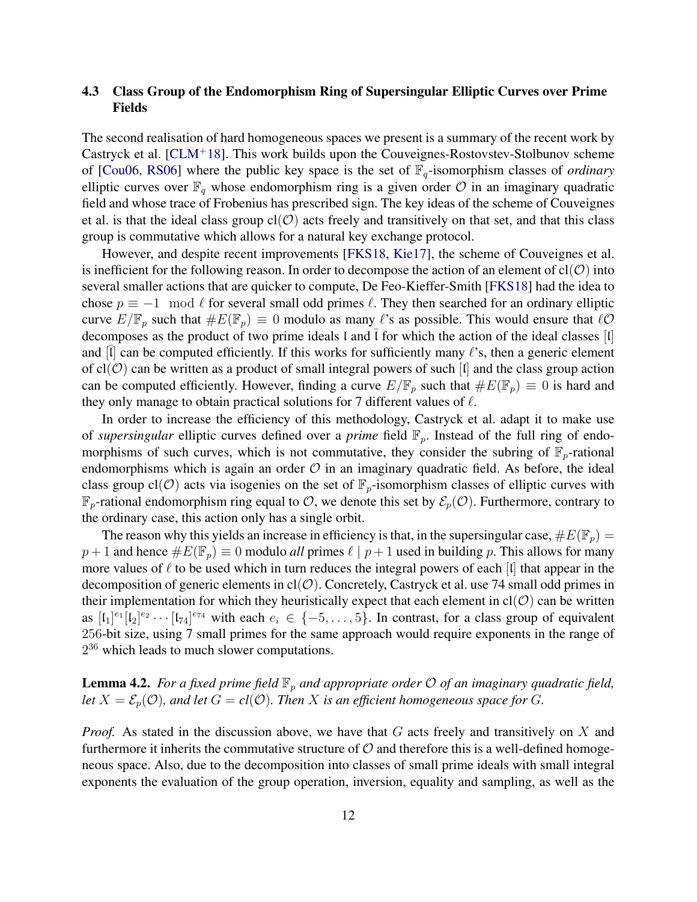### 4.3 Class Group of the Endomorphism Ring of Supersingular Elliptic Curves over Prime Fields

The second realisation of hard homogeneous spaces we present is a summary of the recent work by Castryck et al. [CLM+18]. This work builds upon the Couveignes-Rostovstev-Stolbunov scheme of [Cou06, RS06] where the public key space is the set of $\mathbb{F}_q$-isomorphism classes of *ordinary* elliptic curves over $\mathbb{F}_q$ whose endomorphism ring is a given order $\mathcal{O}$ in an imaginary quadratic field and whose trace of Frobenius has prescribed sign. The key ideas of the scheme of Couveignes et al. is that the ideal class group $\mathrm{cl}(\mathcal{O})$ acts freely and transitively on that set, and that this class group is commutative which allows for a natural key exchange protocol.

However, and despite recent improvements [FKS18, Kie17], the scheme of Couveignes et al. is inefficient for the following reason. In order to decompose the action of an element of $\mathrm{cl}(\mathcal{O})$ into several smaller actions that are quicker to compute, De Feo-Kieffer-Smith [FKS18] had the idea to chose $p \equiv -1 \mod \ell$ for several small odd primes $\ell$. They then searched for an ordinary elliptic curve $E/\mathbb{F}_p$ such that $\#E(\mathbb{F}_p) \equiv 0$ modulo as many $\ell$'s as possible. This would ensure that $\ell\mathcal{O}$ decomposes as the product of two prime ideals $\mathfrak{l}$ and $\bar{\mathfrak{l}}$ for which the action of the ideal classes $[\mathfrak{l}]$ and $[\bar{\mathfrak{l}}]$ can be computed efficiently. If this works for sufficiently many $\ell$'s, then a generic element of $\mathrm{cl}(\mathcal{O})$ can be written as a product of small integral powers of such $[\mathfrak{l}]$ and the class group action can be computed efficiently. However, finding a curve $E/\mathbb{F}_p$ such that $\#E(\mathbb{F}_p) \equiv 0$ is hard and they only manage to obtain practical solutions for 7 different values of $\ell$.

In order to increase the efficiency of this methodology, Castryck et al. adapt it to make use of *supersingular* elliptic curves defined over a *prime* field $\mathbb{F}_p$. Instead of the full ring of endomorphisms of such curves, which is not commutative, they consider the subring of $\mathbb{F}_p$-rational endomorphisms which is again an order $\mathcal{O}$ in an imaginary quadratic field. As before, the ideal class group $\mathrm{cl}(\mathcal{O})$ acts via isogenies on the set of $\mathbb{F}_p$-isomorphism classes of elliptic curves with $\mathbb{F}_p$-rational endomorphism ring equal to $\mathcal{O}$, we denote this set by $\mathcal{E}_p(\mathcal{O})$. Furthermore, contrary to the ordinary case, this action only has a single orbit.

The reason why this yields an increase in efficiency is that, in the supersingular case, $\#E(\mathbb{F}_p) = p+1$ and hence $\#E(\mathbb{F}_p) \equiv 0$ modulo *all* primes $\ell \mid p+1$ used in building $p$. This allows for many more values of $\ell$ to be used which in turn reduces the integral powers of each $[\mathfrak{l}]$ that appear in the decomposition of generic elements in $\mathrm{cl}(\mathcal{O})$. Concretely, Castryck et al. use 74 small odd primes in their implementation for which they heuristically expect that each element in $\mathrm{cl}(\mathcal{O})$ can be written as $[\mathfrak{l}_1]^{e_1}[\mathfrak{l}_2]^{e_2}\cdots[\mathfrak{l}_{74}]^{e_{74}}$ with each $e_i \in \{-5,\ldots,5\}$. In contrast, for a class group of equivalent 256-bit size, using 7 small primes for the same approach would require exponents in the range of $2^{36}$ which leads to much slower computations.

**Lemma 4.2.** *For a fixed prime field $\mathbb{F}_p$ and appropriate order $\mathcal{O}$ of an imaginary quadratic field, let $X = \mathcal{E}_p(\mathcal{O})$, and let $G = cl(\mathcal{O})$. Then $X$ is an efficient homogeneous space for $G$.*

*Proof.* As stated in the discussion above, we have that $G$ acts freely and transitively on $X$ and furthermore it inherits the commutative structure of $\mathcal{O}$ and therefore this is a well-defined homogeneous space. Also, due to the decomposition into classes of small prime ideals with small integral exponents the evaluation of the group operation, inversion, equality and sampling, as well as the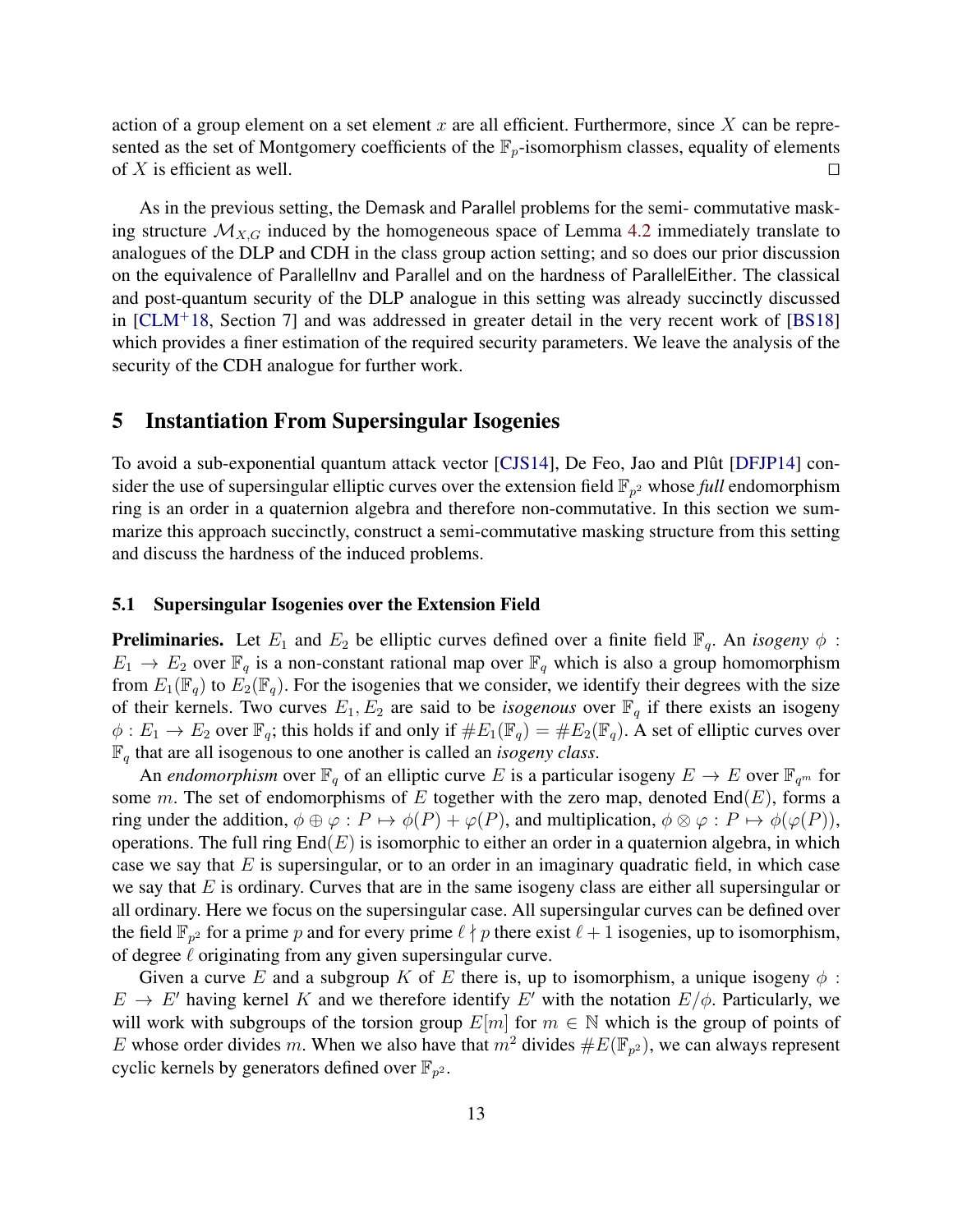action of a group element on a set element $x$ are all efficient. Furthermore, since $X$ can be represented as the set of Montgomery coefficients of the $\mathbb{F}_p$-isomorphism classes, equality of elements of $X$ is efficient as well. □

As in the previous setting, the Demask and Parallel problems for the semi- commutative masking structure $\mathcal{M}_{X,G}$ induced by the homogeneous space of Lemma 4.2 immediately translate to analogues of the DLP and CDH in the class group action setting; and so does our prior discussion on the equivalence of ParallelInv and Parallel and on the hardness of ParallelEither. The classical and post-quantum security of the DLP analogue in this setting was already succinctly discussed in [CLM+18, Section 7] and was addressed in greater detail in the very recent work of [BS18] which provides a finer estimation of the required security parameters. We leave the analysis of the security of the CDH analogue for further work.

## 5 Instantiation From Supersingular Isogenies

To avoid a sub-exponential quantum attack vector [CJS14], De Feo, Jao and Plût [DFJP14] consider the use of supersingular elliptic curves over the extension field $\mathbb{F}_{p^2}$ whose *full* endomorphism ring is an order in a quaternion algebra and therefore non-commutative. In this section we summarize this approach succinctly, construct a semi-commutative masking structure from this setting and discuss the hardness of the induced problems.

### 5.1 Supersingular Isogenies over the Extension Field

**Preliminaries.** Let $E_1$ and $E_2$ be elliptic curves defined over a finite field $\mathbb{F}_q$. An *isogeny* $\phi : E_1 \to E_2$ over $\mathbb{F}_q$ is a non-constant rational map over $\mathbb{F}_q$ which is also a group homomorphism from $E_1(\mathbb{F}_q)$ to $E_2(\mathbb{F}_q)$. For the isogenies that we consider, we identify their degrees with the size of their kernels. Two curves $E_1, E_2$ are said to be *isogenous* over $\mathbb{F}_q$ if there exists an isogeny $\phi : E_1 \to E_2$ over $\mathbb{F}_q$; this holds if and only if $\#E_1(\mathbb{F}_q) = \#E_2(\mathbb{F}_q)$. A set of elliptic curves over $\mathbb{F}_q$ that are all isogenous to one another is called an *isogeny class*.

An *endomorphism* over $\mathbb{F}_q$ of an elliptic curve $E$ is a particular isogeny $E \to E$ over $\mathbb{F}_{q^m}$ for some $m$. The set of endomorphisms of $E$ together with the zero map, denoted $\text{End}(E)$, forms a ring under the addition, $\phi \oplus \varphi : P \mapsto \phi(P) + \varphi(P)$, and multiplication, $\phi \otimes \varphi : P \mapsto \phi(\varphi(P))$, operations. The full ring $\text{End}(E)$ is isomorphic to either an order in a quaternion algebra, in which case we say that $E$ is supersingular, or to an order in an imaginary quadratic field, in which case we say that $E$ is ordinary. Curves that are in the same isogeny class are either all supersingular or all ordinary. Here we focus on the supersingular case. All supersingular curves can be defined over the field $\mathbb{F}_{p^2}$ for a prime $p$ and for every prime $\ell \nmid p$ there exist $\ell + 1$ isogenies, up to isomorphism, of degree $\ell$ originating from any given supersingular curve.

Given a curve $E$ and a subgroup $K$ of $E$ there is, up to isomorphism, a unique isogeny $\phi : E \to E'$ having kernel $K$ and we therefore identify $E'$ with the notation $E/\phi$. Particularly, we will work with subgroups of the torsion group $E[m]$ for $m \in \mathbb{N}$ which is the group of points of $E$ whose order divides $m$. When we also have that $m^2$ divides $\#E(\mathbb{F}_{p^2})$, we can always represent cyclic kernels by generators defined over $\mathbb{F}_{p^2}$.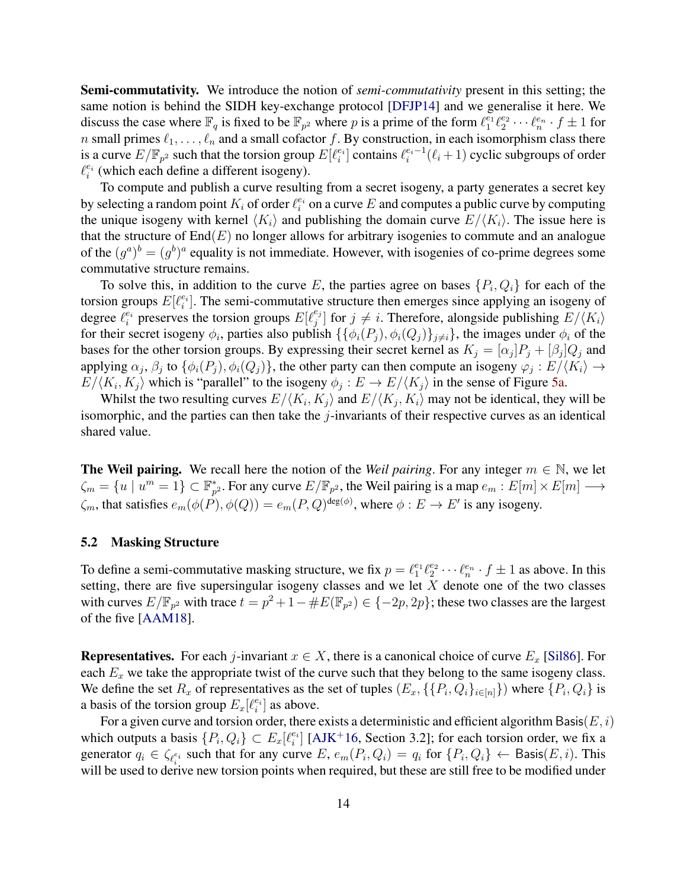**Semi-commutativity.** We introduce the notion of *semi-commutativity* present in this setting; the same notion is behind the SIDH key-exchange protocol [DFJP14] and we generalise it here. We discuss the case where $\mathbb{F}_q$ is fixed to be $\mathbb{F}_{p^2}$ where $p$ is a prime of the form $\ell_1^{e_1}\ell_2^{e_2}\cdots\ell_n^{e_n}\cdot f \pm 1$ for $n$ small primes $\ell_1,\ldots,\ell_n$ and a small cofactor $f$. By construction, in each isomorphism class there is a curve $E/\mathbb{F}_{p^2}$ such that the torsion group $E[\ell_i^{e_i}]$ contains $\ell_i^{e_i-1}(\ell_i+1)$ cyclic subgroups of order $\ell_i^{e_i}$ (which each define a different isogeny).

To compute and publish a curve resulting from a secret isogeny, a party generates a secret key by selecting a random point $K_i$ of order $\ell_i^{e_i}$ on a curve $E$ and computes a public curve by computing the unique isogeny with kernel $\langle K_i\rangle$ and publishing the domain curve $E/\langle K_i\rangle$. The issue here is that the structure of $\mathrm{End}(E)$ no longer allows for arbitrary isogenies to commute and an analogue of the $(g^a)^b = (g^b)^a$ equality is not immediate. However, with isogenies of co-prime degrees some commutative structure remains.

To solve this, in addition to the curve $E$, the parties agree on bases $\{P_i, Q_i\}$ for each of the torsion groups $E[\ell_i^{e_i}]$. The semi-commutative structure then emerges since applying an isogeny of degree $\ell_i^{e_i}$ preserves the torsion groups $E[\ell_j^{e_j}]$ for $j \neq i$. Therefore, alongside publishing $E/\langle K_i\rangle$ for their secret isogeny $\phi_i$, parties also publish $\{\{\phi_i(P_j), \phi_i(Q_j)\}_{j\neq i}\}$, the images under $\phi_i$ of the bases for the other torsion groups. By expressing their secret kernel as $K_j = [\alpha_j]P_j + [\beta_j]Q_j$ and applying $\alpha_j, \beta_j$ to $\{\phi_i(P_j), \phi_i(Q_j)\}$, the other party can then compute an isogeny $\varphi_j : E/\langle K_i\rangle \to E/\langle K_i, K_j\rangle$ which is "parallel" to the isogeny $\phi_j : E \to E/\langle K_j\rangle$ in the sense of Figure 5a.

Whilst the two resulting curves $E/\langle K_i, K_j\rangle$ and $E/\langle K_j, K_i\rangle$ may not be identical, they will be isomorphic, and the parties can then take the $j$-invariants of their respective curves as an identical shared value.

**The Weil pairing.** We recall here the notion of the *Weil pairing*. For any integer $m \in \mathbb{N}$, we let $\zeta_m = \{u \mid u^m = 1\} \subset \mathbb{F}_{p^2}^*$. For any curve $E/\mathbb{F}_{p^2}$, the Weil pairing is a map $e_m : E[m] \times E[m] \longrightarrow \zeta_m$, that satisfies $e_m(\phi(P), \phi(Q)) = e_m(P, Q)^{\deg(\phi)}$, where $\phi : E \to E'$ is any isogeny.

### 5.2 Masking Structure

To define a semi-commutative masking structure, we fix $p = \ell_1^{e_1}\ell_2^{e_2}\cdots\ell_n^{e_n}\cdot f \pm 1$ as above. In this setting, there are five supersingular isogeny classes and we let $X$ denote one of the two classes with curves $E/\mathbb{F}_{p^2}$ with trace $t = p^2 + 1 - \#E(\mathbb{F}_{p^2}) \in \{-2p, 2p\}$; these two classes are the largest of the five [AAM18].

**Representatives.** For each $j$-invariant $x \in X$, there is a canonical choice of curve $E_x$ [Sil86]. For each $E_x$ we take the appropriate twist of the curve such that they belong to the same isogeny class. We define the set $R_x$ of representatives as the set of tuples $(E_x, \{\{P_i, Q_i\}_{i\in[n]}\})$ where $\{P_i, Q_i\}$ is a basis of the torsion group $E_x[\ell_i^{e_i}]$ as above.

For a given curve and torsion order, there exists a deterministic and efficient algorithm $\mathsf{Basis}(E, i)$ which outputs a basis $\{P_i, Q_i\} \subset E_x[\ell_i^{e_i}]$ [AJK+16, Section 3.2]; for each torsion order, we fix a generator $q_i \in \zeta_{\ell_i^{e_i}}$ such that for any curve $E$, $e_m(P_i, Q_i) = q_i$ for $\{P_i, Q_i\} \leftarrow \mathsf{Basis}(E, i)$. This will be used to derive new torsion points when required, but these are still free to be modified under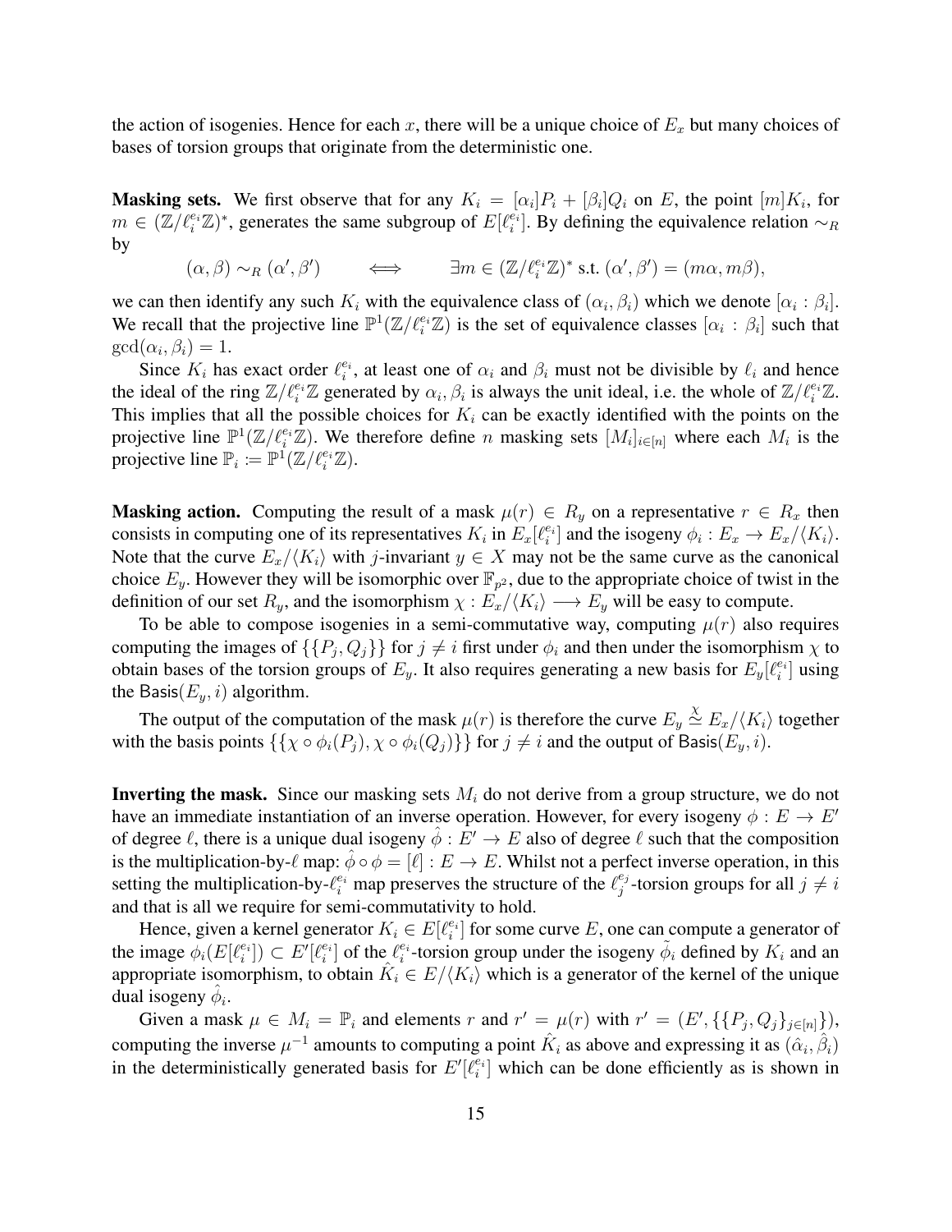the action of isogenies. Hence for each $x$, there will be a unique choice of $E_x$ but many choices of bases of torsion groups that originate from the deterministic one.

**Masking sets.** We first observe that for any $K_i = [\alpha_i]P_i + [\beta_i]Q_i$ on $E$, the point $[m]K_i$, for $m \in (\mathbb{Z}/\ell_i^{e_i}\mathbb{Z})^*$, generates the same subgroup of $E[\ell_i^{e_i}]$. By defining the equivalence relation $\sim_R$ by

$$(\alpha, \beta) \sim_R (\alpha', \beta') \qquad \Longleftrightarrow \qquad \exists m \in (\mathbb{Z}/\ell_i^{e_i}\mathbb{Z})^* \text{ s.t. } (\alpha', \beta') = (m\alpha, m\beta),$$

we can then identify any such $K_i$ with the equivalence class of $(\alpha_i, \beta_i)$ which we denote $[\alpha_i : \beta_i]$. We recall that the projective line $\mathbb{P}^1(\mathbb{Z}/\ell_i^{e_i}\mathbb{Z})$ is the set of equivalence classes $[\alpha_i : \beta_i]$ such that $\gcd(\alpha_i, \beta_i) = 1$.

Since $K_i$ has exact order $\ell_i^{e_i}$, at least one of $\alpha_i$ and $\beta_i$ must not be divisible by $\ell_i$ and hence the ideal of the ring $\mathbb{Z}/\ell_i^{e_i}\mathbb{Z}$ generated by $\alpha_i, \beta_i$ is always the unit ideal, i.e. the whole of $\mathbb{Z}/\ell_i^{e_i}\mathbb{Z}$. This implies that all the possible choices for $K_i$ can be exactly identified with the points on the projective line $\mathbb{P}^1(\mathbb{Z}/\ell_i^{e_i}\mathbb{Z})$. We therefore define $n$ masking sets $[M_i]_{i\in[n]}$ where each $M_i$ is the projective line $\mathbb{P}_i := \mathbb{P}^1(\mathbb{Z}/\ell_i^{e_i}\mathbb{Z})$.

**Masking action.** Computing the result of a mask $\mu(r) \in R_y$ on a representative $r \in R_x$ then consists in computing one of its representatives $K_i$ in $E_x[\ell_i^{e_i}]$ and the isogeny $\phi_i : E_x \to E_x/\langle K_i \rangle$. Note that the curve $E_x/\langle K_i \rangle$ with $j$-invariant $y \in X$ may not be the same curve as the canonical choice $E_y$. However they will be isomorphic over $\mathbb{F}_{p^2}$, due to the appropriate choice of twist in the definition of our set $R_y$, and the isomorphism $\chi : E_x/\langle K_i \rangle \longrightarrow E_y$ will be easy to compute.

To be able to compose isogenies in a semi-commutative way, computing $\mu(r)$ also requires computing the images of $\{\{P_j, Q_j\}\}$ for $j \neq i$ first under $\phi_i$ and then under the isomorphism $\chi$ to obtain bases of the torsion groups of $E_y$. It also requires generating a new basis for $E_y[\ell_i^{e_i}]$ using the $\mathsf{Basis}(E_y, i)$ algorithm.

The output of the computation of the mask $\mu(r)$ is therefore the curve $E_y \overset{\chi}{\simeq} E_x/\langle K_i \rangle$ together with the basis points $\{\{\chi \circ \phi_i(P_j), \chi \circ \phi_i(Q_j)\}\}$ for $j \neq i$ and the output of $\mathsf{Basis}(E_y, i)$.

**Inverting the mask.** Since our masking sets $M_i$ do not derive from a group structure, we do not have an immediate instantiation of an inverse operation. However, for every isogeny $\phi : E \to E'$ of degree $\ell$, there is a unique dual isogeny $\hat{\phi} : E' \to E$ also of degree $\ell$ such that the composition is the multiplication-by-$\ell$ map: $\hat{\phi} \circ \phi = [\ell] : E \to E$. Whilst not a perfect inverse operation, in this setting the multiplication-by-$\ell_i^{e_i}$ map preserves the structure of the $\ell_j^{e_j}$-torsion groups for all $j \neq i$ and that is all we require for semi-commutativity to hold.

Hence, given a kernel generator $K_i \in E[\ell_i^{e_i}]$ for some curve $E$, one can compute a generator of the image $\phi_i(E[\ell_i^{e_i}]) \subset E'[\ell_i^{e_i}]$ of the $\ell_i^{e_i}$-torsion group under the isogeny $\tilde{\phi}_i$ defined by $K_i$ and an appropriate isomorphism, to obtain $\hat{K}_i \in E/\langle K_i \rangle$ which is a generator of the kernel of the unique dual isogeny $\hat{\phi}_i$.

Given a mask $\mu \in M_i = \mathbb{P}_i$ and elements $r$ and $r' = \mu(r)$ with $r' = (E', \{\{P_j, Q_j\}_{j\in[n]}\})$, computing the inverse $\mu^{-1}$ amounts to computing a point $\hat{K}_i$ as above and expressing it as $(\hat{\alpha}_i, \hat{\beta}_i)$ in the deterministically generated basis for $E'[\ell_i^{e_i}]$ which can be done efficiently as is shown in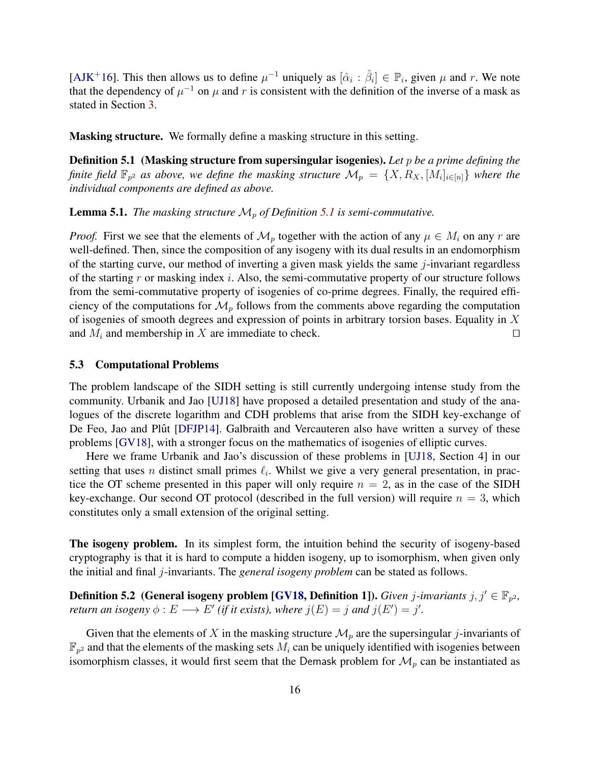[AJK+16]. This then allows us to define $\mu^{-1}$ uniquely as $[\hat{\alpha}_i : \hat{\beta}_i] \in \mathbb{P}_i$, given $\mu$ and $r$. We note that the dependency of $\mu^{-1}$ on $\mu$ and $r$ is consistent with the definition of the inverse of a mask as stated in Section 3.

**Masking structure.** We formally define a masking structure in this setting.

**Definition 5.1 (Masking structure from supersingular isogenies).** *Let $p$ be a prime defining the finite field $\mathbb{F}_{p^2}$ as above, we define the masking structure $\mathcal{M}_p = \{X, R_X, [M_i]_{i\in[n]}\}$ where the individual components are defined as above.*

**Lemma 5.1.** *The masking structure $\mathcal{M}_p$ of Definition 5.1 is semi-commutative.*

*Proof.* First we see that the elements of $\mathcal{M}_p$ together with the action of any $\mu \in M_i$ on any $r$ are well-defined. Then, since the composition of any isogeny with its dual results in an endomorphism of the starting curve, our method of inverting a given mask yields the same $j$-invariant regardless of the starting $r$ or masking index $i$. Also, the semi-commutative property of our structure follows from the semi-commutative property of isogenies of co-prime degrees. Finally, the required efficiency of the computations for $\mathcal{M}_p$ follows from the comments above regarding the computation of isogenies of smooth degrees and expression of points in arbitrary torsion bases. Equality in $X$ and $M_i$ and membership in $X$ are immediate to check. $\square$

### 5.3 Computational Problems

The problem landscape of the SIDH setting is still currently undergoing intense study from the community. Urbanik and Jao [UJ18] have proposed a detailed presentation and study of the analogues of the discrete logarithm and CDH problems that arise from the SIDH key-exchange of De Feo, Jao and Plût [DFJP14]. Galbraith and Vercauteren also have written a survey of these problems [GV18], with a stronger focus on the mathematics of isogenies of elliptic curves.

Here we frame Urbanik and Jao's discussion of these problems in [UJ18, Section 4] in our setting that uses $n$ distinct small primes $\ell_i$. Whilst we give a very general presentation, in practice the OT scheme presented in this paper will only require $n = 2$, as in the case of the SIDH key-exchange. Our second OT protocol (described in the full version) will require $n = 3$, which constitutes only a small extension of the original setting.

**The isogeny problem.** In its simplest form, the intuition behind the security of isogeny-based cryptography is that it is hard to compute a hidden isogeny, up to isomorphism, when given only the initial and final $j$-invariants. The *general isogeny problem* can be stated as follows.

**Definition 5.2 (General isogeny problem [GV18, Definition 1]).** *Given $j$-invariants $j, j' \in \mathbb{F}_{p^2}$, return an isogeny $\phi : E \longrightarrow E'$ (if it exists), where $j(E) = j$ and $j(E') = j'$.*

Given that the elements of $X$ in the masking structure $\mathcal{M}_p$ are the supersingular $j$-invariants of $\mathbb{F}_{p^2}$ and that the elements of the masking sets $M_i$ can be uniquely identified with isogenies between isomorphism classes, it would first seem that the Demask problem for $\mathcal{M}_p$ can be instantiated as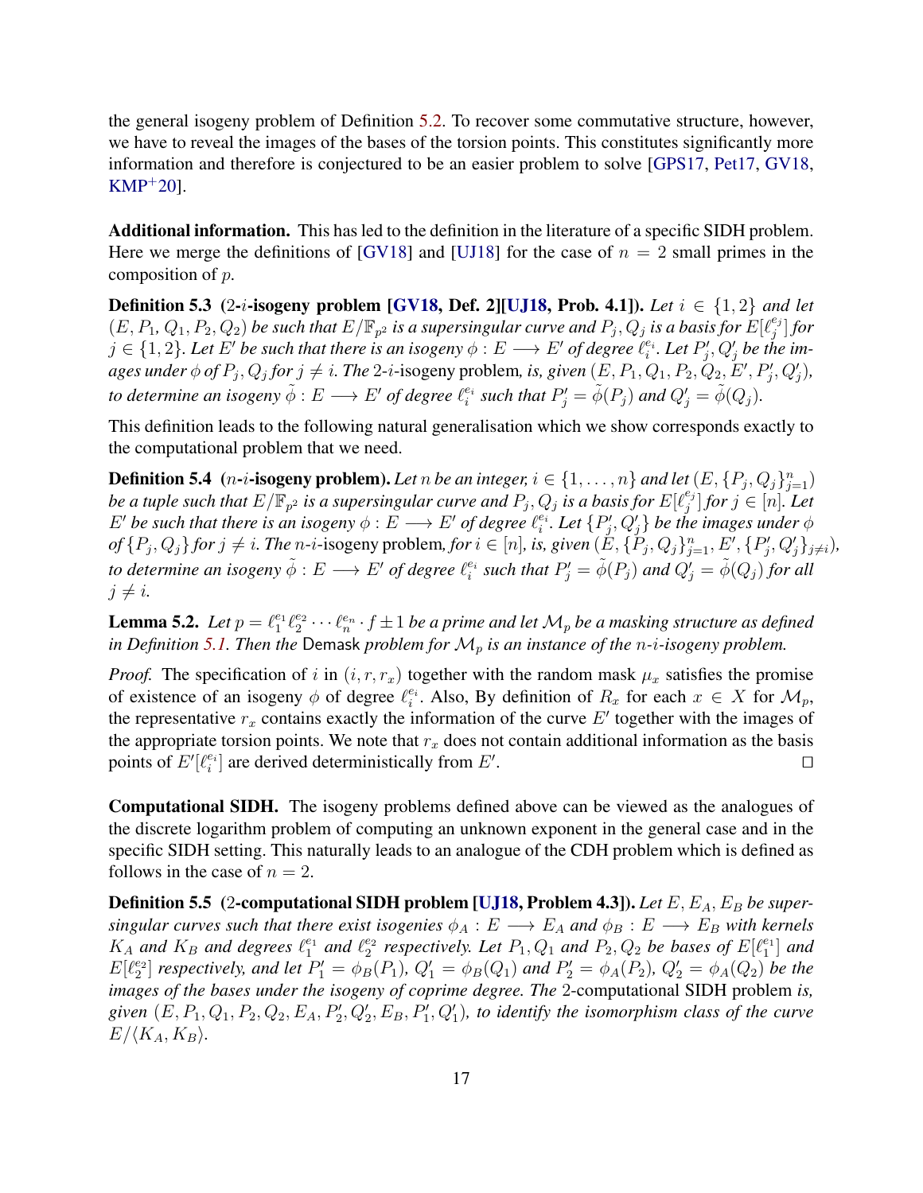the general isogeny problem of Definition 5.2. To recover some commutative structure, however, we have to reveal the images of the bases of the torsion points. This constitutes significantly more information and therefore is conjectured to be an easier problem to solve [GPS17, Pet17, GV18, KMP+20].

**Additional information.** This has led to the definition in the literature of a specific SIDH problem. Here we merge the definitions of [GV18] and [UJ18] for the case of $n = 2$ small primes in the composition of $p$.

**Definition 5.3** **(2-$i$-isogeny problem [GV18, Def. 2][UJ18, Prob. 4.1]).** *Let $i \in \{1, 2\}$ and let $(E, P_1, Q_1, P_2, Q_2)$ be such that $E/\mathbb{F}_{p^2}$ is a supersingular curve and $P_j, Q_j$ is a basis for $E[\ell_j^{e_j}]$ for $j \in \{1, 2\}$. Let $E'$ be such that there is an isogeny $\phi : E \longrightarrow E'$ of degree $\ell_i^{e_i}$. Let $P'_j, Q'_j$ be the images under $\phi$ of $P_j, Q_j$ for $j \neq i$. The* 2-$i$-isogeny problem*, is, given $(E, P_1, Q_1, P_2, Q_2, E', P'_j, Q'_j)$, to determine an isogeny $\tilde{\phi} : E \longrightarrow E'$ of degree $\ell_i^{e_i}$ such that $P'_j = \tilde{\phi}(P_j)$ and $Q'_j = \tilde{\phi}(Q_j)$.*

This definition leads to the following natural generalisation which we show corresponds exactly to the computational problem that we need.

**Definition 5.4** **($n$-$i$-isogeny problem).** *Let $n$ be an integer, $i \in \{1, \ldots, n\}$ and let $(E, \{P_j, Q_j\}_{j=1}^n)$ be a tuple such that $E/\mathbb{F}_{p^2}$ is a supersingular curve and $P_j, Q_j$ is a basis for $E[\ell_j^{e_j}]$ for $j \in [n]$. Let $E'$ be such that there is an isogeny $\phi : E \longrightarrow E'$ of degree $\ell_i^{e_i}$. Let $\{P'_j, Q'_j\}$ be the images under $\phi$ of $\{P_j, Q_j\}$ for $j \neq i$. The* $n$-$i$-isogeny problem*, for $i \in [n]$, is, given $(E, \{P_j, Q_j\}_{j=1}^n, E', \{P'_j, Q'_j\}_{j \neq i})$, to determine an isogeny $\tilde{\phi} : E \longrightarrow E'$ of degree $\ell_i^{e_i}$ such that $P'_j = \tilde{\phi}(P_j)$ and $Q'_j = \tilde{\phi}(Q_j)$ for all $j \neq i$.*

**Lemma 5.2.** *Let $p = \ell_1^{e_1}\ell_2^{e_2} \cdots \ell_n^{e_n} \cdot f \pm 1$ be a prime and let $\mathcal{M}_p$ be a masking structure as defined in Definition 5.1. Then the* Demask *problem for $\mathcal{M}_p$ is an instance of the $n$-$i$-isogeny problem.*

*Proof.* The specification of $i$ in $(i, r, r_x)$ together with the random mask $\mu_x$ satisfies the promise of existence of an isogeny $\phi$ of degree $\ell_i^{e_i}$. Also, By definition of $R_x$ for each $x \in X$ for $\mathcal{M}_p$, the representative $r_x$ contains exactly the information of the curve $E'$ together with the images of the appropriate torsion points. We note that $r_x$ does not contain additional information as the basis points of $E'[\ell_i^{e_i}]$ are derived deterministically from $E'$. ☐

**Computational SIDH.** The isogeny problems defined above can be viewed as the analogues of the discrete logarithm problem of computing an unknown exponent in the general case and in the specific SIDH setting. This naturally leads to an analogue of the CDH problem which is defined as follows in the case of $n = 2$.

**Definition 5.5** **(2-computational SIDH problem [UJ18, Problem 4.3]).** *Let $E, E_A, E_B$ be supersingular curves such that there exist isogenies $\phi_A : E \longrightarrow E_A$ and $\phi_B : E \longrightarrow E_B$ with kernels $K_A$ and $K_B$ and degrees $\ell_1^{e_1}$ and $\ell_2^{e_2}$ respectively. Let $P_1, Q_1$ and $P_2, Q_2$ be bases of $E[\ell_1^{e_1}]$ and $E[\ell_2^{e_2}]$ respectively, and let $P'_1 = \phi_B(P_1)$, $Q'_1 = \phi_B(Q_1)$ and $P'_2 = \phi_A(P_2)$, $Q'_2 = \phi_A(Q_2)$ be the images of the bases under the isogeny of coprime degree. The* 2-computational SIDH problem *is, given $(E, P_1, Q_1, P_2, Q_2, E_A, P'_2, Q'_2, E_B, P'_1, Q'_1)$, to identify the isomorphism class of the curve $E/\langle K_A, K_B\rangle$.*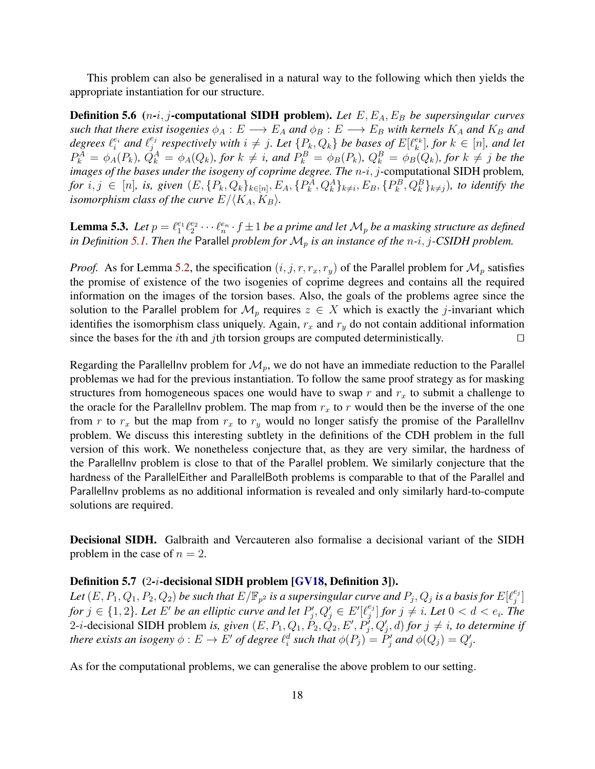This problem can also be generalised in a natural way to the following which then yields the appropriate instantiation for our structure.

**Definition 5.6** (**$n$-$i, j$-computational SIDH problem**)**.** *Let $E, E_A, E_B$ be supersingular curves such that there exist isogenies $\phi_A : E \longrightarrow E_A$ and $\phi_B : E \longrightarrow E_B$ with kernels $K_A$ and $K_B$ and degrees $\ell_i^{e_i}$ and $\ell_j^{e_j}$ respectively with $i \neq j$. Let $\{P_k, Q_k\}$ be bases of $E[\ell_k^{e_k}]$, for $k \in [n]$, and let $P_k^A = \phi_A(P_k)$, $Q_k^A = \phi_A(Q_k)$, for $k \neq i$, and $P_k^B = \phi_B(P_k)$, $Q_k^B = \phi_B(Q_k)$, for $k \neq j$ be the images of the bases under the isogeny of coprime degree. The* $n$-$i, j$-computational SIDH problem*, for $i, j \in [n]$, is, given $(E, \{P_k, Q_k\}_{k\in[n]}, E_A, \{P_k^A, Q_k^A\}_{k\neq i}, E_B, \{P_k^B, Q_k^B\}_{k\neq j})$, to identify the isomorphism class of the curve $E/\langle K_A, K_B\rangle$.*

**Lemma 5.3.** *Let $p = \ell_1^{e_1}\ell_2^{e_2}\cdots\ell_n^{e_n}\cdot f \pm 1$ be a prime and let $\mathcal{M}_p$ be a masking structure as defined in Definition 5.1. Then the* Parallel *problem for $\mathcal{M}_p$ is an instance of the $n$-$i, j$-CSIDH problem.*

*Proof.* As for Lemma 5.2, the specification $(i, j, r, r_x, r_y)$ of the Parallel problem for $\mathcal{M}_p$ satisfies the promise of existence of the two isogenies of coprime degrees and contains all the required information on the images of the torsion bases. Also, the goals of the problems agree since the solution to the Parallel problem for $\mathcal{M}_p$ requires $z \in X$ which is exactly the $j$-invariant which identifies the isomorphism class uniquely. Again, $r_x$ and $r_y$ do not contain additional information since the bases for the $i$th and $j$th torsion groups are computed deterministically. □

Regarding the ParallelInv problem for $\mathcal{M}_p$, we do not have an immediate reduction to the Parallel problemas we had for the previous instantiation. To follow the same proof strategy as for masking structures from homogeneous spaces one would have to swap $r$ and $r_x$ to submit a challenge to the oracle for the ParallelInv problem. The map from $r_x$ to $r$ would then be the inverse of the one from $r$ to $r_x$ but the map from $r_x$ to $r_y$ would no longer satisfy the promise of the ParallelInv problem. We discuss this interesting subtlety in the definitions of the CDH problem in the full version of this work. We nonetheless conjecture that, as they are very similar, the hardness of the ParallelInv problem is close to that of the Parallel problem. We similarly conjecture that the hardness of the ParallelEither and ParallelBoth problems is comparable to that of the Parallel and ParallelInv problems as no additional information is revealed and only similarly hard-to-compute solutions are required.

**Decisional SIDH.** Galbraith and Vercauteren also formalise a decisional variant of the SIDH problem in the case of $n = 2$.

**Definition 5.7** (**2-$i$-decisional SIDH problem [GV18, Definition 3]**)**.**
*Let $(E, P_1, Q_1, P_2, Q_2)$ be such that $E/\mathbb{F}_{p^2}$ is a supersingular curve and $P_j, Q_j$ is a basis for $E[\ell_j^{e_j}]$ for $j \in \{1, 2\}$. Let $E'$ be an elliptic curve and let $P_j', Q_j' \in E'[\ell_j^{e_j}]$ for $j \neq i$. Let $0 < d < e_i$. The* 2-$i$-decisional SIDH problem *is, given $(E, P_1, Q_1, P_2, Q_2, E', P_j', Q_j', d)$ for $j \neq i$, to determine if there exists an isogeny $\phi : E \to E'$ of degree $\ell_i^d$ such that $\phi(P_j) = P_j'$ and $\phi(Q_j) = Q_j'$.*

As for the computational problems, we can generalise the above problem to our setting.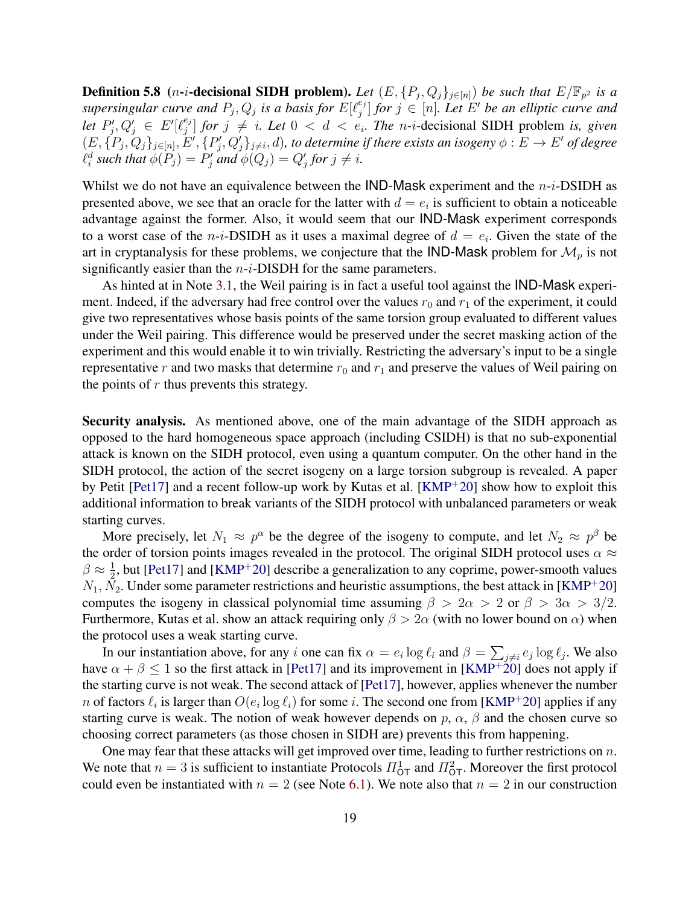**Definition 5.8** (*n*-*i*-**decisional SIDH problem).** *Let $(E, \{P_j, Q_j\}_{j\in[n]})$ be such that $E/\mathbb{F}_{p^2}$ is a supersingular curve and $P_j, Q_j$ is a basis for $E[\ell_j^{e_j}]$ for $j \in [n]$. Let $E'$ be an elliptic curve and let $P'_j, Q'_j \in E'[\ell_j^{e_j}]$ for $j \neq i$. Let $0 < d < e_i$. The $n$-$i$-*decisional SIDH problem *is, given $(E, \{P_j, Q_j\}_{j\in[n]}, E', \{P'_j, Q'_j\}_{j\neq i}, d)$, to determine if there exists an isogeny $\phi : E \to E'$ of degree $\ell_i^d$ such that $\phi(P_j) = P'_j$ and $\phi(Q_j) = Q'_j$ for $j \neq i$.*

Whilst we do not have an equivalence between the IND-Mask experiment and the $n$-$i$-DSIDH as presented above, we see that an oracle for the latter with $d = e_i$ is sufficient to obtain a noticeable advantage against the former. Also, it would seem that our IND-Mask experiment corresponds to a worst case of the $n$-$i$-DSIDH as it uses a maximal degree of $d = e_i$. Given the state of the art in cryptanalysis for these problems, we conjecture that the IND-Mask problem for $\mathcal{M}_p$ is not significantly easier than the $n$-$i$-DISDH for the same parameters.

As hinted at in Note 3.1, the Weil pairing is in fact a useful tool against the IND-Mask experiment. Indeed, if the adversary had free control over the values $r_0$ and $r_1$ of the experiment, it could give two representatives whose basis points of the same torsion group evaluated to different values under the Weil pairing. This difference would be preserved under the secret masking action of the experiment and this would enable it to win trivially. Restricting the adversary's input to be a single representative $r$ and two masks that determine $r_0$ and $r_1$ and preserve the values of Weil pairing on the points of $r$ thus prevents this strategy.

**Security analysis.** As mentioned above, one of the main advantage of the SIDH approach as opposed to the hard homogeneous space approach (including CSIDH) is that no sub-exponential attack is known on the SIDH protocol, even using a quantum computer. On the other hand in the SIDH protocol, the action of the secret isogeny on a large torsion subgroup is revealed. A paper by Petit [Pet17] and a recent follow-up work by Kutas et al. [KMP+20] show how to exploit this additional information to break variants of the SIDH protocol with unbalanced parameters or weak starting curves.

More precisely, let $N_1 \approx p^\alpha$ be the degree of the isogeny to compute, and let $N_2 \approx p^\beta$ be the order of torsion points images revealed in the protocol. The original SIDH protocol uses $\alpha \approx \beta \approx \frac{1}{2}$, but [Pet17] and [KMP+20] describe a generalization to any coprime, power-smooth values $N_1, N_2$. Under some parameter restrictions and heuristic assumptions, the best attack in [KMP+20] computes the isogeny in classical polynomial time assuming $\beta > 2\alpha > 2$ or $\beta > 3\alpha > 3/2$. Furthermore, Kutas et al. show an attack requiring only $\beta > 2\alpha$ (with no lower bound on $\alpha$) when the protocol uses a weak starting curve.

In our instantiation above, for any $i$ one can fix $\alpha = e_i \log \ell_i$ and $\beta = \sum_{j\neq i} e_j \log \ell_j$. We also have $\alpha + \beta \leq 1$ so the first attack in [Pet17] and its improvement in [KMP+20] does not apply if the starting curve is not weak. The second attack of [Pet17], however, applies whenever the number $n$ of factors $\ell_i$ is larger than $O(e_i \log \ell_i)$ for some $i$. The second one from [KMP+20] applies if any starting curve is weak. The notion of weak however depends on $p$, $\alpha$, $\beta$ and the chosen curve so choosing correct parameters (as those chosen in SIDH) prevents this from happening.

One may fear that these attacks will get improved over time, leading to further restrictions on $n$. We note that $n = 3$ is sufficient to instantiate Protocols $\Pi^1_{\mathsf{OT}}$ and $\Pi^2_{\mathsf{OT}}$. Moreover the first protocol could even be instantiated with $n = 2$ (see Note 6.1). We note also that $n = 2$ in our construction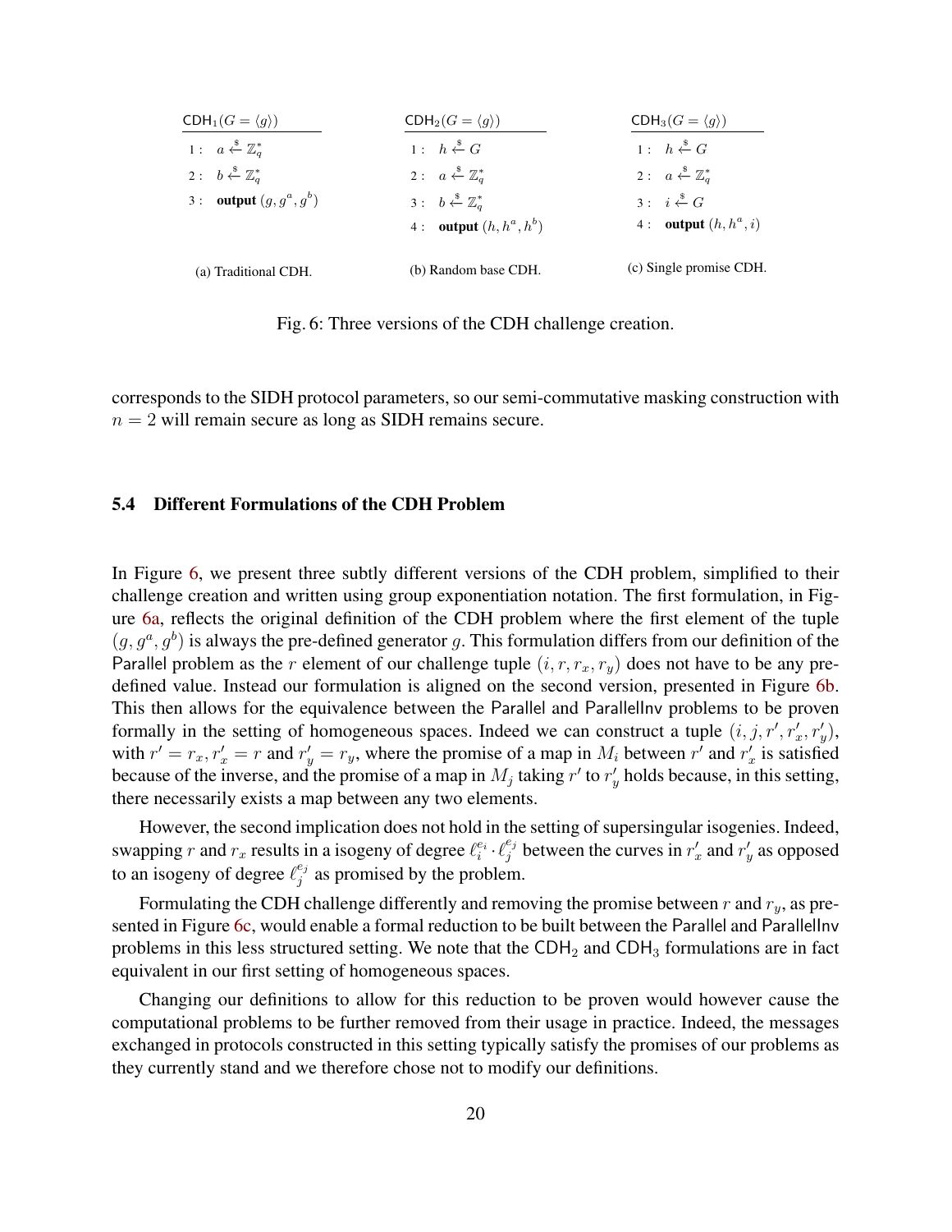**$\mathsf{CDH}_1(G = \langle g \rangle)$**

1 : $a \xleftarrow{\$} \mathbb{Z}_q^*$

2 : $b \xleftarrow{\$} \mathbb{Z}_q^*$

3 : **output** $(g, g^a, g^b)$

(a) Traditional CDH.

**$\mathsf{CDH}_2(G = \langle g \rangle)$**

1 : $h \xleftarrow{\$} G$

2 : $a \xleftarrow{\$} \mathbb{Z}_q^*$

3 : $b \xleftarrow{\$} \mathbb{Z}_q^*$

4 : **output** $(h, h^a, h^b)$

(b) Random base CDH.

**$\mathsf{CDH}_3(G = \langle g \rangle)$**

1 : $h \xleftarrow{\$} G$

2 : $a \xleftarrow{\$} \mathbb{Z}_q^*$

3 : $i \xleftarrow{\$} G$

4 : **output** $(h, h^a, i)$

(c) Single promise CDH.

Fig. 6: Three versions of the CDH challenge creation.

corresponds to the SIDH protocol parameters, so our semi-commutative masking construction with $n = 2$ will remain secure as long as SIDH remains secure.

### 5.4 Different Formulations of the CDH Problem

In Figure 6, we present three subtly different versions of the CDH problem, simplified to their challenge creation and written using group exponentiation notation. The first formulation, in Figure 6a, reflects the original definition of the CDH problem where the first element of the tuple $(g, g^a, g^b)$ is always the pre-defined generator $g$. This formulation differs from our definition of the Parallel problem as the $r$ element of our challenge tuple $(i, r, r_x, r_y)$ does not have to be any pre-defined value. Instead our formulation is aligned on the second version, presented in Figure 6b. This then allows for the equivalence between the Parallel and ParallelInv problems to be proven formally in the setting of homogeneous spaces. Indeed we can construct a tuple $(i, j, r', r'_x, r'_y)$, with $r' = r_x, r'_x = r$ and $r'_y = r_y$, where the promise of a map in $M_i$ between $r'$ and $r'_x$ is satisfied because of the inverse, and the promise of a map in $M_j$ taking $r'$ to $r'_y$ holds because, in this setting, there necessarily exists a map between any two elements.

However, the second implication does not hold in the setting of supersingular isogenies. Indeed, swapping $r$ and $r_x$ results in a isogeny of degree $\ell_i^{e_i} \cdot \ell_j^{e_j}$ between the curves in $r'_x$ and $r'_y$ as opposed to an isogeny of degree $\ell_j^{e_j}$ as promised by the problem.

Formulating the CDH challenge differently and removing the promise between $r$ and $r_y$, as presented in Figure 6c, would enable a formal reduction to be built between the Parallel and ParallelInv problems in this less structured setting. We note that the $\mathsf{CDH}_2$ and $\mathsf{CDH}_3$ formulations are in fact equivalent in our first setting of homogeneous spaces.

Changing our definitions to allow for this reduction to be proven would however cause the computational problems to be further removed from their usage in practice. Indeed, the messages exchanged in protocols constructed in this setting typically satisfy the promises of our problems as they currently stand and we therefore chose not to modify our definitions.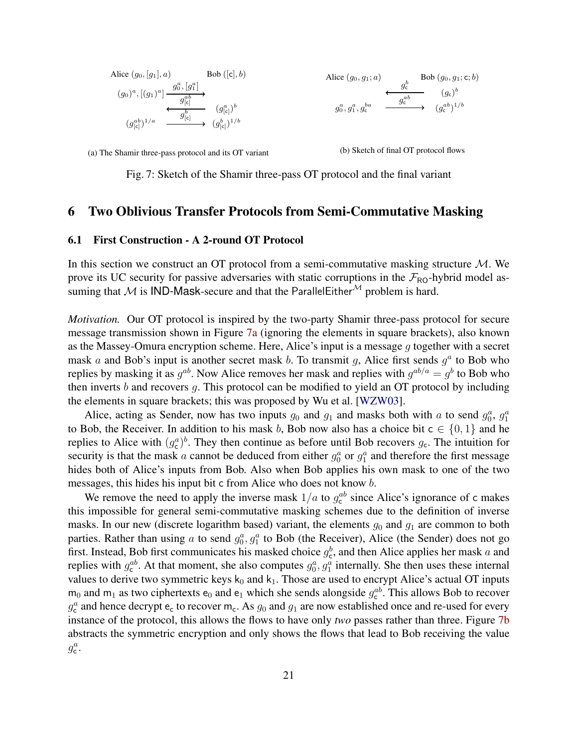(a) The Shamir three-pass protocol and its OT variant

Alice $(g_0, [g_1], a)$ Bob $([\mathsf{c}], b)$

$(g_0)^a, [(g_1)^a] \xrightarrow{g_0^a, [g_1^a]}$

$\xleftarrow{g_{[\mathsf{c}]}^{ab}} (g_{[\mathsf{c}]}^a)^b$

$(g_{[\mathsf{c}]}^{ab})^{1/a} \xrightarrow{g_{[\mathsf{c}]}^{b}} (g_{[\mathsf{c}]}^b)^{1/b}$

(b) Sketch of final OT protocol flows

Alice $(g_0, g_1; a)$ Bob $(g_0, g_1; \mathsf{c}; b)$

$\xleftarrow{g_{\mathsf{c}}^b} (g_{\mathsf{c}})^b$

$g_0^a, g_1^a, g_{\mathsf{c}}^{ba} \xrightarrow{g_{\mathsf{c}}^{ab}} (g_{\mathsf{c}}^{ab})^{1/b}$

Fig. 7: Sketch of the Shamir three-pass OT protocol and the final variant

## 6 Two Oblivious Transfer Protocols from Semi-Commutative Masking

### 6.1 First Construction - A 2-round OT Protocol

In this section we construct an OT protocol from a semi-commutative masking structure $\mathcal{M}$. We prove its UC security for passive adversaries with static corruptions in the $\mathcal{F}_{\mathsf{RO}}$-hybrid model assuming that $\mathcal{M}$ is $\mathsf{IND\text{-}Mask}$-secure and that the $\mathsf{ParallelEither}^{\mathcal{M}}$ problem is hard.

*Motivation.* Our OT protocol is inspired by the two-party Shamir three-pass protocol for secure message transmission shown in Figure 7a (ignoring the elements in square brackets), also known as the Massey-Omura encryption scheme. Here, Alice's input is a message $g$ together with a secret mask $a$ and Bob's input is another secret mask $b$. To transmit $g$, Alice first sends $g^a$ to Bob who replies by masking it as $g^{ab}$. Now Alice removes her mask and replies with $g^{ab/a} = g^b$ to Bob who then inverts $b$ and recovers $g$. This protocol can be modified to yield an OT protocol by including the elements in square brackets; this was proposed by Wu et al. [WZW03].

Alice, acting as Sender, now has two inputs $g_0$ and $g_1$ and masks both with $a$ to send $g_0^a$, $g_1^a$ to Bob, the Receiver. In addition to his mask $b$, Bob now also has a choice bit $\mathsf{c} \in \{0, 1\}$ and he replies to Alice with $(g_{\mathsf{c}}^a)^b$. They then continue as before until Bob recovers $g_{\mathsf{c}}$. The intuition for security is that the mask $a$ cannot be deduced from either $g_0^a$ or $g_1^a$ and therefore the first message hides both of Alice's inputs from Bob. Also when Bob applies his own mask to one of the two messages, this hides his input bit $\mathsf{c}$ from Alice who does not know $b$.

We remove the need to apply the inverse mask $1/a$ to $g_{\mathsf{c}}^{ab}$ since Alice's ignorance of $\mathsf{c}$ makes this impossible for general semi-commutative masking schemes due to the definition of inverse masks. In our new (discrete logarithm based) variant, the elements $g_0$ and $g_1$ are common to both parties. Rather than using $a$ to send $g_0^a, g_1^a$ to Bob (the Receiver), Alice (the Sender) does not go first. Instead, Bob first communicates his masked choice $g_{\mathsf{c}}^b$, and then Alice applies her mask $a$ and replies with $g_{\mathsf{c}}^{ab}$. At that moment, she also computes $g_0^a, g_1^a$ internally. She then uses these internal values to derive two symmetric keys $\mathsf{k}_0$ and $\mathsf{k}_1$. Those are used to encrypt Alice's actual OT inputs $\mathsf{m}_0$ and $\mathsf{m}_1$ as two ciphertexts $\mathsf{e}_0$ and $\mathsf{e}_1$ which she sends alongside $g_{\mathsf{c}}^{ab}$. This allows Bob to recover $g_{\mathsf{c}}^a$ and hence decrypt $\mathsf{e}_{\mathsf{c}}$ to recover $\mathsf{m}_{\mathsf{c}}$. As $g_0$ and $g_1$ are now established once and re-used for every instance of the protocol, this allows the flows to have only *two* passes rather than three. Figure 7b abstracts the symmetric encryption and only shows the flows that lead to Bob receiving the value $g_{\mathsf{c}}^a$.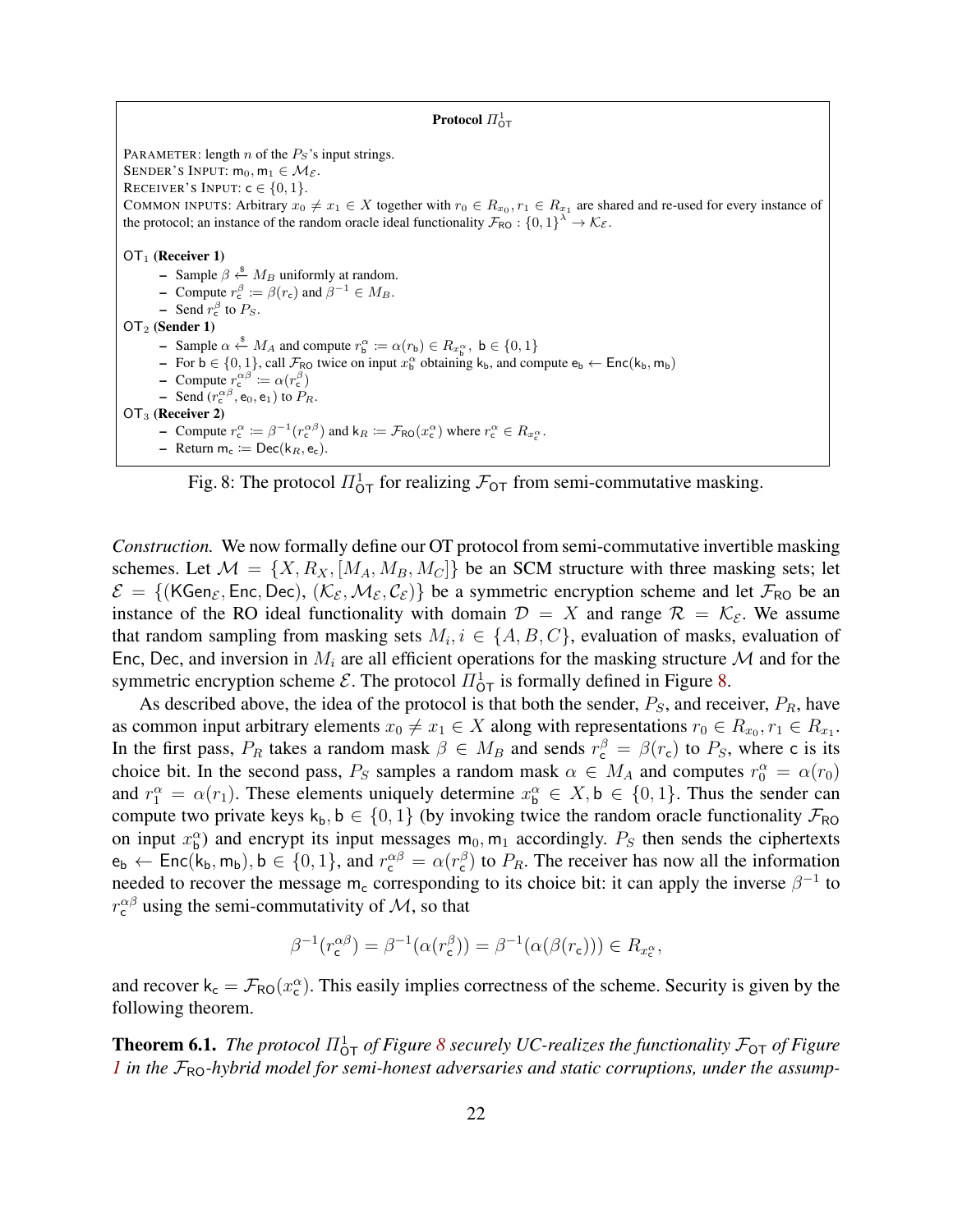**Protocol $\Pi^1_{\mathsf{OT}}$**

PARAMETER: length $n$ of the $P_S$'s input strings.
SENDER'S INPUT: $\mathsf{m}_0, \mathsf{m}_1 \in \mathcal{M}_{\mathcal{E}}$.
RECEIVER'S INPUT: $\mathsf{c} \in \{0,1\}$.
COMMON INPUTS: Arbitrary $x_0 \neq x_1 \in X$ together with $r_0 \in R_{x_0}, r_1 \in R_{x_1}$ are shared and re-used for every instance of the protocol; an instance of the random oracle ideal functionality $\mathcal{F}_{\mathsf{RO}} : \{0,1\}^\lambda \to \mathcal{K}_{\mathcal{E}}$.

$\mathsf{OT}_1$ **(Receiver 1)**

- Sample $\beta \xleftarrow{\$} M_B$ uniformly at random.
- Compute $r^\beta_{\mathsf{c}} := \beta(r_{\mathsf{c}})$ and $\beta^{-1} \in M_B$.
- Send $r^\beta_{\mathsf{c}}$ to $P_S$.

$\mathsf{OT}_2$ **(Sender 1)**

- Sample $\alpha \xleftarrow{\$} M_A$ and compute $r^\alpha_{\mathsf{b}} := \alpha(r_{\mathsf{b}}) \in R_{x^\alpha_{\mathsf{b}}},\ \mathsf{b} \in \{0,1\}$
- For $\mathsf{b} \in \{0,1\}$, call $\mathcal{F}_{\mathsf{RO}}$ twice on input $x^\alpha_{\mathsf{b}}$ obtaining $\mathsf{k}_{\mathsf{b}}$, and compute $\mathsf{e}_{\mathsf{b}} \leftarrow \mathsf{Enc}(\mathsf{k}_{\mathsf{b}}, \mathsf{m}_{\mathsf{b}})$
- Compute $r^{\alpha\beta}_{\mathsf{c}} := \alpha(r^\beta_{\mathsf{c}})$
- Send $(r^{\alpha\beta}_{\mathsf{c}}, \mathsf{e}_0, \mathsf{e}_1)$ to $P_R$.

$\mathsf{OT}_3$ **(Receiver 2)**

- Compute $r^\alpha_{\mathsf{c}} := \beta^{-1}(r^{\alpha\beta}_{\mathsf{c}})$ and $\mathsf{k}_R := \mathcal{F}_{\mathsf{RO}}(x^\alpha_{\mathsf{c}})$ where $r^\alpha_{\mathsf{c}} \in R_{x^\alpha_{\mathsf{c}}}$.
- Return $\mathsf{m}_{\mathsf{c}} := \mathsf{Dec}(\mathsf{k}_R, \mathsf{e}_{\mathsf{c}})$.

Fig. 8: The protocol $\Pi^1_{\mathsf{OT}}$ for realizing $\mathcal{F}_{\mathsf{OT}}$ from semi-commutative masking.

*Construction.* We now formally define our OT protocol from semi-commutative invertible masking schemes. Let $\mathcal{M} = \{X, R_X, [M_A, M_B, M_C]\}$ be an SCM structure with three masking sets; let $\mathcal{E} = \{(\mathsf{KGen}_{\mathcal{E}}, \mathsf{Enc}, \mathsf{Dec}), (\mathcal{K}_{\mathcal{E}}, \mathcal{M}_{\mathcal{E}}, \mathcal{C}_{\mathcal{E}})\}$ be a symmetric encryption scheme and let $\mathcal{F}_{\mathsf{RO}}$ be an instance of the RO ideal functionality with domain $\mathcal{D} = X$ and range $\mathcal{R} = \mathcal{K}_{\mathcal{E}}$. We assume that random sampling from masking sets $M_i, i \in \{A, B, C\}$, evaluation of masks, evaluation of $\mathsf{Enc}$, $\mathsf{Dec}$, and inversion in $M_i$ are all efficient operations for the masking structure $\mathcal{M}$ and for the symmetric encryption scheme $\mathcal{E}$. The protocol $\Pi^1_{\mathsf{OT}}$ is formally defined in Figure 8.

As described above, the idea of the protocol is that both the sender, $P_S$, and receiver, $P_R$, have as common input arbitrary elements $x_0 \neq x_1 \in X$ along with representations $r_0 \in R_{x_0}, r_1 \in R_{x_1}$. In the first pass, $P_R$ takes a random mask $\beta \in M_B$ and sends $r^\beta_{\mathsf{c}} = \beta(r_{\mathsf{c}})$ to $P_S$, where $\mathsf{c}$ is its choice bit. In the second pass, $P_S$ samples a random mask $\alpha \in M_A$ and computes $r^\alpha_0 = \alpha(r_0)$ and $r^\alpha_1 = \alpha(r_1)$. These elements uniquely determine $x^\alpha_{\mathsf{b}} \in X, \mathsf{b} \in \{0,1\}$. Thus the sender can compute two private keys $\mathsf{k}_{\mathsf{b}}, \mathsf{b} \in \{0,1\}$ (by invoking twice the random oracle functionality $\mathcal{F}_{\mathsf{RO}}$ on input $x^\alpha_{\mathsf{b}}$) and encrypt its input messages $\mathsf{m}_0, \mathsf{m}_1$ accordingly. $P_S$ then sends the ciphertexts $\mathsf{e}_{\mathsf{b}} \leftarrow \mathsf{Enc}(\mathsf{k}_{\mathsf{b}}, \mathsf{m}_{\mathsf{b}}), \mathsf{b} \in \{0,1\}$, and $r^{\alpha\beta}_{\mathsf{c}} = \alpha(r^\beta_{\mathsf{c}})$ to $P_R$. The receiver has now all the information needed to recover the message $\mathsf{m}_{\mathsf{c}}$ corresponding to its choice bit: it can apply the inverse $\beta^{-1}$ to $r^{\alpha\beta}_{\mathsf{c}}$ using the semi-commutativity of $\mathcal{M}$, so that

$$\beta^{-1}(r^{\alpha\beta}_{\mathsf{c}}) = \beta^{-1}(\alpha(r^\beta_{\mathsf{c}})) = \beta^{-1}(\alpha(\beta(r_{\mathsf{c}}))) \in R_{x^\alpha_{\mathsf{c}}},$$

and recover $\mathsf{k}_{\mathsf{c}} = \mathcal{F}_{\mathsf{RO}}(x^\alpha_{\mathsf{c}})$. This easily implies correctness of the scheme. Security is given by the following theorem.

**Theorem 6.1.** *The protocol $\Pi^1_{\mathsf{OT}}$ of Figure 8 securely UC-realizes the functionality $\mathcal{F}_{\mathsf{OT}}$ of Figure 1 in the $\mathcal{F}_{\mathsf{RO}}$-hybrid model for semi-honest adversaries and static corruptions, under the assump-*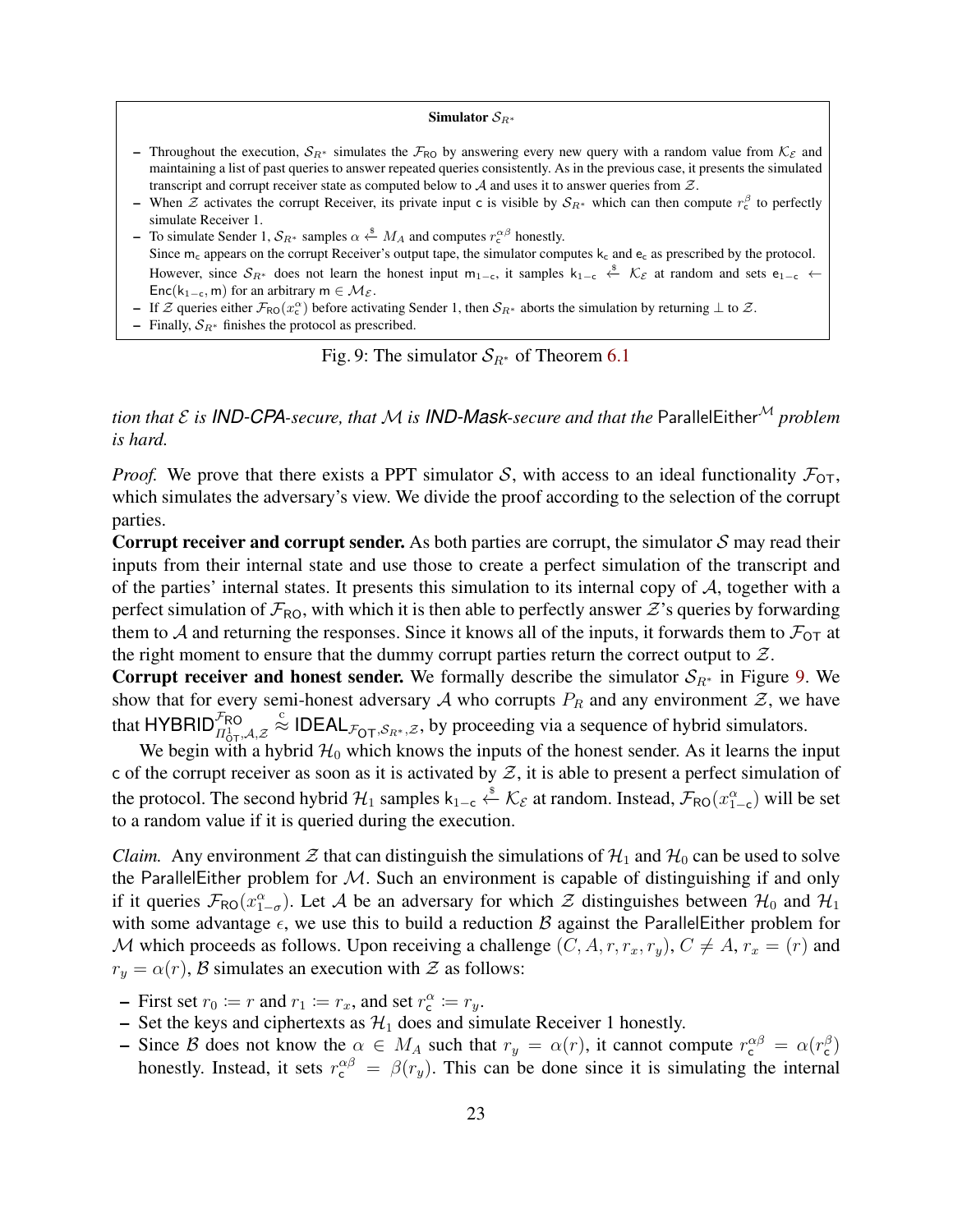**Simulator $\mathcal{S}_{R^*}$**

- Throughout the execution, $\mathcal{S}_{R^*}$ simulates the $\mathcal{F}_{\mathsf{RO}}$ by answering every new query with a random value from $\mathcal{K}_{\mathcal{E}}$ and maintaining a list of past queries to answer repeated queries consistently. As in the previous case, it presents the simulated transcript and corrupt receiver state as computed below to $\mathcal{A}$ and uses it to answer queries from $\mathcal{Z}$.
- When $\mathcal{Z}$ activates the corrupt Receiver, its private input $\mathsf{c}$ is visible by $\mathcal{S}_{R^*}$ which can then compute $r_{\mathsf{c}}^{\beta}$ to perfectly simulate Receiver 1.
- To simulate Sender 1, $\mathcal{S}_{R^*}$ samples $\alpha \xleftarrow{\$} M_A$ and computes $r_{\mathsf{c}}^{\alpha\beta}$ honestly.
  Since $\mathsf{m}_{\mathsf{c}}$ appears on the corrupt Receiver's output tape, the simulator computes $\mathsf{k}_{\mathsf{c}}$ and $\mathsf{e}_{\mathsf{c}}$ as prescribed by the protocol. However, since $\mathcal{S}_{R^*}$ does not learn the honest input $\mathsf{m}_{1-\mathsf{c}}$, it samples $\mathsf{k}_{1-\mathsf{c}} \xleftarrow{\$} \mathcal{K}_{\mathcal{E}}$ at random and sets $\mathsf{e}_{1-\mathsf{c}} \leftarrow \mathsf{Enc}(\mathsf{k}_{1-\mathsf{c}}, \mathsf{m})$ for an arbitrary $\mathsf{m} \in \mathcal{M}_{\mathcal{E}}$.
- If $\mathcal{Z}$ queries either $\mathcal{F}_{\mathsf{RO}}(x_{\mathsf{c}}^{\alpha})$ before activating Sender 1, then $\mathcal{S}_{R^*}$ aborts the simulation by returning $\perp$ to $\mathcal{Z}$.
- Finally, $\mathcal{S}_{R^*}$ finishes the protocol as prescribed.

Fig. 9: The simulator $\mathcal{S}_{R^*}$ of Theorem 6.1

*tion that $\mathcal{E}$ is **IND-CPA**-secure, that $\mathcal{M}$ is **IND-Mask**-secure and that the* $\mathsf{ParallelEither}^{\mathcal{M}}$ *problem is hard.*

*Proof.* We prove that there exists a PPT simulator $\mathcal{S}$, with access to an ideal functionality $\mathcal{F}_{\mathsf{OT}}$, which simulates the adversary's view. We divide the proof according to the selection of the corrupt parties.

**Corrupt receiver and corrupt sender.** As both parties are corrupt, the simulator $\mathcal{S}$ may read their inputs from their internal state and use those to create a perfect simulation of the transcript and of the parties' internal states. It presents this simulation to its internal copy of $\mathcal{A}$, together with a perfect simulation of $\mathcal{F}_{\mathsf{RO}}$, with which it is then able to perfectly answer $\mathcal{Z}$'s queries by forwarding them to $\mathcal{A}$ and returning the responses. Since it knows all of the inputs, it forwards them to $\mathcal{F}_{\mathsf{OT}}$ at the right moment to ensure that the dummy corrupt parties return the correct output to $\mathcal{Z}$.

**Corrupt receiver and honest sender.** We formally describe the simulator $\mathcal{S}_{R^*}$ in Figure 9. We show that for every semi-honest adversary $\mathcal{A}$ who corrupts $P_R$ and any environment $\mathcal{Z}$, we have that $\mathsf{HYBRID}^{\mathcal{F}_{\mathsf{RO}}}_{\Pi^1_{\mathsf{OT}},\mathcal{A},\mathcal{Z}} \overset{c}{\approx} \mathsf{IDEAL}_{\mathcal{F}_{\mathsf{OT}},\mathcal{S}_{R^*},\mathcal{Z}}$, by proceeding via a sequence of hybrid simulators.

We begin with a hybrid $\mathcal{H}_0$ which knows the inputs of the honest sender. As it learns the input $\mathsf{c}$ of the corrupt receiver as soon as it is activated by $\mathcal{Z}$, it is able to present a perfect simulation of the protocol. The second hybrid $\mathcal{H}_1$ samples $\mathsf{k}_{1-\mathsf{c}} \xleftarrow{\$} \mathcal{K}_{\mathcal{E}}$ at random. Instead, $\mathcal{F}_{\mathsf{RO}}(x_{1-\mathsf{c}}^{\alpha})$ will be set to a random value if it is queried during the execution.

*Claim.* Any environment $\mathcal{Z}$ that can distinguish the simulations of $\mathcal{H}_1$ and $\mathcal{H}_0$ can be used to solve the $\mathsf{ParallelEither}$ problem for $\mathcal{M}$. Such an environment is capable of distinguishing if and only if it queries $\mathcal{F}_{\mathsf{RO}}(x_{1-\sigma}^{\alpha})$. Let $\mathcal{A}$ be an adversary for which $\mathcal{Z}$ distinguishes between $\mathcal{H}_0$ and $\mathcal{H}_1$ with some advantage $\epsilon$, we use this to build a reduction $\mathcal{B}$ against the $\mathsf{ParallelEither}$ problem for $\mathcal{M}$ which proceeds as follows. Upon receiving a challenge $(C, A, r, r_x, r_y)$, $C \neq A$, $r_x = (r)$ and $r_y = \alpha(r)$, $\mathcal{B}$ simulates an execution with $\mathcal{Z}$ as follows:

- First set $r_0 \coloneqq r$ and $r_1 \coloneqq r_x$, and set $r_{\mathsf{c}}^{\alpha} \coloneqq r_y$.
- Set the keys and ciphertexts as $\mathcal{H}_1$ does and simulate Receiver 1 honestly.
- Since $\mathcal{B}$ does not know the $\alpha \in M_A$ such that $r_y = \alpha(r)$, it cannot compute $r_{\mathsf{c}}^{\alpha\beta} = \alpha(r_{\mathsf{c}}^{\beta})$ honestly. Instead, it sets $r_{\mathsf{c}}^{\alpha\beta} = \beta(r_y)$. This can be done since it is simulating the internal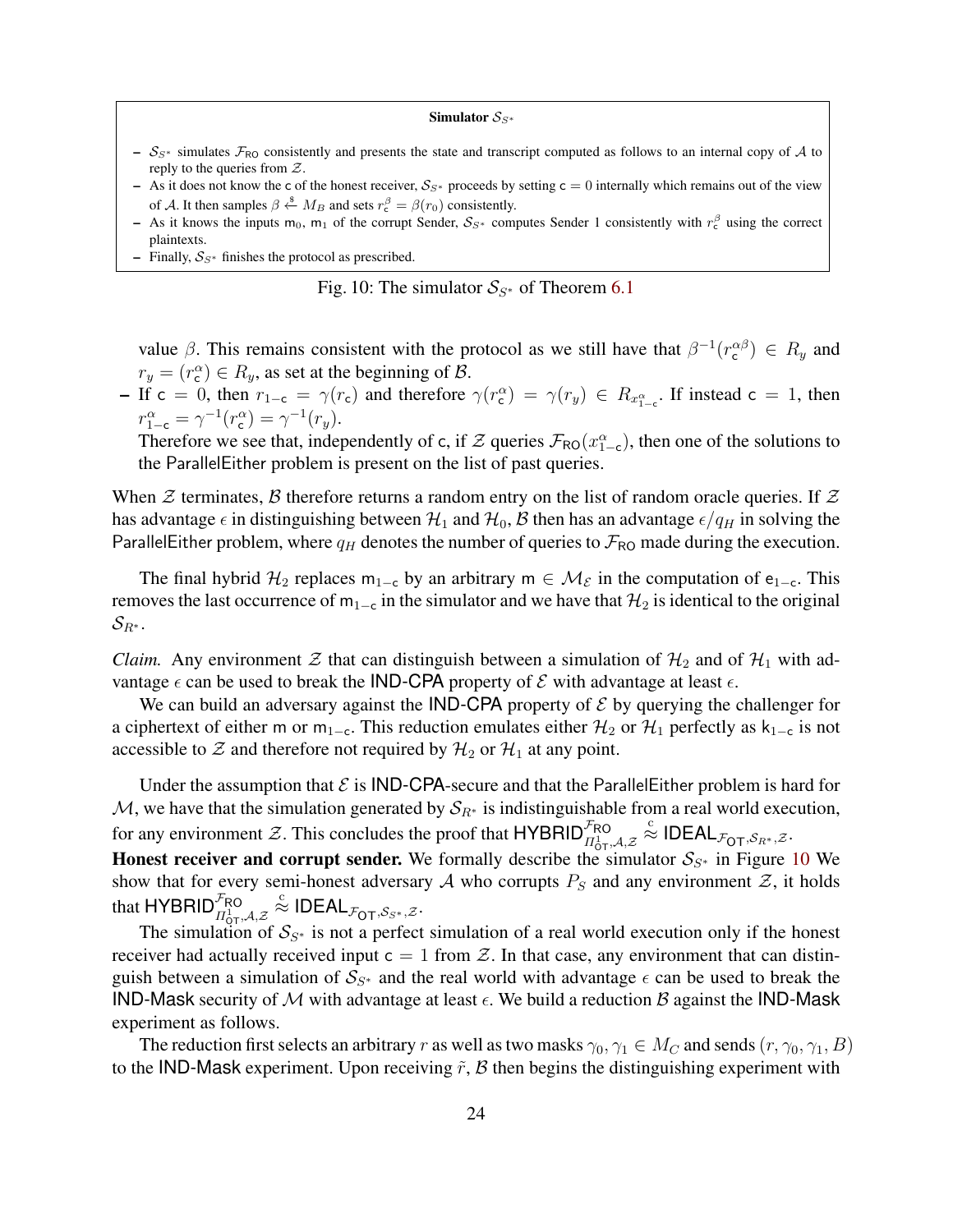**Simulator $\mathcal{S}_{S^*}$**

- $\mathcal{S}_{S^*}$ simulates $\mathcal{F}_{\mathsf{RO}}$ consistently and presents the state and transcript computed as follows to an internal copy of $\mathcal{A}$ to reply to the queries from $\mathcal{Z}$.
- As it does not know the $\mathsf{c}$ of the honest receiver, $\mathcal{S}_{S^*}$ proceeds by setting $\mathsf{c} = 0$ internally which remains out of the view of $\mathcal{A}$. It then samples $\beta \xleftarrow{\$} M_B$ and sets $r_{\mathsf{c}}^{\beta} = \beta(r_0)$ consistently.
- As it knows the inputs $\mathsf{m}_0$, $\mathsf{m}_1$ of the corrupt Sender, $\mathcal{S}_{S^*}$ computes Sender 1 consistently with $r_{\mathsf{c}}^{\beta}$ using the correct plaintexts.
- Finally, $\mathcal{S}_{S^*}$ finishes the protocol as prescribed.

Fig. 10: The simulator $\mathcal{S}_{S^*}$ of Theorem 6.1

value $\beta$. This remains consistent with the protocol as we still have that $\beta^{-1}(r_{\mathsf{c}}^{\alpha\beta}) \in R_y$ and $r_y = (r_{\mathsf{c}}^{\alpha}) \in R_y$, as set at the beginning of $\mathcal{B}$.

- If $\mathsf{c} = 0$, then $r_{1-\mathsf{c}} = \gamma(r_{\mathsf{c}})$ and therefore $\gamma(r_{\mathsf{c}}^{\alpha}) = \gamma(r_y) \in R_{x_{1-\mathsf{c}}^{\alpha}}$. If instead $\mathsf{c} = 1$, then $r_{1-\mathsf{c}}^{\alpha} = \gamma^{-1}(r_{\mathsf{c}}^{\alpha}) = \gamma^{-1}(r_y)$.
  Therefore we see that, independently of $\mathsf{c}$, if $\mathcal{Z}$ queries $\mathcal{F}_{\mathsf{RO}}(x_{1-\mathsf{c}}^{\alpha})$, then one of the solutions to the ParallelEither problem is present on the list of past queries.

When $\mathcal{Z}$ terminates, $\mathcal{B}$ therefore returns a random entry on the list of random oracle queries. If $\mathcal{Z}$ has advantage $\epsilon$ in distinguishing between $\mathcal{H}_1$ and $\mathcal{H}_0$, $\mathcal{B}$ then has an advantage $\epsilon/q_H$ in solving the ParallelEither problem, where $q_H$ denotes the number of queries to $\mathcal{F}_{\mathsf{RO}}$ made during the execution.

The final hybrid $\mathcal{H}_2$ replaces $\mathsf{m}_{1-\mathsf{c}}$ by an arbitrary $\mathsf{m} \in \mathcal{M}_{\mathcal{E}}$ in the computation of $\mathsf{e}_{1-\mathsf{c}}$. This removes the last occurrence of $\mathsf{m}_{1-\mathsf{c}}$ in the simulator and we have that $\mathcal{H}_2$ is identical to the original $\mathcal{S}_{R^*}$.

*Claim.* Any environment $\mathcal{Z}$ that can distinguish between a simulation of $\mathcal{H}_2$ and of $\mathcal{H}_1$ with advantage $\epsilon$ can be used to break the IND-CPA property of $\mathcal{E}$ with advantage at least $\epsilon$.

We can build an adversary against the IND-CPA property of $\mathcal{E}$ by querying the challenger for a ciphertext of either $\mathsf{m}$ or $\mathsf{m}_{1-\mathsf{c}}$. This reduction emulates either $\mathcal{H}_2$ or $\mathcal{H}_1$ perfectly as $\mathsf{k}_{1-\mathsf{c}}$ is not accessible to $\mathcal{Z}$ and therefore not required by $\mathcal{H}_2$ or $\mathcal{H}_1$ at any point.

Under the assumption that $\mathcal{E}$ is IND-CPA-secure and that the ParallelEither problem is hard for $\mathcal{M}$, we have that the simulation generated by $\mathcal{S}_{R^*}$ is indistinguishable from a real world execution, for any environment $\mathcal{Z}$. This concludes the proof that $\mathsf{HYBRID}^{\mathcal{F}_{\mathsf{RO}}}_{\Pi^1_{\mathsf{OT}},\mathcal{A},\mathcal{Z}} \overset{c}{\approx} \mathsf{IDEAL}_{\mathcal{F}_{\mathsf{OT}},\mathcal{S}_{R^*},\mathcal{Z}}$.

**Honest receiver and corrupt sender.** We formally describe the simulator $\mathcal{S}_{S^*}$ in Figure 10 We show that for every semi-honest adversary $\mathcal{A}$ who corrupts $P_S$ and any environment $\mathcal{Z}$, it holds that $\mathsf{HYBRID}^{\mathcal{F}_{\mathsf{RO}}}_{\Pi^1_{\mathsf{OT}},\mathcal{A},\mathcal{Z}} \overset{c}{\approx} \mathsf{IDEAL}_{\mathcal{F}_{\mathsf{OT}},\mathcal{S}_{S^*},\mathcal{Z}}$.

The simulation of $\mathcal{S}_{S^*}$ is not a perfect simulation of a real world execution only if the honest receiver had actually received input $\mathsf{c} = 1$ from $\mathcal{Z}$. In that case, any environment that can distinguish between a simulation of $\mathcal{S}_{S^*}$ and the real world with advantage $\epsilon$ can be used to break the IND-Mask security of $\mathcal{M}$ with advantage at least $\epsilon$. We build a reduction $\mathcal{B}$ against the IND-Mask experiment as follows.

The reduction first selects an arbitrary $r$ as well as two masks $\gamma_0, \gamma_1 \in M_C$ and sends $(r, \gamma_0, \gamma_1, B)$ to the IND-Mask experiment. Upon receiving $\tilde{r}$, $\mathcal{B}$ then begins the distinguishing experiment with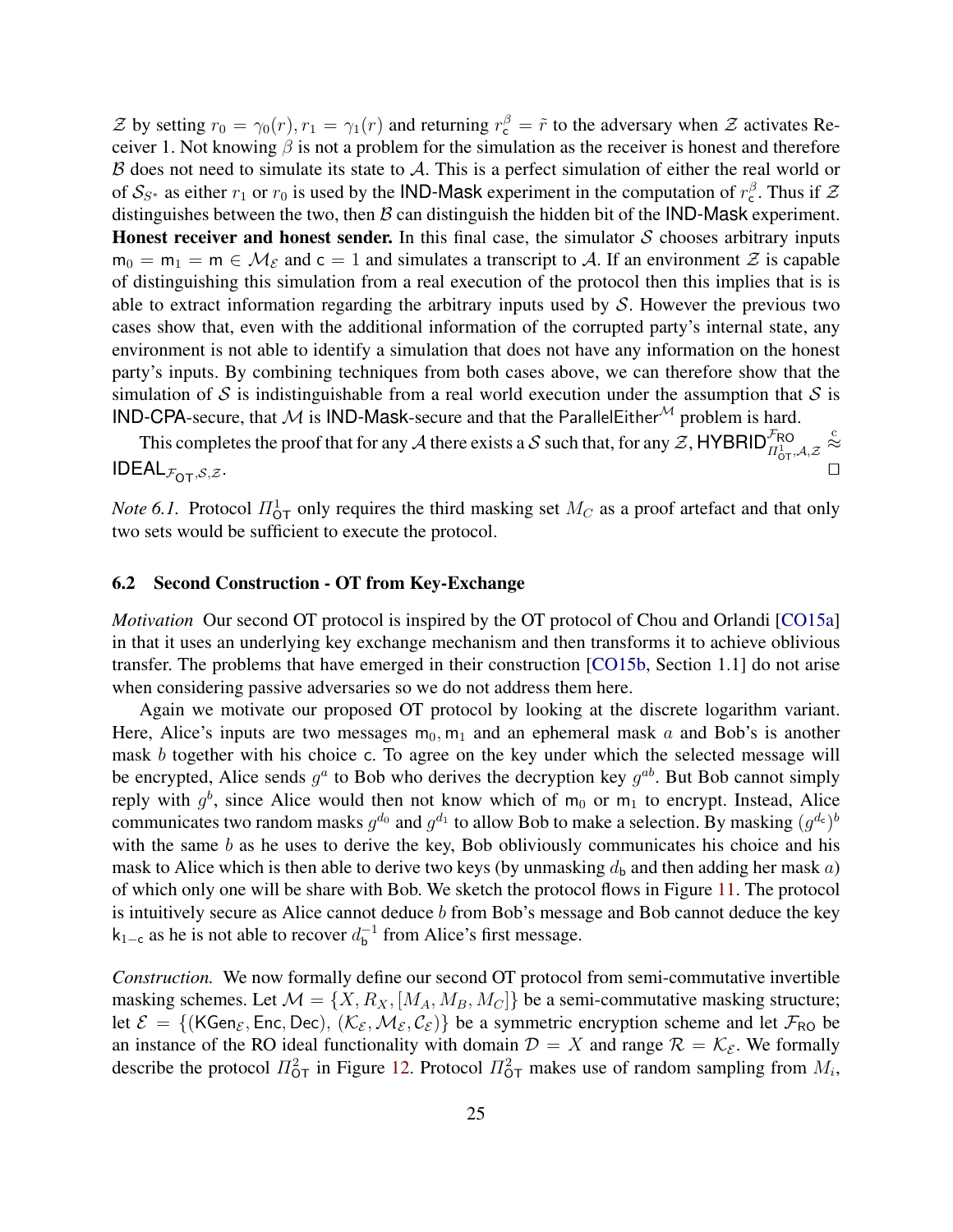$\mathcal{Z}$ by setting $r_0 = \gamma_0(r), r_1 = \gamma_1(r)$ and returning $r_{\mathsf{c}}^{\beta} = \tilde{r}$ to the adversary when $\mathcal{Z}$ activates Receiver 1. Not knowing $\beta$ is not a problem for the simulation as the receiver is honest and therefore $\mathcal{B}$ does not need to simulate its state to $\mathcal{A}$. This is a perfect simulation of either the real world or of $\mathcal{S}_{S^*}$ as either $r_1$ or $r_0$ is used by the IND-Mask experiment in the computation of $r_{\mathsf{c}}^{\beta}$. Thus if $\mathcal{Z}$ distinguishes between the two, then $\mathcal{B}$ can distinguish the hidden bit of the IND-Mask experiment.

**Honest receiver and honest sender.** In this final case, the simulator $\mathcal{S}$ chooses arbitrary inputs $\mathsf{m}_0 = \mathsf{m}_1 = \mathsf{m} \in \mathcal{M}_{\mathcal{E}}$ and $\mathsf{c} = 1$ and simulates a transcript to $\mathcal{A}$. If an environment $\mathcal{Z}$ is capable of distinguishing this simulation from a real execution of the protocol then this implies that is is able to extract information regarding the arbitrary inputs used by $\mathcal{S}$. However the previous two cases show that, even with the additional information of the corrupted party's internal state, any environment is not able to identify a simulation that does not have any information on the honest party's inputs. By combining techniques from both cases above, we can therefore show that the simulation of $\mathcal{S}$ is indistinguishable from a real world execution under the assumption that $\mathcal{S}$ is IND-CPA-secure, that $\mathcal{M}$ is IND-Mask-secure and that the $\mathsf{ParallelEither}^{\mathcal{M}}$ problem is hard.

This completes the proof that for any $\mathcal{A}$ there exists a $\mathcal{S}$ such that, for any $\mathcal{Z}$, $\mathsf{HYBRID}_{\Pi_{\mathsf{OT}}^1,\mathcal{A},\mathcal{Z}}^{\mathcal{F}_{\mathsf{RO}}} \overset{c}{\approx} \mathsf{IDEAL}_{\mathcal{F}_{\mathsf{OT}},\mathcal{S},\mathcal{Z}}$. □

*Note 6.1.* Protocol $\Pi_{\mathsf{OT}}^1$ only requires the third masking set $M_C$ as a proof artefact and that only two sets would be sufficient to execute the protocol.

### 6.2 Second Construction - OT from Key-Exchange

*Motivation* Our second OT protocol is inspired by the OT protocol of Chou and Orlandi [CO15a] in that it uses an underlying key exchange mechanism and then transforms it to achieve oblivious transfer. The problems that have emerged in their construction [CO15b, Section 1.1] do not arise when considering passive adversaries so we do not address them here.

Again we motivate our proposed OT protocol by looking at the discrete logarithm variant. Here, Alice's inputs are two messages $\mathsf{m}_0, \mathsf{m}_1$ and an ephemeral mask $a$ and Bob's is another mask $b$ together with his choice $\mathsf{c}$. To agree on the key under which the selected message will be encrypted, Alice sends $g^a$ to Bob who derives the decryption key $g^{ab}$. But Bob cannot simply reply with $g^b$, since Alice would then not know which of $\mathsf{m}_0$ or $\mathsf{m}_1$ to encrypt. Instead, Alice communicates two random masks $g^{d_0}$ and $g^{d_1}$ to allow Bob to make a selection. By masking $(g^{d_{\mathsf{c}}})^b$ with the same $b$ as he uses to derive the key, Bob obliviously communicates his choice and his mask to Alice which is then able to derive two keys (by unmasking $d_{\mathsf{b}}$ and then adding her mask $a$) of which only one will be share with Bob. We sketch the protocol flows in Figure 11. The protocol is intuitively secure as Alice cannot deduce $b$ from Bob's message and Bob cannot deduce the key $\mathsf{k}_{1-\mathsf{c}}$ as he is not able to recover $d_{\mathsf{b}}^{-1}$ from Alice's first message.

*Construction.* We now formally define our second OT protocol from semi-commutative invertible masking schemes. Let $\mathcal{M} = \{X, R_X, [M_A, M_B, M_C]\}$ be a semi-commutative masking structure; let $\mathcal{E} = \{(\mathsf{KGen}_{\mathcal{E}}, \mathsf{Enc}, \mathsf{Dec}), (\mathcal{K}_{\mathcal{E}}, \mathcal{M}_{\mathcal{E}}, \mathcal{C}_{\mathcal{E}})\}$ be a symmetric encryption scheme and let $\mathcal{F}_{\mathsf{RO}}$ be an instance of the RO ideal functionality with domain $\mathcal{D} = X$ and range $\mathcal{R} = \mathcal{K}_{\mathcal{E}}$. We formally describe the protocol $\Pi_{\mathsf{OT}}^2$ in Figure 12. Protocol $\Pi_{\mathsf{OT}}^2$ makes use of random sampling from $M_i$,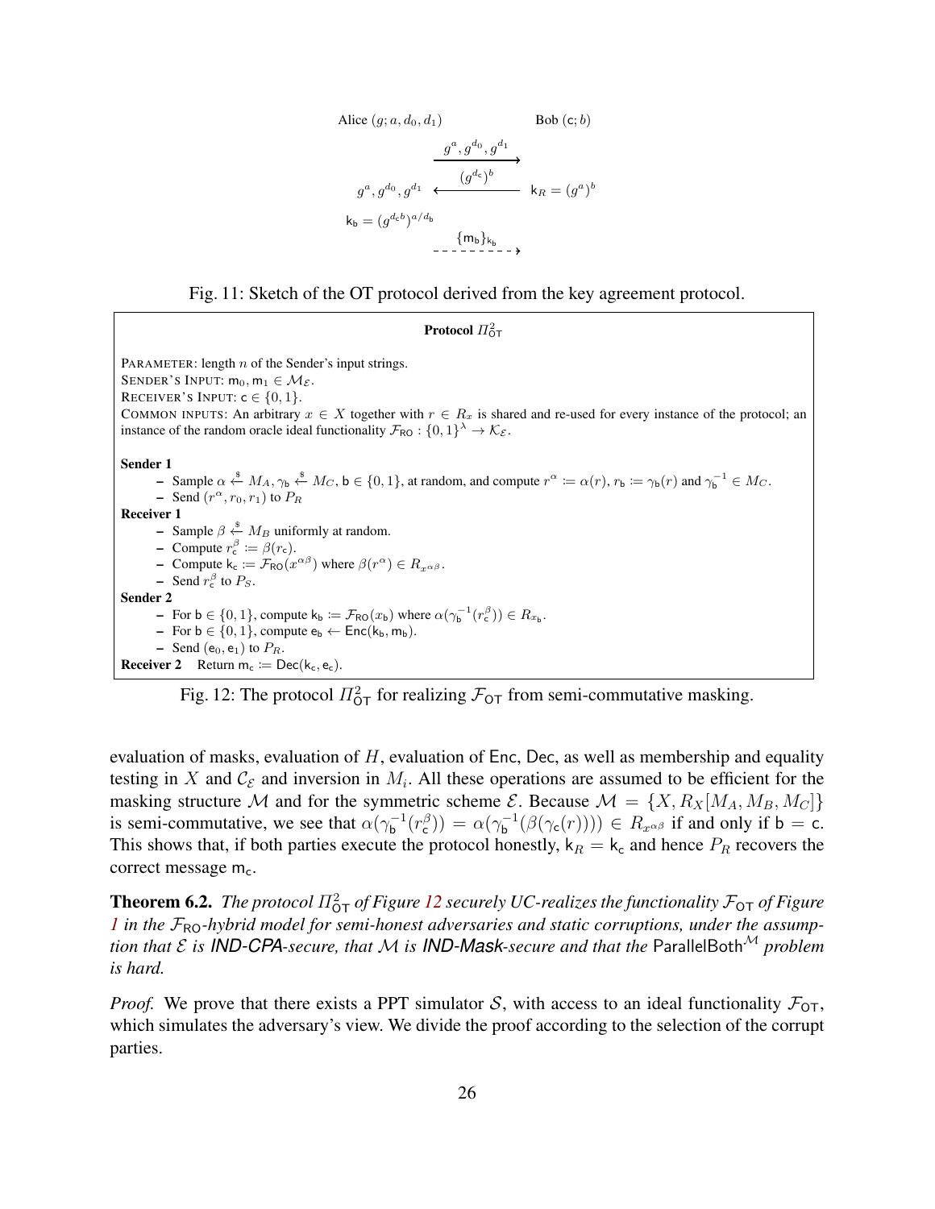Alice $(g; a, d_0, d_1)$ Bob $(\mathsf{c}; b)$

$$\xrightarrow{g^a, g^{d_0}, g^{d_1}}$$

$$g^a, g^{d_0}, g^{d_1} \xleftarrow{(g^{d_\mathsf{c}})^b} \mathsf{k}_R = (g^a)^b$$

$$\mathsf{k}_\mathsf{b} = (g^{d_\mathsf{c} b})^{a/d_\mathsf{b}}$$

$$\dashrightarrow^{\{\mathsf{m}_\mathsf{b}\}_{\mathsf{k}_\mathsf{b}}}$$

Fig. 11: Sketch of the OT protocol derived from the key agreement protocol.

**Protocol $\Pi^2_{\mathsf{OT}}$**

PARAMETER: length $n$ of the Sender's input strings.
SENDER'S INPUT: $\mathsf{m}_0, \mathsf{m}_1 \in \mathcal{M}_\mathcal{E}$.
RECEIVER'S INPUT: $\mathsf{c} \in \{0, 1\}$.
COMMON INPUTS: An arbitrary $x \in X$ together with $r \in R_x$ is shared and re-used for every instance of the protocol; an instance of the random oracle ideal functionality $\mathcal{F}_{\mathsf{RO}} : \{0,1\}^\lambda \to \mathcal{K}_\mathcal{E}$.

**Sender 1**
- Sample $\alpha \xleftarrow{\$} M_A, \gamma_\mathsf{b} \xleftarrow{\$} M_C$, $\mathsf{b} \in \{0,1\}$, at random, and compute $r^\alpha \coloneqq \alpha(r)$, $r_\mathsf{b} \coloneqq \gamma_\mathsf{b}(r)$ and $\gamma_\mathsf{b}^{-1} \in M_C$.
- Send $(r^\alpha, r_0, r_1)$ to $P_R$

**Receiver 1**
- Sample $\beta \xleftarrow{\$} M_B$ uniformly at random.
- Compute $r_\mathsf{c}^\beta \coloneqq \beta(r_\mathsf{c})$.
- Compute $\mathsf{k}_\mathsf{c} \coloneqq \mathcal{F}_{\mathsf{RO}}(x^{\alpha\beta})$ where $\beta(r^\alpha) \in R_{x^{\alpha\beta}}$.
- Send $r_\mathsf{c}^\beta$ to $P_S$.

**Sender 2**
- For $\mathsf{b} \in \{0,1\}$, compute $\mathsf{k}_\mathsf{b} \coloneqq \mathcal{F}_{\mathsf{RO}}(x_\mathsf{b})$ where $\alpha(\gamma_\mathsf{b}^{-1}(r_\mathsf{c}^\beta)) \in R_{x_\mathsf{b}}$.
- For $\mathsf{b} \in \{0,1\}$, compute $\mathsf{e}_\mathsf{b} \leftarrow \mathsf{Enc}(\mathsf{k}_\mathsf{b}, \mathsf{m}_\mathsf{b})$.
- Send $(\mathsf{e}_0, \mathsf{e}_1)$ to $P_R$.

**Receiver 2** Return $\mathsf{m}_\mathsf{c} \coloneqq \mathsf{Dec}(\mathsf{k}_\mathsf{c}, \mathsf{e}_\mathsf{c})$.

Fig. 12: The protocol $\Pi^2_{\mathsf{OT}}$ for realizing $\mathcal{F}_{\mathsf{OT}}$ from semi-commutative masking.

evaluation of masks, evaluation of $H$, evaluation of $\mathsf{Enc}$, $\mathsf{Dec}$, as well as membership and equality testing in $X$ and $\mathcal{C}_\mathcal{E}$ and inversion in $M_i$. All these operations are assumed to be efficient for the masking structure $\mathcal{M}$ and for the symmetric scheme $\mathcal{E}$. Because $\mathcal{M} = \{X, R_X[M_A, M_B, M_C]\}$ is semi-commutative, we see that $\alpha(\gamma_\mathsf{b}^{-1}(r_\mathsf{c}^\beta)) = \alpha(\gamma_\mathsf{b}^{-1}(\beta(\gamma_\mathsf{c}(r)))) \in R_{x^{\alpha\beta}}$ if and only if $\mathsf{b} = \mathsf{c}$. This shows that, if both parties execute the protocol honestly, $\mathsf{k}_R = \mathsf{k}_\mathsf{c}$ and hence $P_R$ recovers the correct message $\mathsf{m}_\mathsf{c}$.

**Theorem 6.2.** *The protocol $\Pi^2_{\mathsf{OT}}$ of Figure 12 securely UC-realizes the functionality $\mathcal{F}_{\mathsf{OT}}$ of Figure 1 in the $\mathcal{F}_{\mathsf{RO}}$-hybrid model for semi-honest adversaries and static corruptions, under the assumption that $\mathcal{E}$ is **IND-CPA**-secure, that $\mathcal{M}$ is **IND-Mask**-secure and that the* $\mathsf{ParallelBoth}^\mathcal{M}$ *problem is hard.*

*Proof.* We prove that there exists a PPT simulator $\mathcal{S}$, with access to an ideal functionality $\mathcal{F}_{\mathsf{OT}}$, which simulates the adversary's view. We divide the proof according to the selection of the corrupt parties.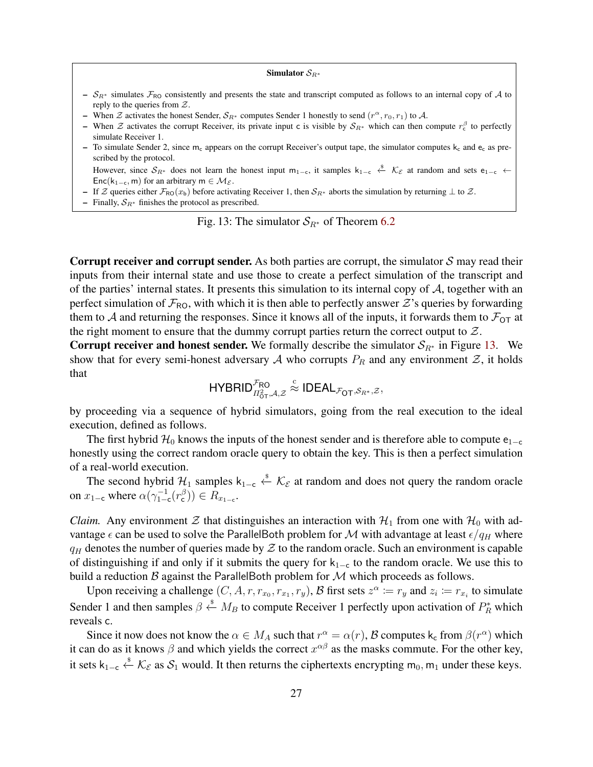**Simulator $\mathcal{S}_{R^*}$**

- $\mathcal{S}_{R^*}$ simulates $\mathcal{F}_{\mathsf{RO}}$ consistently and presents the state and transcript computed as follows to an internal copy of $\mathcal{A}$ to reply to the queries from $\mathcal{Z}$.
- When $\mathcal{Z}$ activates the honest Sender, $\mathcal{S}_{R^*}$ computes Sender 1 honestly to send $(r^\alpha, r_0, r_1)$ to $\mathcal{A}$.
- When $\mathcal{Z}$ activates the corrupt Receiver, its private input $\mathsf{c}$ is visible by $\mathcal{S}_{R^*}$ which can then compute $r_\mathsf{c}^\beta$ to perfectly simulate Receiver 1.
- To simulate Sender 2, since $\mathsf{m_c}$ appears on the corrupt Receiver's output tape, the simulator computes $\mathsf{k_c}$ and $\mathsf{e_c}$ as prescribed by the protocol.

  However, since $\mathcal{S}_{R^*}$ does not learn the honest input $\mathsf{m}_{1-\mathsf{c}}$, it samples $\mathsf{k}_{1-\mathsf{c}} \xleftarrow{\$} \mathcal{K}_\mathcal{E}$ at random and sets $\mathsf{e}_{1-\mathsf{c}} \leftarrow \mathsf{Enc}(\mathsf{k}_{1-\mathsf{c}}, \mathsf{m})$ for an arbitrary $\mathsf{m} \in \mathcal{M}_\mathcal{E}$.
- If $\mathcal{Z}$ queries either $\mathcal{F}_{\mathsf{RO}}(x_\mathsf{b})$ before activating Receiver 1, then $\mathcal{S}_{R^*}$ aborts the simulation by returning $\perp$ to $\mathcal{Z}$.
- Finally, $\mathcal{S}_{R^*}$ finishes the protocol as prescribed.

Fig. 13: The simulator $\mathcal{S}_{R^*}$ of Theorem 6.2

**Corrupt receiver and corrupt sender.** As both parties are corrupt, the simulator $\mathcal{S}$ may read their inputs from their internal state and use those to create a perfect simulation of the transcript and of the parties' internal states. It presents this simulation to its internal copy of $\mathcal{A}$, together with an perfect simulation of $\mathcal{F}_{\mathsf{RO}}$, with which it is then able to perfectly answer $\mathcal{Z}$'s queries by forwarding them to $\mathcal{A}$ and returning the responses. Since it knows all of the inputs, it forwards them to $\mathcal{F}_{\mathsf{OT}}$ at the right moment to ensure that the dummy corrupt parties return the correct output to $\mathcal{Z}$.

**Corrupt receiver and honest sender.** We formally describe the simulator $\mathcal{S}_{R^*}$ in Figure 13. We show that for every semi-honest adversary $\mathcal{A}$ who corrupts $P_R$ and any environment $\mathcal{Z}$, it holds that

$$\mathsf{HYBRID}^{\mathcal{F}_{\mathsf{RO}}}_{\Pi^2_{\mathsf{OT}},\mathcal{A},\mathcal{Z}} \overset{\mathrm{c}}{\approx} \mathsf{IDEAL}_{\mathcal{F}_{\mathsf{OT}},\mathcal{S}_{R^*},\mathcal{Z}},$$

by proceeding via a sequence of hybrid simulators, going from the real execution to the ideal execution, defined as follows.

The first hybrid $\mathcal{H}_0$ knows the inputs of the honest sender and is therefore able to compute $\mathsf{e}_{1-\mathsf{c}}$ honestly using the correct random oracle query to obtain the key. This is then a perfect simulation of a real-world execution.

The second hybrid $\mathcal{H}_1$ samples $\mathsf{k}_{1-\mathsf{c}} \xleftarrow{\$} \mathcal{K}_\mathcal{E}$ at random and does not query the random oracle on $x_{1-\mathsf{c}}$ where $\alpha(\gamma^{-1}_{1-\mathsf{c}}(r^\beta_\mathsf{c})) \in R_{x_{1-\mathsf{c}}}$.

*Claim.* Any environment $\mathcal{Z}$ that distinguishes an interaction with $\mathcal{H}_1$ from one with $\mathcal{H}_0$ with advantage $\epsilon$ can be used to solve the ParallelBoth problem for $\mathcal{M}$ with advantage at least $\epsilon/q_H$ where $q_H$ denotes the number of queries made by $\mathcal{Z}$ to the random oracle. Such an environment is capable of distinguishing if and only if it submits the query for $\mathsf{k}_{1-\mathsf{c}}$ to the random oracle. We use this to build a reduction $\mathcal{B}$ against the ParallelBoth problem for $\mathcal{M}$ which proceeds as follows.

Upon receiving a challenge $(C, A, r, r_{x_0}, r_{x_1}, r_y)$, $\mathcal{B}$ first sets $z^\alpha := r_y$ and $z_i := r_{x_i}$ to simulate Sender 1 and then samples $\beta \xleftarrow{\$} M_B$ to compute Receiver 1 perfectly upon activation of $P^*_R$ which reveals $\mathsf{c}$.

Since it now does not know the $\alpha \in M_A$ such that $r^\alpha = \alpha(r)$, $\mathcal{B}$ computes $\mathsf{k_c}$ from $\beta(r^\alpha)$ which it can do as it knows $\beta$ and which yields the correct $x^{\alpha\beta}$ as the masks commute. For the other key, it sets $\mathsf{k}_{1-\mathsf{c}} \xleftarrow{\$} \mathcal{K}_\mathcal{E}$ as $\mathcal{S}_1$ would. It then returns the ciphertexts encrypting $\mathsf{m}_0, \mathsf{m}_1$ under these keys.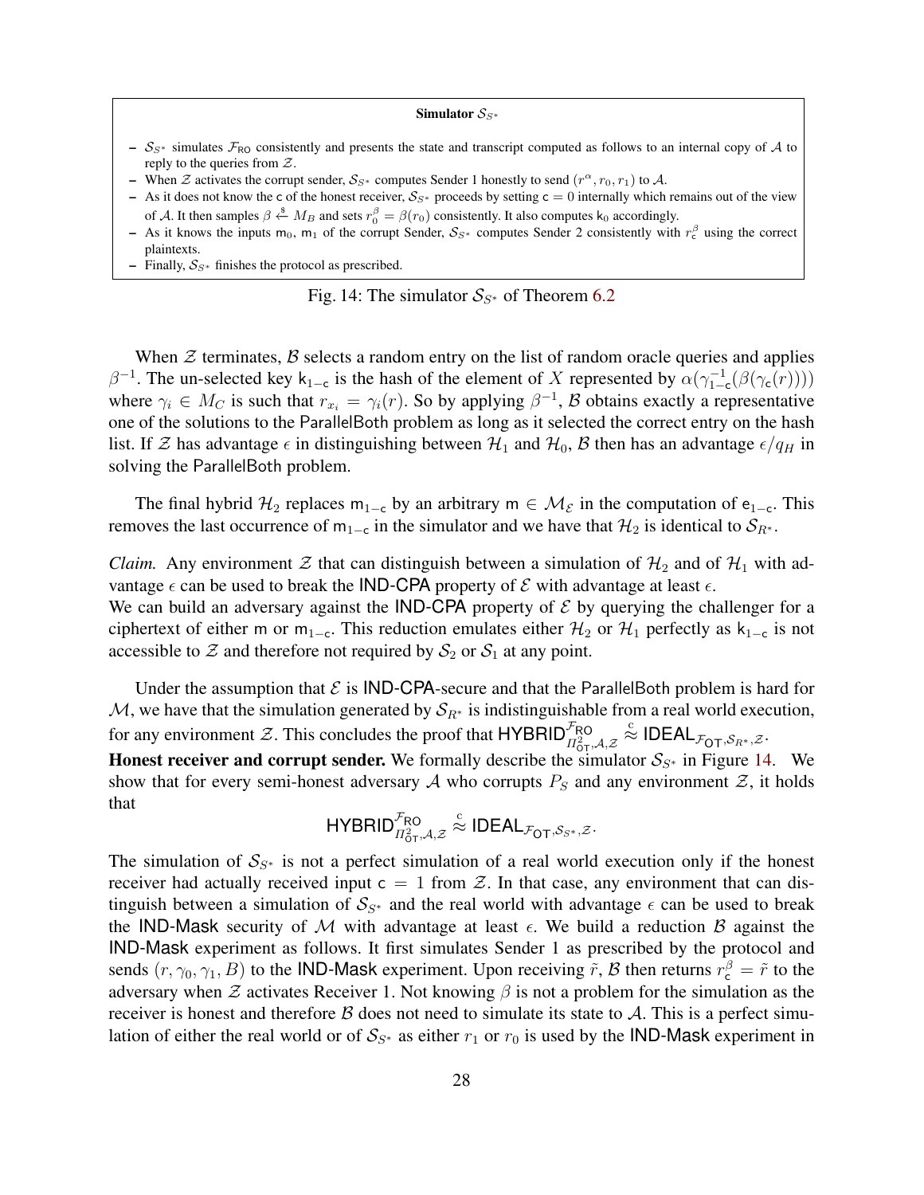**Simulator $\mathcal{S}_{S^*}$**

- $\mathcal{S}_{S^*}$ simulates $\mathcal{F}_{\mathsf{RO}}$ consistently and presents the state and transcript computed as follows to an internal copy of $\mathcal{A}$ to reply to the queries from $\mathcal{Z}$.
- When $\mathcal{Z}$ activates the corrupt sender, $\mathcal{S}_{S^*}$ computes Sender 1 honestly to send $(r^\alpha, r_0, r_1)$ to $\mathcal{A}$.
- As it does not know the $\mathsf{c}$ of the honest receiver, $\mathcal{S}_{S^*}$ proceeds by setting $\mathsf{c} = 0$ internally which remains out of the view of $\mathcal{A}$. It then samples $\beta \xleftarrow{\$} M_B$ and sets $r_0^\beta = \beta(r_0)$ consistently. It also computes $\mathsf{k}_0$ accordingly.
- As it knows the inputs $\mathsf{m}_0$, $\mathsf{m}_1$ of the corrupt Sender, $\mathcal{S}_{S^*}$ computes Sender 2 consistently with $r_\mathsf{c}^\beta$ using the correct plaintexts.
- Finally, $\mathcal{S}_{S^*}$ finishes the protocol as prescribed.

Fig. 14: The simulator $\mathcal{S}_{S^*}$ of Theorem 6.2

When $\mathcal{Z}$ terminates, $\mathcal{B}$ selects a random entry on the list of random oracle queries and applies $\beta^{-1}$. The un-selected key $\mathsf{k}_{1-\mathsf{c}}$ is the hash of the element of $X$ represented by $\alpha(\gamma_{1-\mathsf{c}}^{-1}(\beta(\gamma_\mathsf{c}(r))))$ where $\gamma_i \in M_C$ is such that $r_{x_i} = \gamma_i(r)$. So by applying $\beta^{-1}$, $\mathcal{B}$ obtains exactly a representative one of the solutions to the $\mathsf{ParallelBoth}$ problem as long as it selected the correct entry on the hash list. If $\mathcal{Z}$ has advantage $\epsilon$ in distinguishing between $\mathcal{H}_1$ and $\mathcal{H}_0$, $\mathcal{B}$ then has an advantage $\epsilon/q_H$ in solving the $\mathsf{ParallelBoth}$ problem.

The final hybrid $\mathcal{H}_2$ replaces $\mathsf{m}_{1-\mathsf{c}}$ by an arbitrary $\mathsf{m} \in \mathcal{M}_\mathcal{E}$ in the computation of $\mathsf{e}_{1-\mathsf{c}}$. This removes the last occurrence of $\mathsf{m}_{1-\mathsf{c}}$ in the simulator and we have that $\mathcal{H}_2$ is identical to $\mathcal{S}_{R^*}$.

*Claim.* Any environment $\mathcal{Z}$ that can distinguish between a simulation of $\mathcal{H}_2$ and of $\mathcal{H}_1$ with advantage $\epsilon$ can be used to break the $\mathsf{IND\text{-}CPA}$ property of $\mathcal{E}$ with advantage at least $\epsilon$.
We can build an adversary against the $\mathsf{IND\text{-}CPA}$ property of $\mathcal{E}$ by querying the challenger for a ciphertext of either $\mathsf{m}$ or $\mathsf{m}_{1-\mathsf{c}}$. This reduction emulates either $\mathcal{H}_2$ or $\mathcal{H}_1$ perfectly as $\mathsf{k}_{1-\mathsf{c}}$ is not accessible to $\mathcal{Z}$ and therefore not required by $\mathcal{S}_2$ or $\mathcal{S}_1$ at any point.

Under the assumption that $\mathcal{E}$ is $\mathsf{IND\text{-}CPA}$-secure and that the $\mathsf{ParallelBoth}$ problem is hard for $\mathcal{M}$, we have that the simulation generated by $\mathcal{S}_{R^*}$ is indistinguishable from a real world execution, for any environment $\mathcal{Z}$. This concludes the proof that $\mathsf{HYBRID}^{\mathcal{F}_{\mathsf{RO}}}_{\Pi^2_{\mathsf{OT}},\mathcal{A},\mathcal{Z}} \overset{c}{\approx} \mathsf{IDEAL}_{\mathcal{F}_{\mathsf{OT}},\mathcal{S}_{R^*},\mathcal{Z}}$.
**Honest receiver and corrupt sender.** We formally describe the simulator $\mathcal{S}_{S^*}$ in Figure 14. We show that for every semi-honest adversary $\mathcal{A}$ who corrupts $P_S$ and any environment $\mathcal{Z}$, it holds that

$$\mathsf{HYBRID}^{\mathcal{F}_{\mathsf{RO}}}_{\Pi^2_{\mathsf{OT}},\mathcal{A},\mathcal{Z}} \overset{c}{\approx} \mathsf{IDEAL}_{\mathcal{F}_{\mathsf{OT}},\mathcal{S}_{S^*},\mathcal{Z}}.$$

The simulation of $\mathcal{S}_{S^*}$ is not a perfect simulation of a real world execution only if the honest receiver had actually received input $\mathsf{c} = 1$ from $\mathcal{Z}$. In that case, any environment that can distinguish between a simulation of $\mathcal{S}_{S^*}$ and the real world with advantage $\epsilon$ can be used to break the $\mathsf{IND\text{-}Mask}$ security of $\mathcal{M}$ with advantage at least $\epsilon$. We build a reduction $\mathcal{B}$ against the $\mathsf{IND\text{-}Mask}$ experiment as follows. It first simulates Sender 1 as prescribed by the protocol and sends $(r, \gamma_0, \gamma_1, B)$ to the $\mathsf{IND\text{-}Mask}$ experiment. Upon receiving $\tilde{r}$, $\mathcal{B}$ then returns $r_\mathsf{c}^\beta = \tilde{r}$ to the adversary when $\mathcal{Z}$ activates Receiver 1. Not knowing $\beta$ is not a problem for the simulation as the receiver is honest and therefore $\mathcal{B}$ does not need to simulate its state to $\mathcal{A}$. This is a perfect simulation of either the real world or of $\mathcal{S}_{S^*}$ as either $r_1$ or $r_0$ is used by the $\mathsf{IND\text{-}Mask}$ experiment in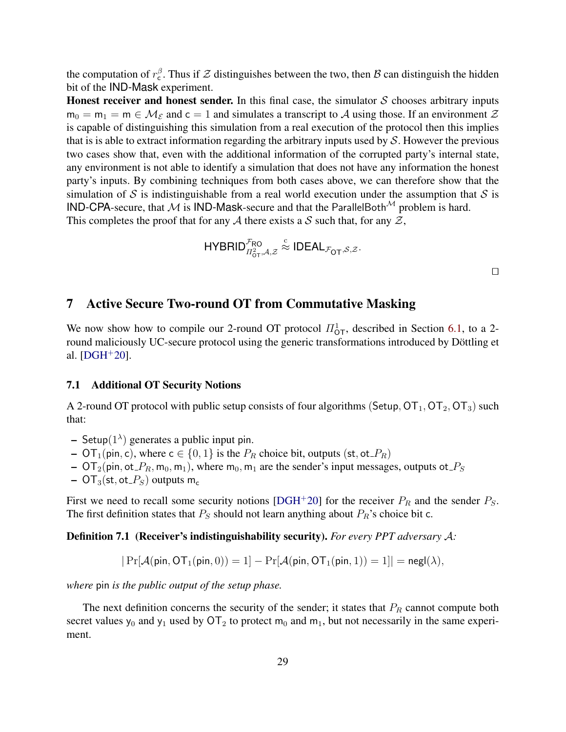the computation of $r_{\mathsf{c}}^{\beta}$. Thus if $\mathcal{Z}$ distinguishes between the two, then $\mathcal{B}$ can distinguish the hidden bit of the IND-Mask experiment.

**Honest receiver and honest sender.** In this final case, the simulator $\mathcal{S}$ chooses arbitrary inputs $\mathsf{m}_0 = \mathsf{m}_1 = \mathsf{m} \in \mathcal{M}_{\mathcal{E}}$ and $\mathsf{c} = 1$ and simulates a transcript to $\mathcal{A}$ using those. If an environment $\mathcal{Z}$ is capable of distinguishing this simulation from a real execution of the protocol then this implies that is is able to extract information regarding the arbitrary inputs used by $\mathcal{S}$. However the previous two cases show that, even with the additional information of the corrupted party's internal state, any environment is not able to identify a simulation that does not have any information the honest party's inputs. By combining techniques from both cases above, we can therefore show that the simulation of $\mathcal{S}$ is indistinguishable from a real world execution under the assumption that $\mathcal{S}$ is IND-CPA-secure, that $\mathcal{M}$ is IND-Mask-secure and that the $\mathsf{ParallelBoth}^{\mathcal{M}}$ problem is hard.
This completes the proof that for any $\mathcal{A}$ there exists a $\mathcal{S}$ such that, for any $\mathcal{Z}$,

$$\mathsf{HYBRID}^{\mathcal{F}_{\mathsf{RO}}}_{\Pi^2_{\mathsf{OT}},\mathcal{A},\mathcal{Z}} \overset{c}{\approx} \mathsf{IDEAL}_{\mathcal{F}_{\mathsf{OT}},\mathcal{S},\mathcal{Z}}.$$

□

## 7 Active Secure Two-round OT from Commutative Masking

We now show how to compile our 2-round OT protocol $\Pi^1_{\mathsf{OT}}$, described in Section 6.1, to a 2-round maliciously UC-secure protocol using the generic transformations introduced by Döttling et al. [DGH+20].

### 7.1 Additional OT Security Notions

A 2-round OT protocol with public setup consists of four algorithms $(\mathsf{Setup}, \mathsf{OT}_1, \mathsf{OT}_2, \mathsf{OT}_3)$ such that:

- $\mathsf{Setup}(1^\lambda)$ generates a public input $\mathsf{pin}$.
- $\mathsf{OT}_1(\mathsf{pin}, \mathsf{c})$, where $\mathsf{c} \in \{0, 1\}$ is the $P_R$ choice bit, outputs $(\mathsf{st}, \mathsf{ot\_}P_R)$
- $\mathsf{OT}_2(\mathsf{pin}, \mathsf{ot\_}P_R, \mathsf{m}_0, \mathsf{m}_1)$, where $\mathsf{m}_0, \mathsf{m}_1$ are the sender's input messages, outputs $\mathsf{ot\_}P_S$
- $\mathsf{OT}_3(\mathsf{st}, \mathsf{ot\_}P_S)$ outputs $\mathsf{m}_{\mathsf{c}}$

First we need to recall some security notions [DGH+20] for the receiver $P_R$ and the sender $P_S$. The first definition states that $P_S$ should not learn anything about $P_R$'s choice bit $\mathsf{c}$.

**Definition 7.1 (Receiver's indistinguishability security).** *For every PPT adversary $\mathcal{A}$:*

$$|\Pr[\mathcal{A}(\mathsf{pin}, \mathsf{OT}_1(\mathsf{pin}, 0)) = 1] - \Pr[\mathcal{A}(\mathsf{pin}, \mathsf{OT}_1(\mathsf{pin}, 1)) = 1]| = \mathsf{negl}(\lambda),$$

*where* $\mathsf{pin}$ *is the public output of the setup phase.*

The next definition concerns the security of the sender; it states that $P_R$ cannot compute both secret values $\mathsf{y}_0$ and $\mathsf{y}_1$ used by $\mathsf{OT}_2$ to protect $\mathsf{m}_0$ and $\mathsf{m}_1$, but not necessarily in the same experiment.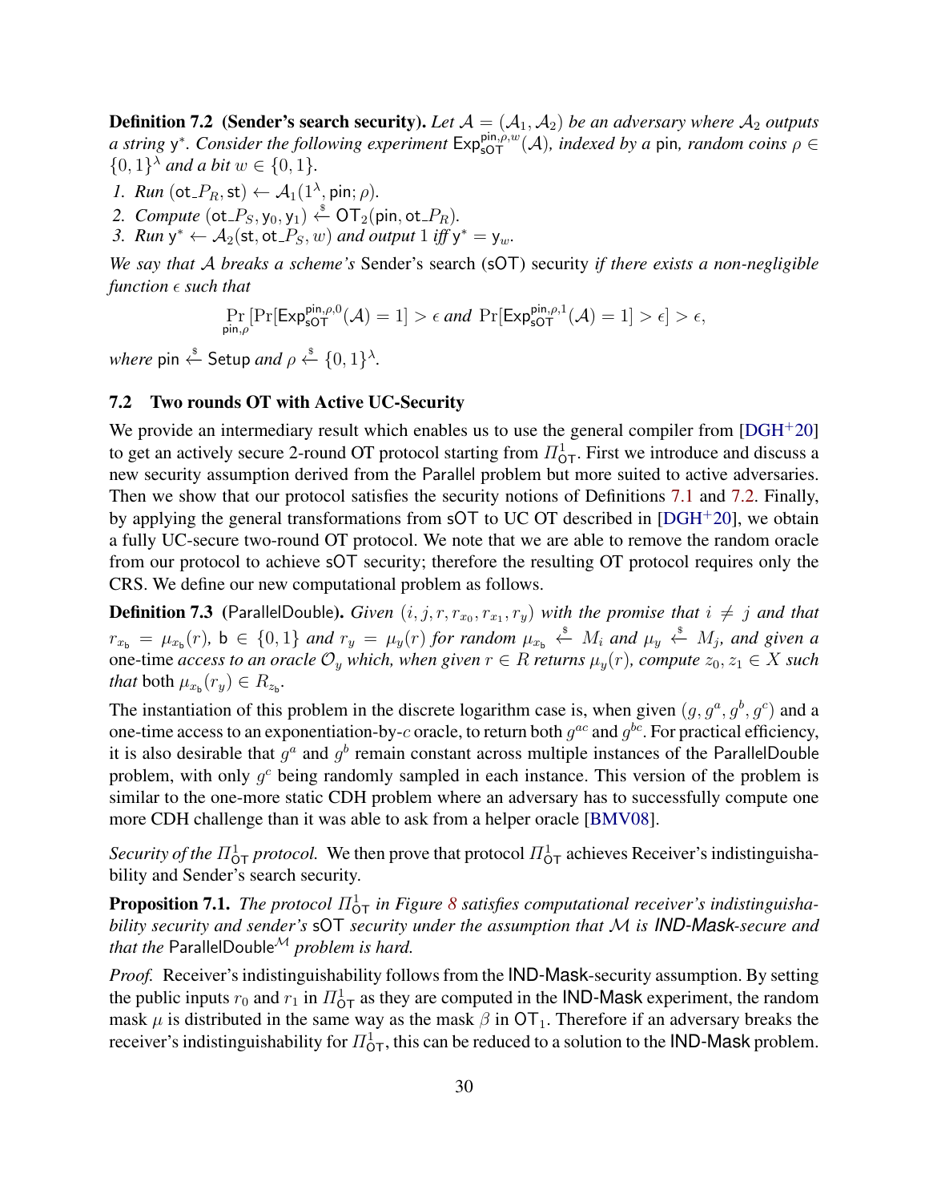**Definition 7.2 (Sender's search security).** *Let $\mathcal{A} = (\mathcal{A}_1, \mathcal{A}_2)$ be an adversary where $\mathcal{A}_2$ outputs a string $\mathsf{y}^*$. Consider the following experiment $\mathsf{Exp}_{\mathsf{sOT}}^{\mathsf{pin},\rho,w}(\mathcal{A})$, indexed by a* pin*, random coins $\rho \in \{0,1\}^\lambda$ and a bit $w \in \{0,1\}$.*

1. *Run $(\mathsf{ot\_}P_R, \mathsf{st}) \leftarrow \mathcal{A}_1(1^\lambda, \mathsf{pin}; \rho)$.*
2. *Compute $(\mathsf{ot\_}P_S, \mathsf{y}_0, \mathsf{y}_1) \xleftarrow{\$} \mathsf{OT}_2(\mathsf{pin}, \mathsf{ot\_}P_R)$.*
3. *Run $\mathsf{y}^* \leftarrow \mathcal{A}_2(\mathsf{st}, \mathsf{ot\_}P_S, w)$ and output 1 iff $\mathsf{y}^* = \mathsf{y}_w$.*

*We say that $\mathcal{A}$ breaks a scheme's* Sender's search (sOT) security *if there exists a non-negligible function $\epsilon$ such that*

$$\Pr_{\mathsf{pin},\rho}[\Pr[\mathsf{Exp}_{\mathsf{sOT}}^{\mathsf{pin},\rho,0}(\mathcal{A}) = 1] > \epsilon \text{ and } \Pr[\mathsf{Exp}_{\mathsf{sOT}}^{\mathsf{pin},\rho,1}(\mathcal{A}) = 1] > \epsilon] > \epsilon,$$

*where* $\mathsf{pin} \xleftarrow{\$} \mathsf{Setup}$ *and* $\rho \xleftarrow{\$} \{0,1\}^\lambda$.

## 7.2 Two rounds OT with Active UC-Security

We provide an intermediary result which enables us to use the general compiler from [DGH+20] to get an actively secure 2-round OT protocol starting from $\Pi^1_{\mathsf{OT}}$. First we introduce and discuss a new security assumption derived from the Parallel problem but more suited to active adversaries. Then we show that our protocol satisfies the security notions of Definitions 7.1 and 7.2. Finally, by applying the general transformations from sOT to UC OT described in [DGH+20], we obtain a fully UC-secure two-round OT protocol. We note that we are able to remove the random oracle from our protocol to achieve sOT security; therefore the resulting OT protocol requires only the CRS. We define our new computational problem as follows.

**Definition 7.3** (ParallelDouble). *Given $(i, j, r, r_{x_0}, r_{x_1}, r_y)$ with the promise that $i \neq j$ and that $r_{x_\mathsf{b}} = \mu_{x_\mathsf{b}}(r)$, $\mathsf{b} \in \{0,1\}$ and $r_y = \mu_y(r)$ for random $\mu_{x_\mathsf{b}} \xleftarrow{\$} M_i$ and $\mu_y \xleftarrow{\$} M_j$, and given a* one-time *access to an oracle $\mathcal{O}_y$ which, when given $r \in R$ returns $\mu_y(r)$, compute $z_0, z_1 \in X$ such that* both $\mu_{x_\mathsf{b}}(r_y) \in R_{z_\mathsf{b}}$.

The instantiation of this problem in the discrete logarithm case is, when given $(g, g^a, g^b, g^c)$ and a one-time access to an exponentiation-by-$c$ oracle, to return both $g^{ac}$ and $g^{bc}$. For practical efficiency, it is also desirable that $g^a$ and $g^b$ remain constant across multiple instances of the ParallelDouble problem, with only $g^c$ being randomly sampled in each instance. This version of the problem is similar to the one-more static CDH problem where an adversary has to successfully compute one more CDH challenge than it was able to ask from a helper oracle [BMV08].

*Security of the $\Pi^1_{\mathsf{OT}}$ protocol.* We then prove that protocol $\Pi^1_{\mathsf{OT}}$ achieves Receiver's indistinguishability and Sender's search security.

**Proposition 7.1.** *The protocol $\Pi^1_{\mathsf{OT}}$ in Figure 8 satisfies computational receiver's indistinguishability security and sender's* sOT *security under the assumption that $\mathcal{M}$ is* IND-Mask*-secure and that the* $\mathsf{ParallelDouble}^{\mathcal{M}}$ *problem is hard.*

*Proof.* Receiver's indistinguishability follows from the IND-Mask-security assumption. By setting the public inputs $r_0$ and $r_1$ in $\Pi^1_{\mathsf{OT}}$ as they are computed in the IND-Mask experiment, the random mask $\mu$ is distributed in the same way as the mask $\beta$ in $\mathsf{OT}_1$. Therefore if an adversary breaks the receiver's indistinguishability for $\Pi^1_{\mathsf{OT}}$, this can be reduced to a solution to the IND-Mask problem.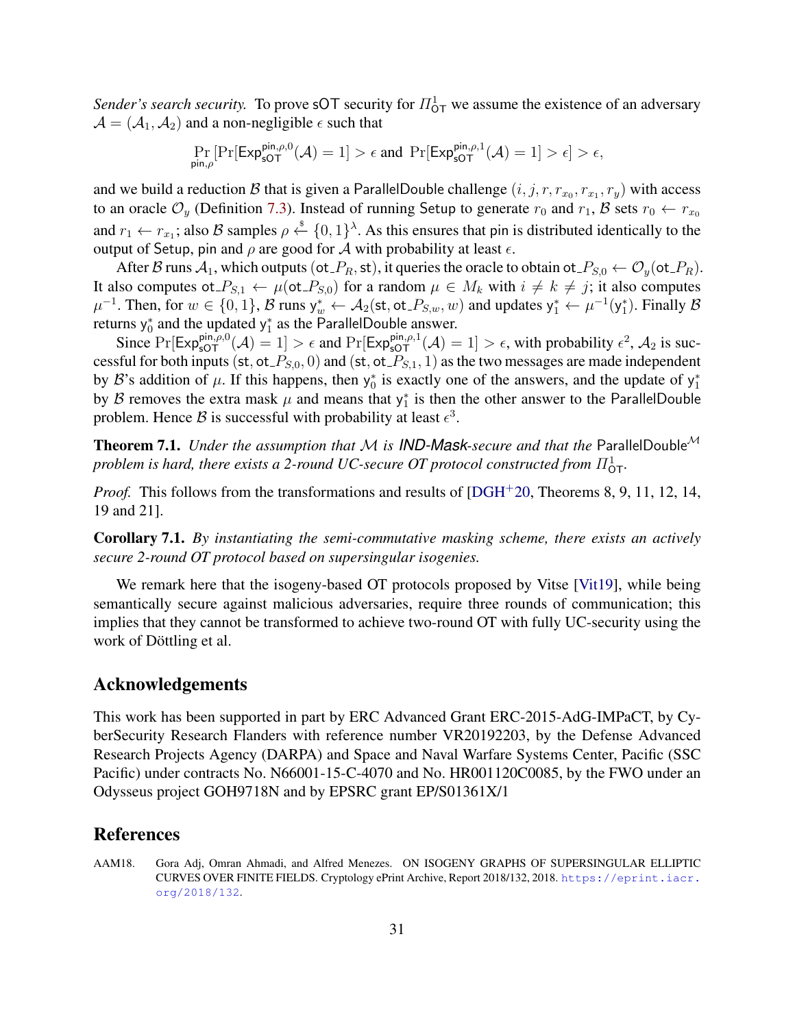*Sender's search security.* To prove sOT security for $\Pi^1_{\mathsf{OT}}$ we assume the existence of an adversary $\mathcal{A} = (\mathcal{A}_1, \mathcal{A}_2)$ and a non-negligible $\epsilon$ such that

$$\Pr_{\mathsf{pin},\rho}[\Pr[\mathsf{Exp}^{\mathsf{pin},\rho,0}_{\mathsf{sOT}}(\mathcal{A}) = 1] > \epsilon \text{ and } \Pr[\mathsf{Exp}^{\mathsf{pin},\rho,1}_{\mathsf{sOT}}(\mathcal{A}) = 1] > \epsilon] > \epsilon,$$

and we build a reduction $\mathcal{B}$ that is given a ParallelDouble challenge $(i, j, r, r_{x_0}, r_{x_1}, r_y)$ with access to an oracle $\mathcal{O}_y$ (Definition 7.3). Instead of running Setup to generate $r_0$ and $r_1$, $\mathcal{B}$ sets $r_0 \leftarrow r_{x_0}$ and $r_1 \leftarrow r_{x_1}$; also $\mathcal{B}$ samples $\rho \xleftarrow{\$} \{0,1\}^\lambda$. As this ensures that pin is distributed identically to the output of Setup, pin and $\rho$ are good for $\mathcal{A}$ with probability at least $\epsilon$.

After $\mathcal{B}$ runs $\mathcal{A}_1$, which outputs $(\mathsf{ot\_}P_R, \mathsf{st})$, it queries the oracle to obtain $\mathsf{ot\_}P_{S,0} \leftarrow \mathcal{O}_y(\mathsf{ot\_}P_R)$. It also computes $\mathsf{ot\_}P_{S,1} \leftarrow \mu(\mathsf{ot\_}P_{S,0})$ for a random $\mu \in M_k$ with $i \neq k \neq j$; it also computes $\mu^{-1}$. Then, for $w \in \{0,1\}$, $\mathcal{B}$ runs $\mathsf{y}^*_w \leftarrow \mathcal{A}_2(\mathsf{st}, \mathsf{ot\_}P_{S,w}, w)$ and updates $\mathsf{y}^*_1 \leftarrow \mu^{-1}(\mathsf{y}^*_1)$. Finally $\mathcal{B}$ returns $\mathsf{y}^*_0$ and the updated $\mathsf{y}^*_1$ as the ParallelDouble answer.

Since $\Pr[\mathsf{Exp}^{\mathsf{pin},\rho,0}_{\mathsf{sOT}}(\mathcal{A}) = 1] > \epsilon$ and $\Pr[\mathsf{Exp}^{\mathsf{pin},\rho,1}_{\mathsf{sOT}}(\mathcal{A}) = 1] > \epsilon$, with probability $\epsilon^2$, $\mathcal{A}_2$ is successful for both inputs $(\mathsf{st}, \mathsf{ot\_}P_{S,0}, 0)$ and $(\mathsf{st}, \mathsf{ot\_}P_{S,1}, 1)$ as the two messages are made independent by $\mathcal{B}$'s addition of $\mu$. If this happens, then $\mathsf{y}^*_0$ is exactly one of the answers, and the update of $\mathsf{y}^*_1$ by $\mathcal{B}$ removes the extra mask $\mu$ and means that $\mathsf{y}^*_1$ is then the other answer to the ParallelDouble problem. Hence $\mathcal{B}$ is successful with probability at least $\epsilon^3$.

**Theorem 7.1.** *Under the assumption that $\mathcal{M}$ is* ***IND-Mask****-secure and that the* $\mathsf{ParallelDouble}^{\mathcal{M}}$ *problem is hard, there exists a 2-round UC-secure OT protocol constructed from $\Pi^1_{\mathsf{OT}}$.*

*Proof.* This follows from the transformations and results of [DGH+20, Theorems 8, 9, 11, 12, 14, 19 and 21].

**Corollary 7.1.** *By instantiating the semi-commutative masking scheme, there exists an actively secure 2-round OT protocol based on supersingular isogenies.*

We remark here that the isogeny-based OT protocols proposed by Vitse [Vit19], while being semantically secure against malicious adversaries, require three rounds of communication; this implies that they cannot be transformed to achieve two-round OT with fully UC-security using the work of Döttling et al.

## Acknowledgements

This work has been supported in part by ERC Advanced Grant ERC-2015-AdG-IMPaCT, by CyberSecurity Research Flanders with reference number VR20192203, by the Defense Advanced Research Projects Agency (DARPA) and Space and Naval Warfare Systems Center, Pacific (SSC Pacific) under contracts No. N66001-15-C-4070 and No. HR001120C0085, by the FWO under an Odysseus project GOH9718N and by EPSRC grant EP/S01361X/1

## References

AAM18. Gora Adj, Omran Ahmadi, and Alfred Menezes. ON ISOGENY GRAPHS OF SUPERSINGULAR ELLIPTIC CURVES OVER FINITE FIELDS. Cryptology ePrint Archive, Report 2018/132, 2018. https://eprint.iacr.org/2018/132.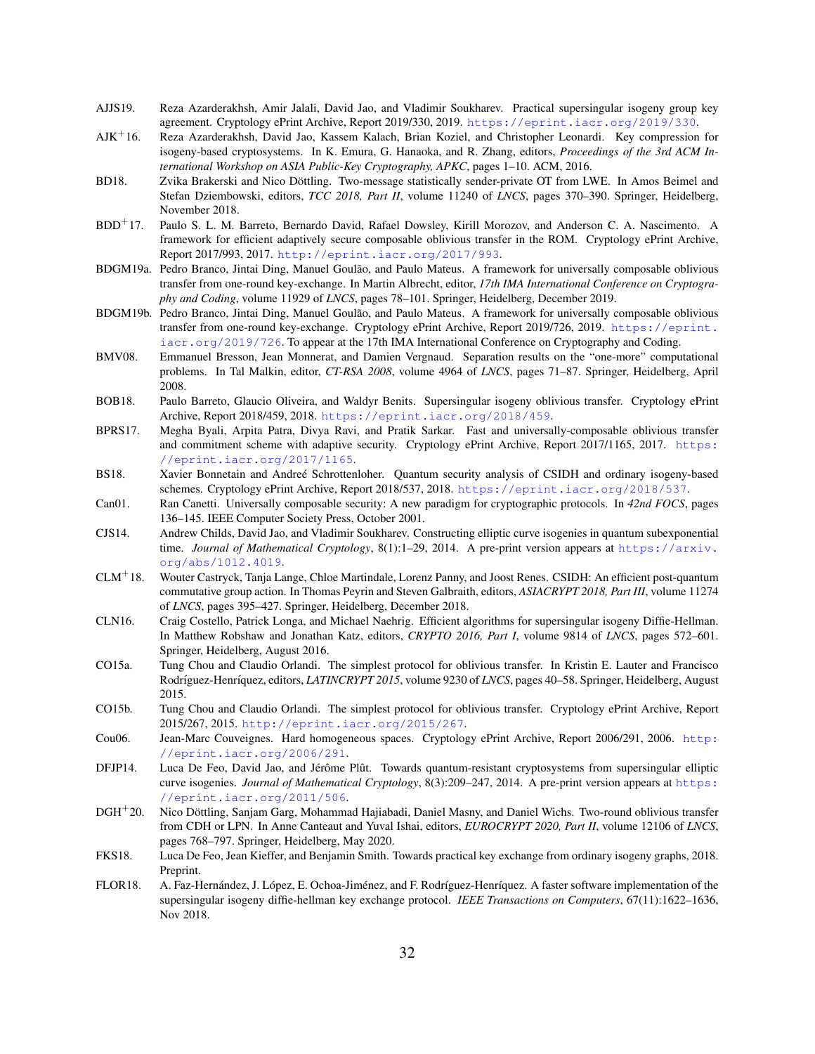AJJS19. Reza Azarderakhsh, Amir Jalali, David Jao, and Vladimir Soukharev. Practical supersingular isogeny group key agreement. Cryptology ePrint Archive, Report 2019/330, 2019. https://eprint.iacr.org/2019/330.

AJK+16. Reza Azarderakhsh, David Jao, Kassem Kalach, Brian Koziel, and Christopher Leonardi. Key compression for isogeny-based cryptosystems. In K. Emura, G. Hanaoka, and R. Zhang, editors, *Proceedings of the 3rd ACM International Workshop on ASIA Public-Key Cryptography, APKC*, pages 1–10. ACM, 2016.

BD18. Zvika Brakerski and Nico Döttling. Two-message statistically sender-private OT from LWE. In Amos Beimel and Stefan Dziembowski, editors, *TCC 2018, Part II*, volume 11240 of *LNCS*, pages 370–390. Springer, Heidelberg, November 2018.

BDD+17. Paulo S. L. M. Barreto, Bernardo David, Rafael Dowsley, Kirill Morozov, and Anderson C. A. Nascimento. A framework for efficient adaptively secure composable oblivious transfer in the ROM. Cryptology ePrint Archive, Report 2017/993, 2017. http://eprint.iacr.org/2017/993.

BDGM19a. Pedro Branco, Jintai Ding, Manuel Goulão, and Paulo Mateus. A framework for universally composable oblivious transfer from one-round key-exchange. In Martin Albrecht, editor, *17th IMA International Conference on Cryptography and Coding*, volume 11929 of *LNCS*, pages 78–101. Springer, Heidelberg, December 2019.

BDGM19b. Pedro Branco, Jintai Ding, Manuel Goulão, and Paulo Mateus. A framework for universally composable oblivious transfer from one-round key-exchange. Cryptology ePrint Archive, Report 2019/726, 2019. https://eprint.iacr.org/2019/726. To appear at the 17th IMA International Conference on Cryptography and Coding.

BMV08. Emmanuel Bresson, Jean Monnerat, and Damien Vergnaud. Separation results on the "one-more" computational problems. In Tal Malkin, editor, *CT-RSA 2008*, volume 4964 of *LNCS*, pages 71–87. Springer, Heidelberg, April 2008.

BOB18. Paulo Barreto, Glaucio Oliveira, and Waldyr Benits. Supersingular isogeny oblivious transfer. Cryptology ePrint Archive, Report 2018/459, 2018. https://eprint.iacr.org/2018/459.

BPRS17. Megha Byali, Arpita Patra, Divya Ravi, and Pratik Sarkar. Fast and universally-composable oblivious transfer and commitment scheme with adaptive security. Cryptology ePrint Archive, Report 2017/1165, 2017. https://eprint.iacr.org/2017/1165.

BS18. Xavier Bonnetain and Andreé Schrottenloher. Quantum security analysis of CSIDH and ordinary isogeny-based schemes. Cryptology ePrint Archive, Report 2018/537, 2018. https://eprint.iacr.org/2018/537.

Can01. Ran Canetti. Universally composable security: A new paradigm for cryptographic protocols. In *42nd FOCS*, pages 136–145. IEEE Computer Society Press, October 2001.

CJS14. Andrew Childs, David Jao, and Vladimir Soukharev. Constructing elliptic curve isogenies in quantum subexponential time. *Journal of Mathematical Cryptology*, 8(1):1–29, 2014. A pre-print version appears at https://arxiv.org/abs/1012.4019.

CLM+18. Wouter Castryck, Tanja Lange, Chloe Martindale, Lorenz Panny, and Joost Renes. CSIDH: An efficient post-quantum commutative group action. In Thomas Peyrin and Steven Galbraith, editors, *ASIACRYPT 2018, Part III*, volume 11274 of *LNCS*, pages 395–427. Springer, Heidelberg, December 2018.

CLN16. Craig Costello, Patrick Longa, and Michael Naehrig. Efficient algorithms for supersingular isogeny Diffie-Hellman. In Matthew Robshaw and Jonathan Katz, editors, *CRYPTO 2016, Part I*, volume 9814 of *LNCS*, pages 572–601. Springer, Heidelberg, August 2016.

CO15a. Tung Chou and Claudio Orlandi. The simplest protocol for oblivious transfer. In Kristin E. Lauter and Francisco Rodríguez-Henríquez, editors, *LATINCRYPT 2015*, volume 9230 of *LNCS*, pages 40–58. Springer, Heidelberg, August 2015.

CO15b. Tung Chou and Claudio Orlandi. The simplest protocol for oblivious transfer. Cryptology ePrint Archive, Report 2015/267, 2015. http://eprint.iacr.org/2015/267.

Cou06. Jean-Marc Couveignes. Hard homogeneous spaces. Cryptology ePrint Archive, Report 2006/291, 2006. http://eprint.iacr.org/2006/291.

DFJP14. Luca De Feo, David Jao, and Jérôme Plût. Towards quantum-resistant cryptosystems from supersingular elliptic curve isogenies. *Journal of Mathematical Cryptology*, 8(3):209–247, 2014. A pre-print version appears at https://eprint.iacr.org/2011/506.

DGH+20. Nico Döttling, Sanjam Garg, Mohammad Hajiabadi, Daniel Masny, and Daniel Wichs. Two-round oblivious transfer from CDH or LPN. In Anne Canteaut and Yuval Ishai, editors, *EUROCRYPT 2020, Part II*, volume 12106 of *LNCS*, pages 768–797. Springer, Heidelberg, May 2020.

FKS18. Luca De Feo, Jean Kieffer, and Benjamin Smith. Towards practical key exchange from ordinary isogeny graphs, 2018. Preprint.

FLOR18. A. Faz-Hernández, J. López, E. Ochoa-Jiménez, and F. Rodríguez-Henríquez. A faster software implementation of the supersingular isogeny diffie-hellman key exchange protocol. *IEEE Transactions on Computers*, 67(11):1622–1636, Nov 2018.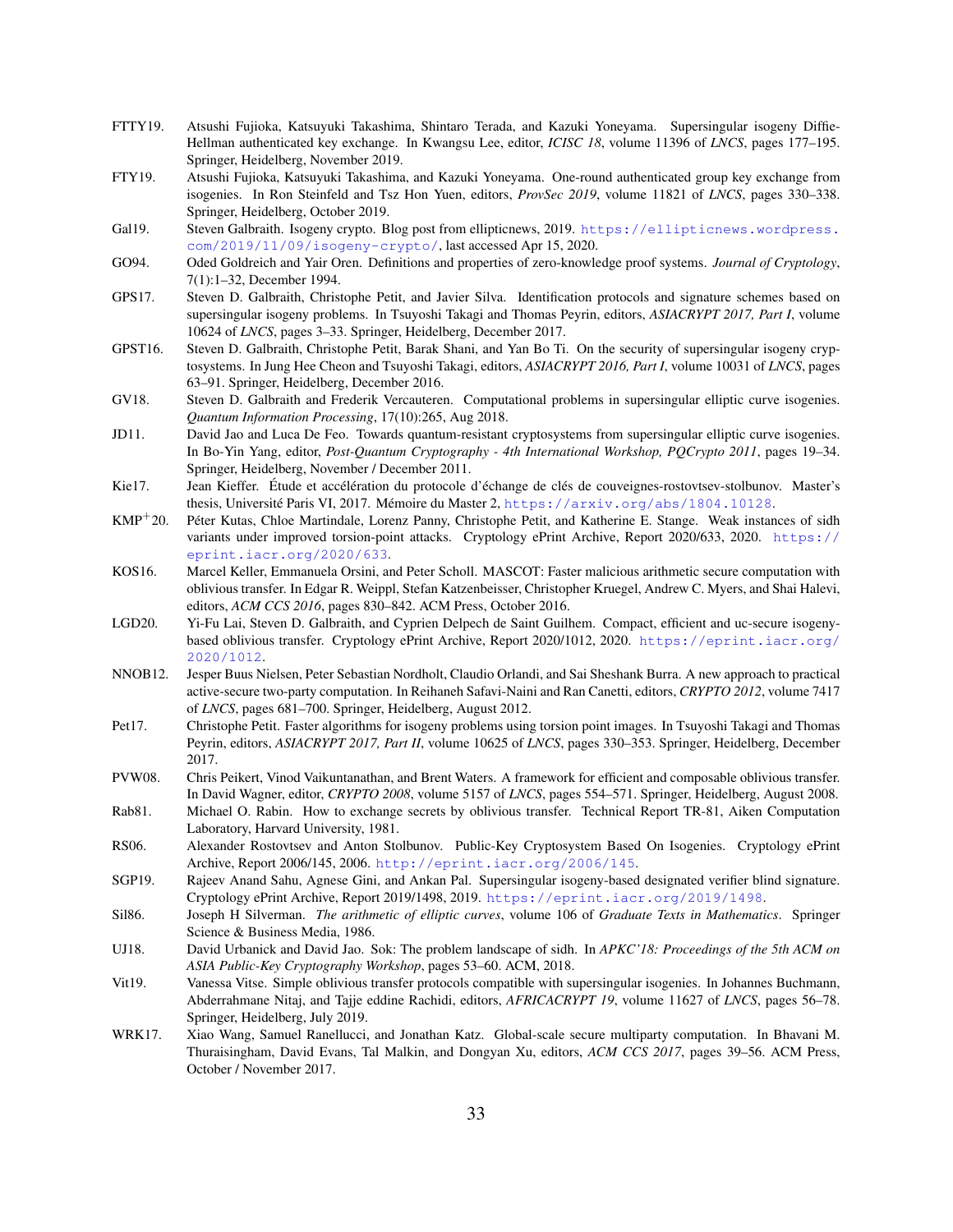FTTY19. Atsushi Fujioka, Katsuyuki Takashima, Shintaro Terada, and Kazuki Yoneyama. Supersingular isogeny Diffie-Hellman authenticated key exchange. In Kwangsu Lee, editor, *ICISC 18*, volume 11396 of *LNCS*, pages 177–195. Springer, Heidelberg, November 2019.

FTY19. Atsushi Fujioka, Katsuyuki Takashima, and Kazuki Yoneyama. One-round authenticated group key exchange from isogenies. In Ron Steinfeld and Tsz Hon Yuen, editors, *ProvSec 2019*, volume 11821 of *LNCS*, pages 330–338. Springer, Heidelberg, October 2019.

Gal19. Steven Galbraith. Isogeny crypto. Blog post from ellipticnews, 2019. https://ellipticnews.wordpress.com/2019/11/09/isogeny-crypto/, last accessed Apr 15, 2020.

GO94. Oded Goldreich and Yair Oren. Definitions and properties of zero-knowledge proof systems. *Journal of Cryptology*, 7(1):1–32, December 1994.

GPS17. Steven D. Galbraith, Christophe Petit, and Javier Silva. Identification protocols and signature schemes based on supersingular isogeny problems. In Tsuyoshi Takagi and Thomas Peyrin, editors, *ASIACRYPT 2017, Part I*, volume 10624 of *LNCS*, pages 3–33. Springer, Heidelberg, December 2017.

GPST16. Steven D. Galbraith, Christophe Petit, Barak Shani, and Yan Bo Ti. On the security of supersingular isogeny cryptosystems. In Jung Hee Cheon and Tsuyoshi Takagi, editors, *ASIACRYPT 2016, Part I*, volume 10031 of *LNCS*, pages 63–91. Springer, Heidelberg, December 2016.

GV18. Steven D. Galbraith and Frederik Vercauteren. Computational problems in supersingular elliptic curve isogenies. *Quantum Information Processing*, 17(10):265, Aug 2018.

JD11. David Jao and Luca De Feo. Towards quantum-resistant cryptosystems from supersingular elliptic curve isogenies. In Bo-Yin Yang, editor, *Post-Quantum Cryptography - 4th International Workshop, PQCrypto 2011*, pages 19–34. Springer, Heidelberg, November / December 2011.

Kie17. Jean Kieffer. Étude et accélération du protocole d'échange de clés de couveignes-rostovtsev-stolbunov. Master's thesis, Université Paris VI, 2017. Mémoire du Master 2, https://arxiv.org/abs/1804.10128.

KMP[+]20. Péter Kutas, Chloe Martindale, Lorenz Panny, Christophe Petit, and Katherine E. Stange. Weak instances of sidh variants under improved torsion-point attacks. Cryptology ePrint Archive, Report 2020/633, 2020. https://eprint.iacr.org/2020/633.

KOS16. Marcel Keller, Emmanuela Orsini, and Peter Scholl. MASCOT: Faster malicious arithmetic secure computation with oblivious transfer. In Edgar R. Weippl, Stefan Katzenbeisser, Christopher Kruegel, Andrew C. Myers, and Shai Halevi, editors, *ACM CCS 2016*, pages 830–842. ACM Press, October 2016.

LGD20. Yi-Fu Lai, Steven D. Galbraith, and Cyprien Delpech de Saint Guilhem. Compact, efficient and uc-secure isogeny-based oblivious transfer. Cryptology ePrint Archive, Report 2020/1012, 2020. https://eprint.iacr.org/2020/1012.

NNOB12. Jesper Buus Nielsen, Peter Sebastian Nordholt, Claudio Orlandi, and Sai Sheshank Burra. A new approach to practical active-secure two-party computation. In Reihaneh Safavi-Naini and Ran Canetti, editors, *CRYPTO 2012*, volume 7417 of *LNCS*, pages 681–700. Springer, Heidelberg, August 2012.

Pet17. Christophe Petit. Faster algorithms for isogeny problems using torsion point images. In Tsuyoshi Takagi and Thomas Peyrin, editors, *ASIACRYPT 2017, Part II*, volume 10625 of *LNCS*, pages 330–353. Springer, Heidelberg, December 2017.

PVW08. Chris Peikert, Vinod Vaikuntanathan, and Brent Waters. A framework for efficient and composable oblivious transfer. In David Wagner, editor, *CRYPTO 2008*, volume 5157 of *LNCS*, pages 554–571. Springer, Heidelberg, August 2008.

Rab81. Michael O. Rabin. How to exchange secrets by oblivious transfer. Technical Report TR-81, Aiken Computation Laboratory, Harvard University, 1981.

RS06. Alexander Rostovtsev and Anton Stolbunov. Public-Key Cryptosystem Based On Isogenies. Cryptology ePrint Archive, Report 2006/145, 2006. http://eprint.iacr.org/2006/145.

SGP19. Rajeev Anand Sahu, Agnese Gini, and Ankan Pal. Supersingular isogeny-based designated verifier blind signature. Cryptology ePrint Archive, Report 2019/1498, 2019. https://eprint.iacr.org/2019/1498.

Sil86. Joseph H Silverman. *The arithmetic of elliptic curves*, volume 106 of *Graduate Texts in Mathematics*. Springer Science & Business Media, 1986.

UJ18. David Urbanick and David Jao. Sok: The problem landscape of sidh. In *APKC'18: Proceedings of the 5th ACM on ASIA Public-Key Cryptography Workshop*, pages 53–60. ACM, 2018.

Vit19. Vanessa Vitse. Simple oblivious transfer protocols compatible with supersingular isogenies. In Johannes Buchmann, Abderrahmane Nitaj, and Tajje eddine Rachidi, editors, *AFRICACRYPT 19*, volume 11627 of *LNCS*, pages 56–78. Springer, Heidelberg, July 2019.

WRK17. Xiao Wang, Samuel Ranellucci, and Jonathan Katz. Global-scale secure multiparty computation. In Bhavani M. Thuraisingham, David Evans, Tal Malkin, and Dongyan Xu, editors, *ACM CCS 2017*, pages 39–56. ACM Press, October / November 2017.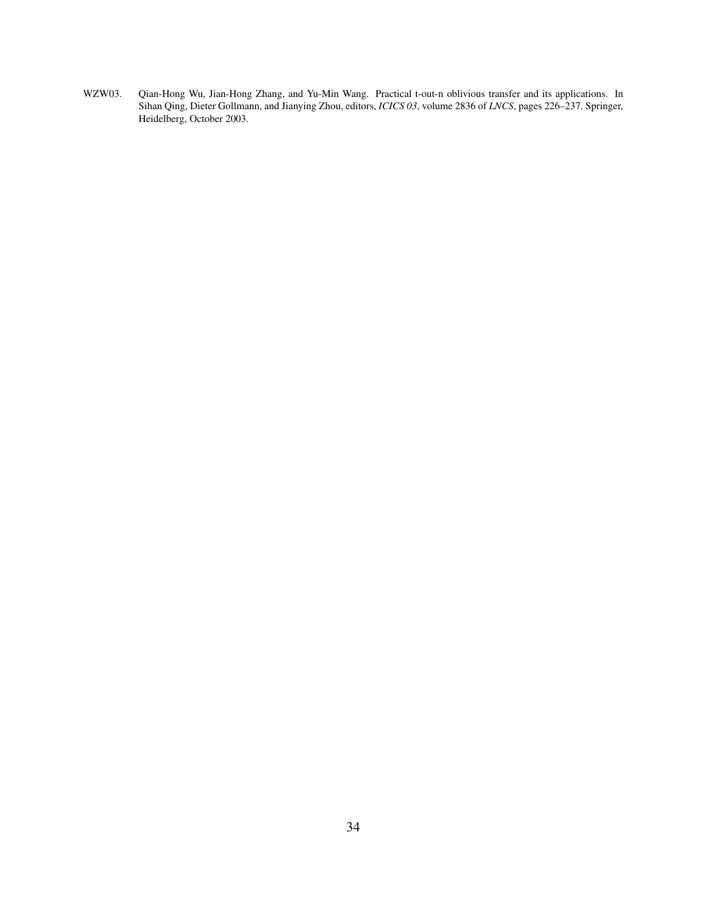WZW03. Qian-Hong Wu, Jian-Hong Zhang, and Yu-Min Wang. Practical t-out-n oblivious transfer and its applications. In Sihan Qing, Dieter Gollmann, and Jianying Zhou, editors, *ICICS 03*, volume 2836 of *LNCS*, pages 226–237. Springer, Heidelberg, October 2003.